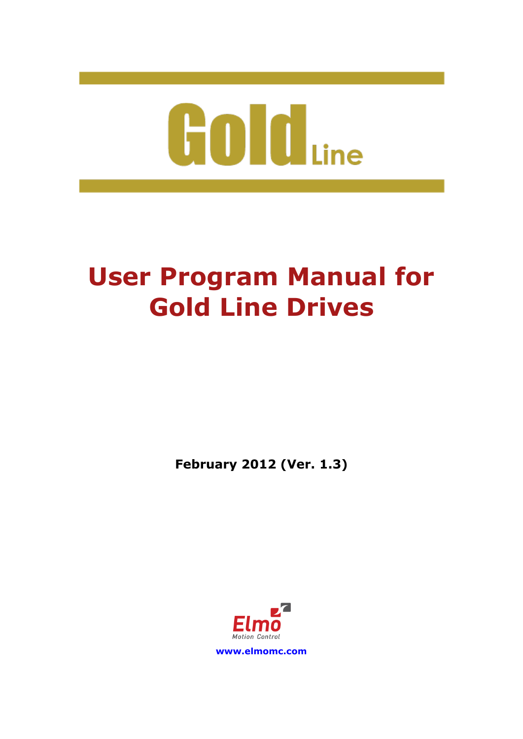# Gold Line

# User Program Manual for Gold Line Drives

**February 2012 (Ver. 1.3)**

Elmo
Motion Control

**www.elmomc.com**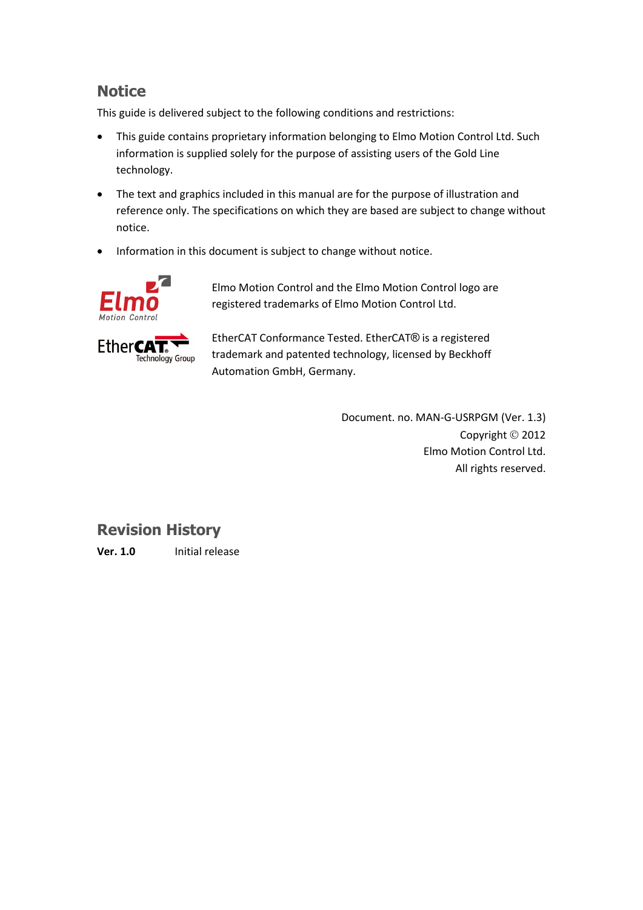## Notice

This guide is delivered subject to the following conditions and restrictions:

- This guide contains proprietary information belonging to Elmo Motion Control Ltd. Such information is supplied solely for the purpose of assisting users of the Gold Line technology.
- The text and graphics included in this manual are for the purpose of illustration and reference only. The specifications on which they are based are subject to change without notice.
- Information in this document is subject to change without notice.

Elmo Motion Control and the Elmo Motion Control logo are registered trademarks of Elmo Motion Control Ltd.

EtherCAT Conformance Tested. EtherCAT® is a registered trademark and patented technology, licensed by Beckhoff Automation GmbH, Germany.

Document. no. MAN-G-USRPGM (Ver. 1.3)
Copyright © 2012
Elmo Motion Control Ltd.
All rights reserved.

## Revision History

**Ver. 1.0** Initial release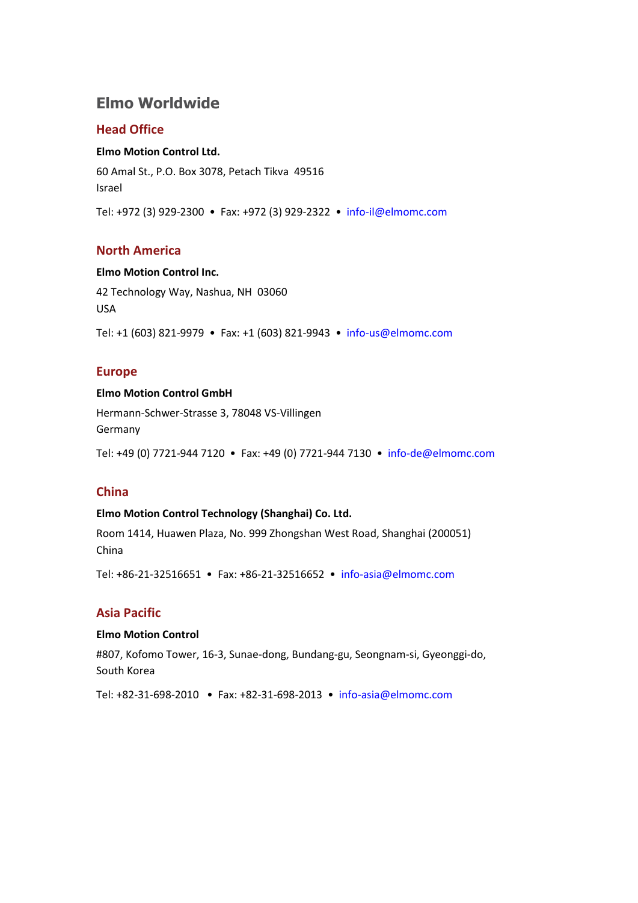# Elmo Worldwide

## Head Office

**Elmo Motion Control Ltd.**

60 Amal St., P.O. Box 3078, Petach Tikva 49516
Israel

Tel: +972 (3) 929-2300 • Fax: +972 (3) 929-2322 • info-il@elmomc.com

## North America

**Elmo Motion Control Inc.**

42 Technology Way, Nashua, NH 03060
USA

Tel: +1 (603) 821-9979 • Fax: +1 (603) 821-9943 • info-us@elmomc.com

## Europe

**Elmo Motion Control GmbH**

Hermann-Schwer-Strasse 3, 78048 VS-Villingen
Germany

Tel: +49 (0) 7721-944 7120 • Fax: +49 (0) 7721-944 7130 • info-de@elmomc.com

## China

**Elmo Motion Control Technology (Shanghai) Co. Ltd.**

Room 1414, Huawen Plaza, No. 999 Zhongshan West Road, Shanghai (200051)
China

Tel: +86-21-32516651 • Fax: +86-21-32516652 • info-asia@elmomc.com

## Asia Pacific

**Elmo Motion Control**

#807, Kofomo Tower, 16-3, Sunae-dong, Bundang-gu, Seongnam-si, Gyeonggi-do,
South Korea

Tel: +82-31-698-2010 • Fax: +82-31-698-2013 • info-asia@elmomc.com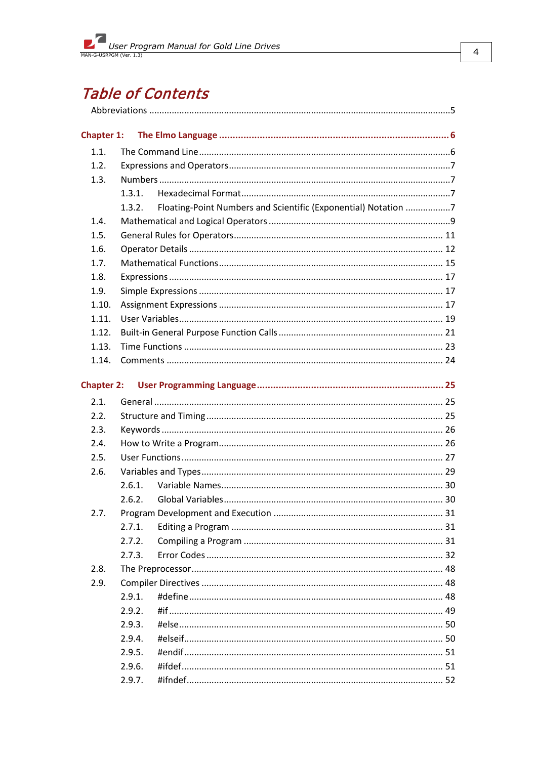# Table of Contents

Abbreviations .......................................................................................................................5

**Chapter 1: The Elmo Language .................................................................................... 6**

1.1. The Command Line...................................................................................................6
1.2. Expressions and Operators........................................................................................7
1.3. Numbers ...................................................................................................................7
   1.3.1. Hexadecimal Format...................................................................................7
   1.3.2. Floating-Point Numbers and Scientific (Exponential) Notation ..................7
1.4. Mathematical and Logical Operators ........................................................................9
1.5. General Rules for Operators.................................................................................. 11
1.6. Operator Details .................................................................................................... 12
1.7. Mathematical Functions......................................................................................... 15
1.8. Expressions ............................................................................................................ 17
1.9. Simple Expressions ................................................................................................ 17
1.10. Assignment Expressions ........................................................................................ 17
1.11. User Variables........................................................................................................ 19
1.12. Built-in General Purpose Function Calls ................................................................. 21
1.13. Time Functions ...................................................................................................... 23
1.14. Comments ............................................................................................................. 24

**Chapter 2: User Programming Language ..................................................................... 25**

2.1. General .................................................................................................................. 25
2.2. Structure and Timing .............................................................................................. 25
2.3. Keywords ............................................................................................................... 26
2.4. How to Write a Program......................................................................................... 26
2.5. User Functions........................................................................................................ 27
2.6. Variables and Types................................................................................................ 29
   2.6.1. Variable Names........................................................................................ 30
   2.6.2. Global Variables....................................................................................... 30
2.7. Program Development and Execution ................................................................... 31
   2.7.1. Editing a Program .................................................................................... 31
   2.7.2. Compiling a Program ............................................................................... 31
   2.7.3. Error Codes .............................................................................................. 32
2.8. The Preprocessor.................................................................................................... 48
2.9. Compiler Directives ................................................................................................ 48
   2.9.1. #define..................................................................................................... 48
   2.9.2. #if............................................................................................................ 49
   2.9.3. #else........................................................................................................ 50
   2.9.4. #elseif...................................................................................................... 50
   2.9.5. #endif...................................................................................................... 51
   2.9.6. #ifdef....................................................................................................... 51
   2.9.7. #ifndef..................................................................................................... 52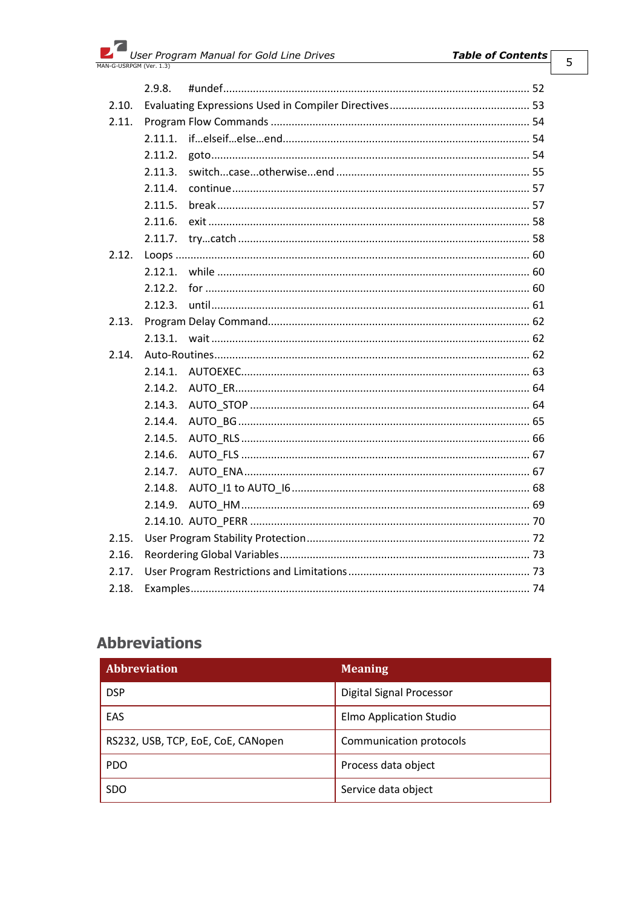2.9.8. #undef ........ 52

2.10. Evaluating Expressions Used in Compiler Directives ........ 53

2.11. Program Flow Commands ........ 54

2.11.1. if…elseif…else…end ........ 54

2.11.2. goto ........ 54

2.11.3. switch...case...otherwise...end ........ 55

2.11.4. continue ........ 57

2.11.5. break ........ 57

2.11.6. exit ........ 58

2.11.7. try…catch ........ 58

2.12. Loops ........ 60

2.12.1. while ........ 60

2.12.2. for ........ 60

2.12.3. until ........ 61

2.13. Program Delay Command ........ 62

2.13.1. wait ........ 62

2.14. Auto-Routines ........ 62

2.14.1. AUTOEXEC ........ 63

2.14.2. AUTO_ER ........ 64

2.14.3. AUTO_STOP ........ 64

2.14.4. AUTO_BG ........ 65

2.14.5. AUTO_RLS ........ 66

2.14.6. AUTO_FLS ........ 67

2.14.7. AUTO_ENA ........ 67

2.14.8. AUTO_I1 to AUTO_I6 ........ 68

2.14.9. AUTO_HM ........ 69

2.14.10. AUTO_PERR ........ 70

2.15. User Program Stability Protection ........ 72

2.16. Reordering Global Variables ........ 73

2.17. User Program Restrictions and Limitations ........ 73

2.18. Examples ........ 74

## Abbreviations

| Abbreviation | Meaning |
|---|---|
| DSP | Digital Signal Processor |
| EAS | Elmo Application Studio |
| RS232, USB, TCP, EoE, CoE, CANopen | Communication protocols |
| PDO | Process data object |
| SDO | Service data object |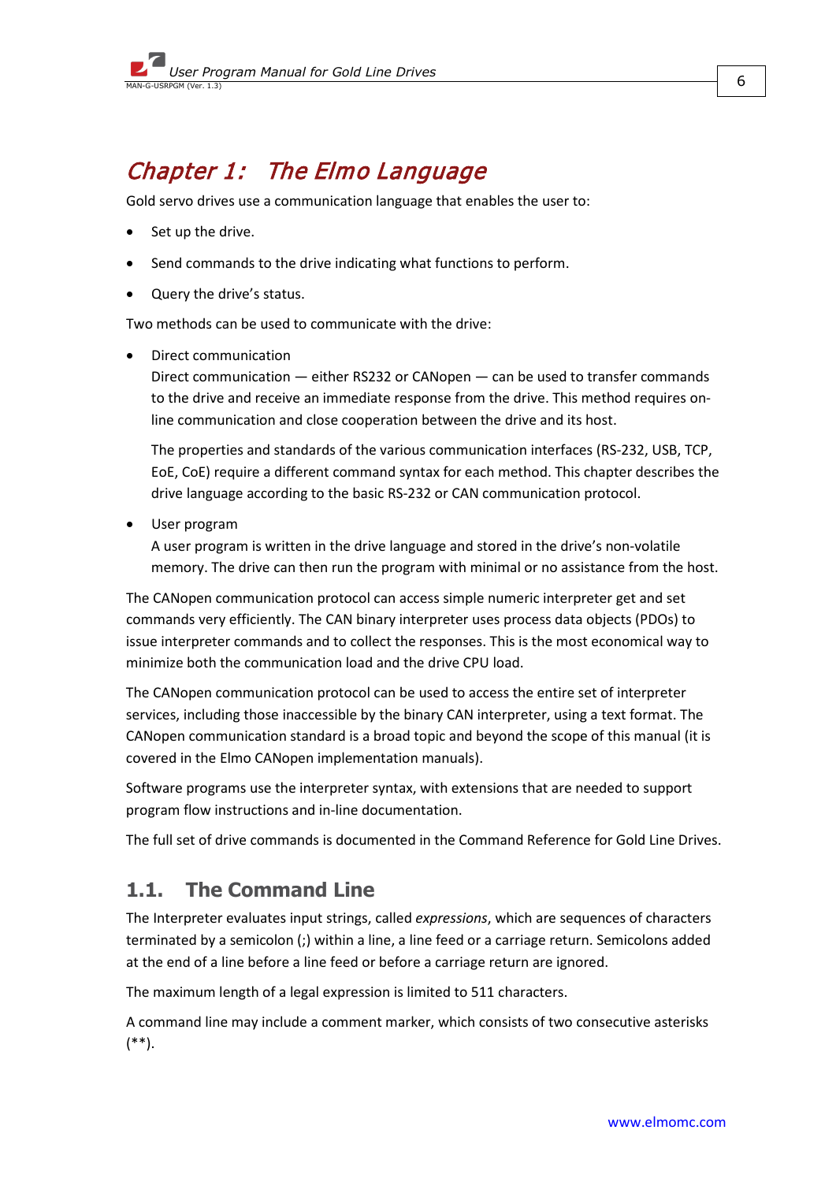# Chapter 1: The Elmo Language

Gold servo drives use a communication language that enables the user to:

- Set up the drive.
- Send commands to the drive indicating what functions to perform.
- Query the drive's status.

Two methods can be used to communicate with the drive:

- Direct communication
  Direct communication — either RS232 or CANopen — can be used to transfer commands to the drive and receive an immediate response from the drive. This method requires on-line communication and close cooperation between the drive and its host.

  The properties and standards of the various communication interfaces (RS-232, USB, TCP, EoE, CoE) require a different command syntax for each method. This chapter describes the drive language according to the basic RS-232 or CAN communication protocol.

- User program
  A user program is written in the drive language and stored in the drive's non-volatile memory. The drive can then run the program with minimal or no assistance from the host.

The CANopen communication protocol can access simple numeric interpreter get and set commands very efficiently. The CAN binary interpreter uses process data objects (PDOs) to issue interpreter commands and to collect the responses. This is the most economical way to minimize both the communication load and the drive CPU load.

The CANopen communication protocol can be used to access the entire set of interpreter services, including those inaccessible by the binary CAN interpreter, using a text format. The CANopen communication standard is a broad topic and beyond the scope of this manual (it is covered in the Elmo CANopen implementation manuals).

Software programs use the interpreter syntax, with extensions that are needed to support program flow instructions and in-line documentation.

The full set of drive commands is documented in the Command Reference for Gold Line Drives.

## 1.1. The Command Line

The Interpreter evaluates input strings, called *expressions*, which are sequences of characters terminated by a semicolon (;) within a line, a line feed or a carriage return. Semicolons added at the end of a line before a line feed or before a carriage return are ignored.

The maximum length of a legal expression is limited to 511 characters.

A command line may include a comment marker, which consists of two consecutive asterisks (**).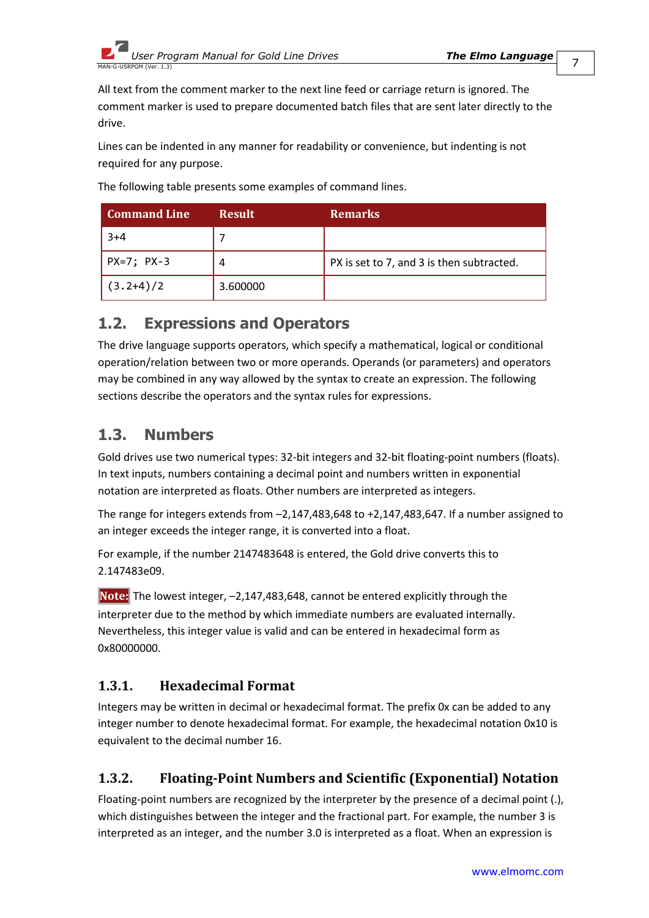All text from the comment marker to the next line feed or carriage return is ignored. The comment marker is used to prepare documented batch files that are sent later directly to the drive.

Lines can be indented in any manner for readability or convenience, but indenting is not required for any purpose.

The following table presents some examples of command lines.

| Command Line | Result | Remarks |
|---|---|---|
| `3+4` | 7 | |
| `PX=7; PX-3` | 4 | PX is set to 7, and 3 is then subtracted. |
| `(3.2+4)/2` | 3.600000 | |

## 1.2. Expressions and Operators

The drive language supports operators, which specify a mathematical, logical or conditional operation/relation between two or more operands. Operands (or parameters) and operators may be combined in any way allowed by the syntax to create an expression. The following sections describe the operators and the syntax rules for expressions.

## 1.3. Numbers

Gold drives use two numerical types: 32-bit integers and 32-bit floating-point numbers (floats). In text inputs, numbers containing a decimal point and numbers written in exponential notation are interpreted as floats. Other numbers are interpreted as integers.

The range for integers extends from –2,147,483,648 to +2,147,483,647. If a number assigned to an integer exceeds the integer range, it is converted into a float.

For example, if the number 2147483648 is entered, the Gold drive converts this to 2.147483e09.

**Note:** The lowest integer, –2,147,483,648, cannot be entered explicitly through the interpreter due to the method by which immediate numbers are evaluated internally. Nevertheless, this integer value is valid and can be entered in hexadecimal form as 0x80000000.

### 1.3.1. Hexadecimal Format

Integers may be written in decimal or hexadecimal format. The prefix 0x can be added to any integer number to denote hexadecimal format. For example, the hexadecimal notation 0x10 is equivalent to the decimal number 16.

### 1.3.2. Floating-Point Numbers and Scientific (Exponential) Notation

Floating-point numbers are recognized by the interpreter by the presence of a decimal point (.), which distinguishes between the integer and the fractional part. For example, the number 3 is interpreted as an integer, and the number 3.0 is interpreted as a float. When an expression is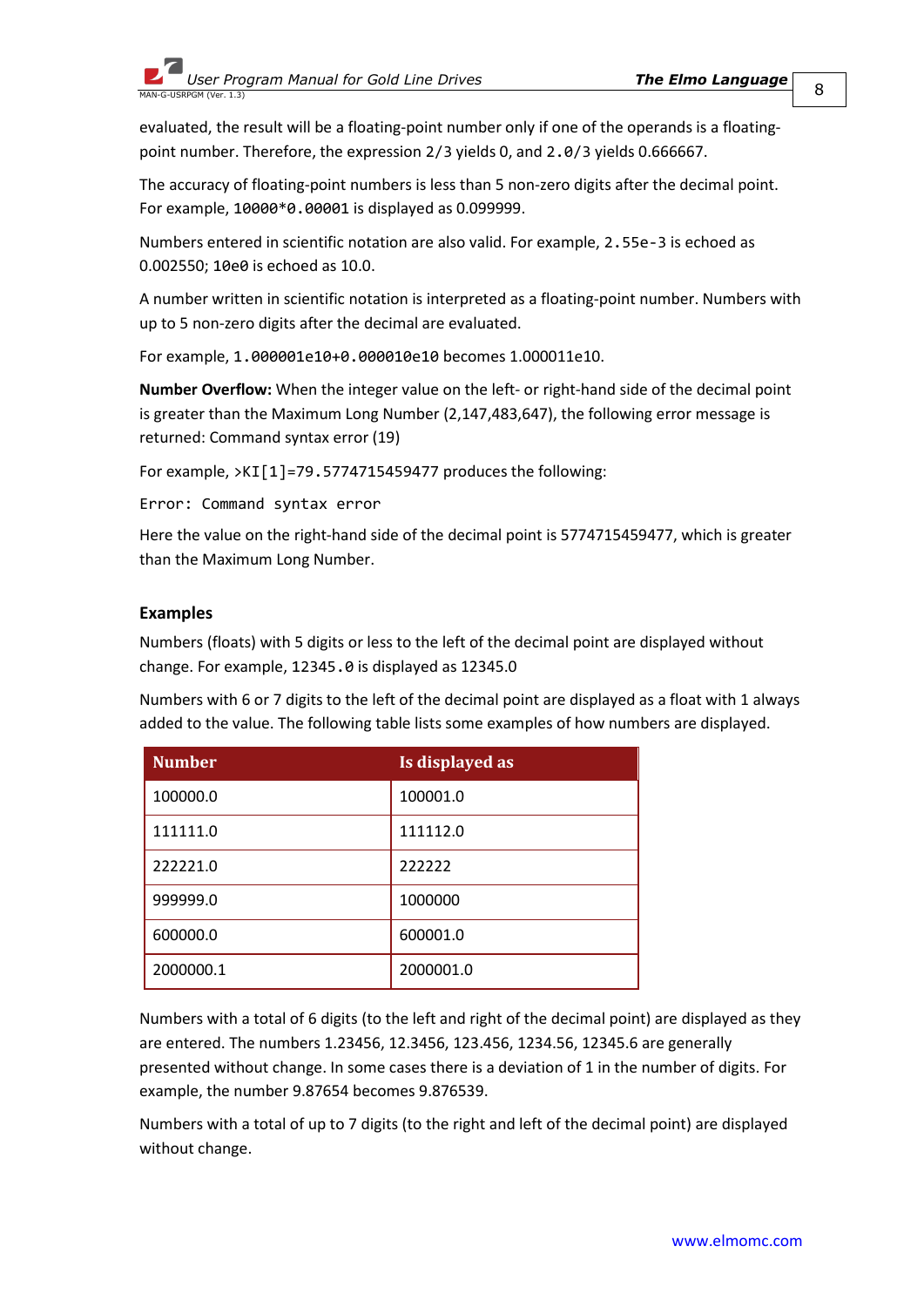evaluated, the result will be a floating-point number only if one of the operands is a floating-point number. Therefore, the expression `2/3` yields 0, and `2.0/3` yields 0.666667.

The accuracy of floating-point numbers is less than 5 non-zero digits after the decimal point. For example, `10000*0.00001` is displayed as 0.099999.

Numbers entered in scientific notation are also valid. For example, `2.55e-3` is echoed as 0.002550; `10e0` is echoed as 10.0.

A number written in scientific notation is interpreted as a floating-point number. Numbers with up to 5 non-zero digits after the decimal are evaluated.

For example, `1.000001e10+0.000010e10` becomes 1.000011e10.

**Number Overflow:** When the integer value on the left- or right-hand side of the decimal point is greater than the Maximum Long Number (2,147,483,647), the following error message is returned: Command syntax error (19)

For example, `>KI[1]=79.5774715459477` produces the following:

```
Error: Command syntax error
```

Here the value on the right-hand side of the decimal point is 5774715459477, which is greater than the Maximum Long Number.

### Examples

Numbers (floats) with 5 digits or less to the left of the decimal point are displayed without change. For example, `12345.0` is displayed as 12345.0

Numbers with 6 or 7 digits to the left of the decimal point are displayed as a float with 1 always added to the value. The following table lists some examples of how numbers are displayed.

| Number | Is displayed as |
|---|---|
| 100000.0 | 100001.0 |
| 111111.0 | 111112.0 |
| 222221.0 | 222222 |
| 999999.0 | 1000000 |
| 600000.0 | 600001.0 |
| 2000000.1 | 2000001.0 |

Numbers with a total of 6 digits (to the left and right of the decimal point) are displayed as they are entered. The numbers 1.23456, 12.3456, 123.456, 1234.56, 12345.6 are generally presented without change. In some cases there is a deviation of 1 in the number of digits. For example, the number 9.87654 becomes 9.876539.

Numbers with a total of up to 7 digits (to the right and left of the decimal point) are displayed without change.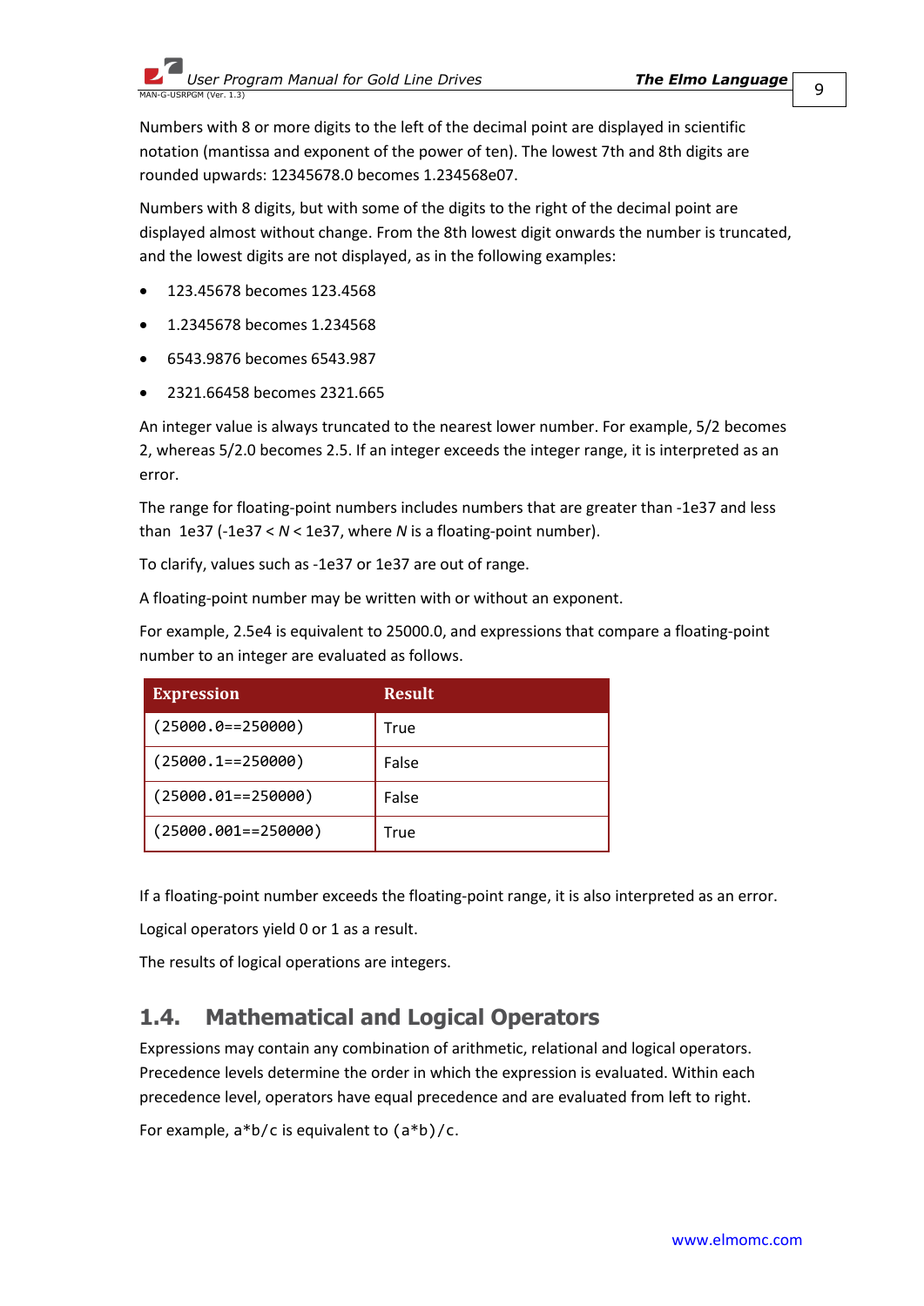Numbers with 8 or more digits to the left of the decimal point are displayed in scientific notation (mantissa and exponent of the power of ten). The lowest 7th and 8th digits are rounded upwards: 12345678.0 becomes 1.234568e07.

Numbers with 8 digits, but with some of the digits to the right of the decimal point are displayed almost without change. From the 8th lowest digit onwards the number is truncated, and the lowest digits are not displayed, as in the following examples:

- 123.45678 becomes 123.4568
- 1.2345678 becomes 1.234568
- 6543.9876 becomes 6543.987
- 2321.66458 becomes 2321.665

An integer value is always truncated to the nearest lower number. For example, 5/2 becomes 2, whereas 5/2.0 becomes 2.5. If an integer exceeds the integer range, it is interpreted as an error.

The range for floating-point numbers includes numbers that are greater than -1e37 and less than 1e37 (-1e37 < *N* < 1e37, where *N* is a floating-point number).

To clarify, values such as -1e37 or 1e37 are out of range.

A floating-point number may be written with or without an exponent.

For example, 2.5e4 is equivalent to 25000.0, and expressions that compare a floating-point number to an integer are evaluated as follows.

| Expression | Result |
|---|---|
| `(25000.0==250000)` | True |
| `(25000.1==250000)` | False |
| `(25000.01==250000)` | False |
| `(25000.001==250000)` | True |

If a floating-point number exceeds the floating-point range, it is also interpreted as an error.

Logical operators yield 0 or 1 as a result.

The results of logical operations are integers.

## 1.4. Mathematical and Logical Operators

Expressions may contain any combination of arithmetic, relational and logical operators. Precedence levels determine the order in which the expression is evaluated. Within each precedence level, operators have equal precedence and are evaluated from left to right.

For example, `a*b/c` is equivalent to `(a*b)/c`.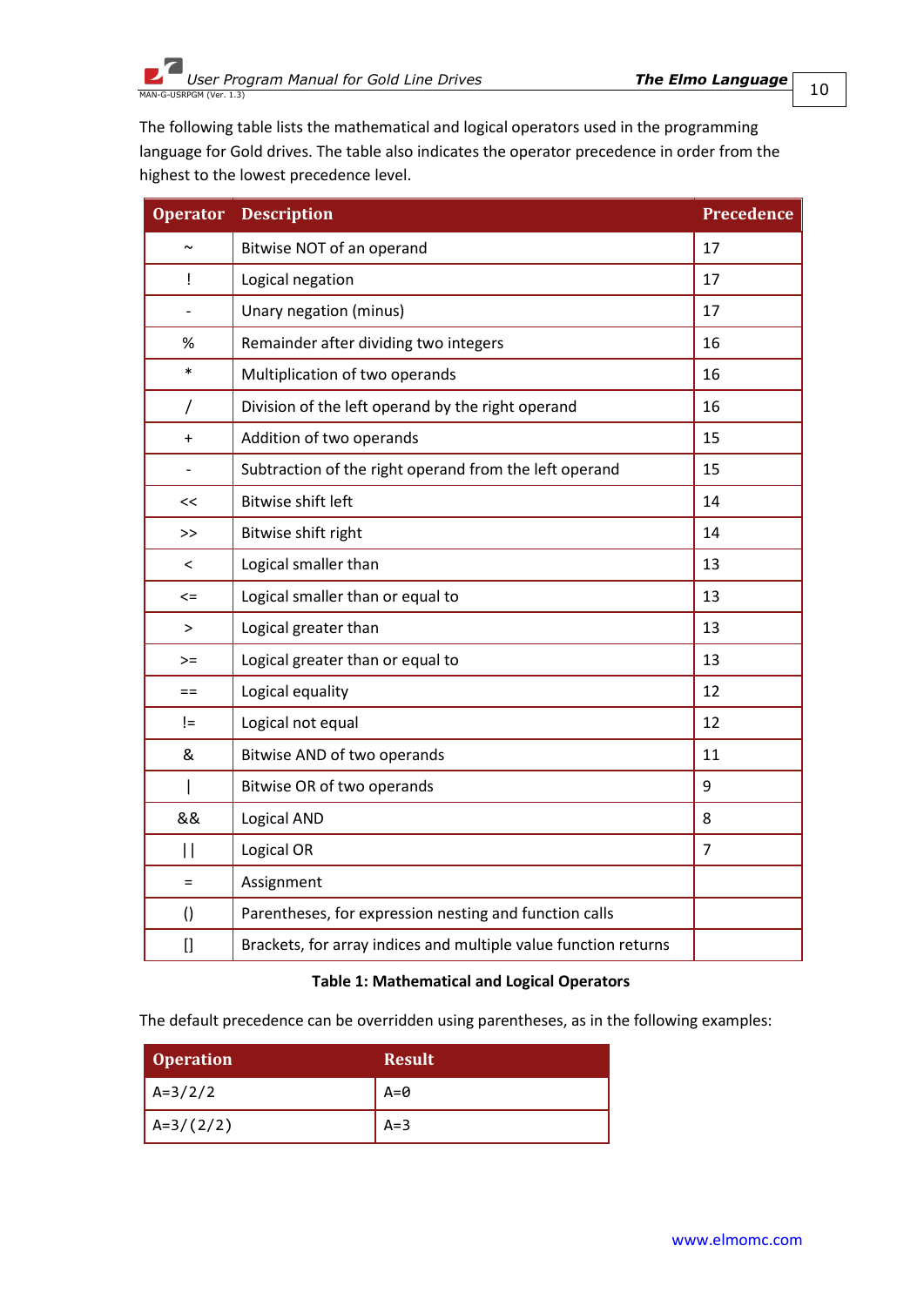The following table lists the mathematical and logical operators used in the programming language for Gold drives. The table also indicates the operator precedence in order from the highest to the lowest precedence level.

| Operator | Description | Precedence |
|---|---|---|
| ~ | Bitwise NOT of an operand | 17 |
| ! | Logical negation | 17 |
| - | Unary negation (minus) | 17 |
| % | Remainder after dividing two integers | 16 |
| * | Multiplication of two operands | 16 |
| / | Division of the left operand by the right operand | 16 |
| + | Addition of two operands | 15 |
| - | Subtraction of the right operand from the left operand | 15 |
| << | Bitwise shift left | 14 |
| >> | Bitwise shift right | 14 |
| < | Logical smaller than | 13 |
| <= | Logical smaller than or equal to | 13 |
| > | Logical greater than | 13 |
| >= | Logical greater than or equal to | 13 |
| == | Logical equality | 12 |
| != | Logical not equal | 12 |
| & | Bitwise AND of two operands | 11 |
| \| | Bitwise OR of two operands | 9 |
| && | Logical AND | 8 |
| \|\| | Logical OR | 7 |
| = | Assignment | |
| () | Parentheses, for expression nesting and function calls | |
| [] | Brackets, for array indices and multiple value function returns | |

**Table 1: Mathematical and Logical Operators**

The default precedence can be overridden using parentheses, as in the following examples:

| Operation | Result |
|---|---|
| A=3/2/2 | A=0 |
| A=3/(2/2) | A=3 |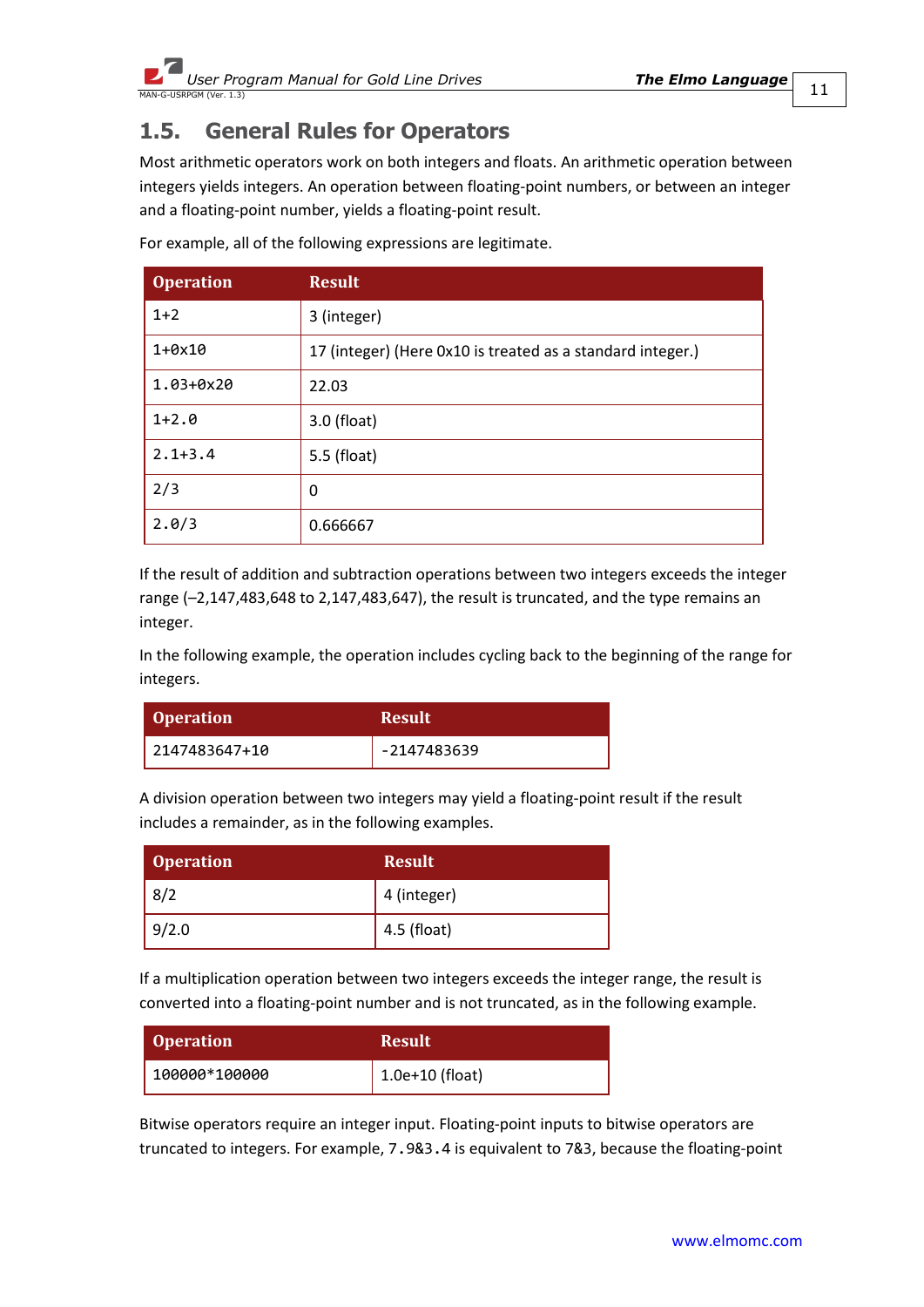## 1.5. General Rules for Operators

Most arithmetic operators work on both integers and floats. An arithmetic operation between integers yields integers. An operation between floating-point numbers, or between an integer and a floating-point number, yields a floating-point result.

For example, all of the following expressions are legitimate.

| Operation | Result |
|---|---|
| `1+2` | 3 (integer) |
| `1+0x10` | 17 (integer) (Here 0x10 is treated as a standard integer.) |
| `1.03+0x20` | 22.03 |
| `1+2.0` | 3.0 (float) |
| `2.1+3.4` | 5.5 (float) |
| `2/3` | 0 |
| `2.0/3` | 0.666667 |

If the result of addition and subtraction operations between two integers exceeds the integer range (–2,147,483,648 to 2,147,483,647), the result is truncated, and the type remains an integer.

In the following example, the operation includes cycling back to the beginning of the range for integers.

| Operation | Result |
|---|---|
| `2147483647+10` | `-2147483639` |

A division operation between two integers may yield a floating-point result if the result includes a remainder, as in the following examples.

| Operation | Result |
|---|---|
| 8/2 | 4 (integer) |
| 9/2.0 | 4.5 (float) |

If a multiplication operation between two integers exceeds the integer range, the result is converted into a floating-point number and is not truncated, as in the following example.

| Operation | Result |
|---|---|
| `100000*100000` | 1.0e+10 (float) |

Bitwise operators require an integer input. Floating-point inputs to bitwise operators are truncated to integers. For example, `7.9&3.4` is equivalent to 7&3, because the floating-point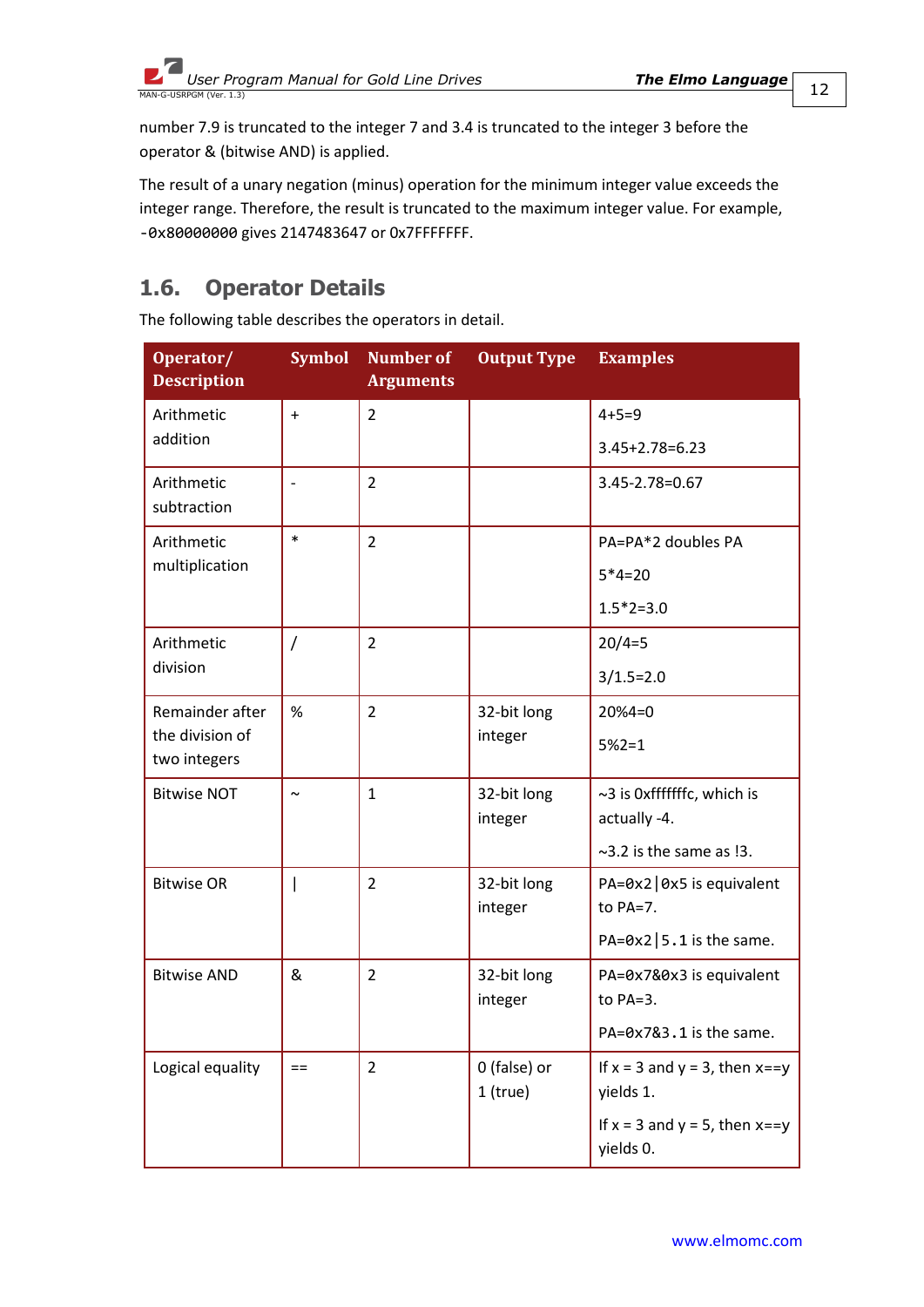number 7.9 is truncated to the integer 7 and 3.4 is truncated to the integer 3 before the operator & (bitwise AND) is applied.

The result of a unary negation (minus) operation for the minimum integer value exceeds the integer range. Therefore, the result is truncated to the maximum integer value. For example, `-0x80000000` gives 2147483647 or 0x7FFFFFFF.

## 1.6. Operator Details

The following table describes the operators in detail.

| Operator/ Description | Symbol | Number of Arguments | Output Type | Examples |
|---|---|---|---|---|
| Arithmetic addition | + | 2 | | 4+5=9<br>3.45+2.78=6.23 |
| Arithmetic subtraction | - | 2 | | 3.45-2.78=0.67 |
| Arithmetic multiplication | * | 2 | | PA=PA*2 doubles PA<br>5*4=20<br>1.5*2=3.0 |
| Arithmetic division | / | 2 | | 20/4=5<br>3/1.5=2.0 |
| Remainder after the division of two integers | % | 2 | 32-bit long integer | 20%4=0<br>5%2=1 |
| Bitwise NOT | ~ | 1 | 32-bit long integer | ~3 is 0xfffffffc, which is actually -4.<br>~3.2 is the same as !3. |
| Bitwise OR | \| | 2 | 32-bit long integer | `PA=0x2|0x5` is equivalent to PA=7.<br>`PA=0x2|5.1` is the same. |
| Bitwise AND | & | 2 | 32-bit long integer | `PA=0x7&0x3` is equivalent to PA=3.<br>`PA=0x7&3.1` is the same. |
| Logical equality | == | 2 | 0 (false) or 1 (true) | If x = 3 and y = 3, then x==y yields 1.<br>If x = 3 and y = 5, then x==y yields 0. |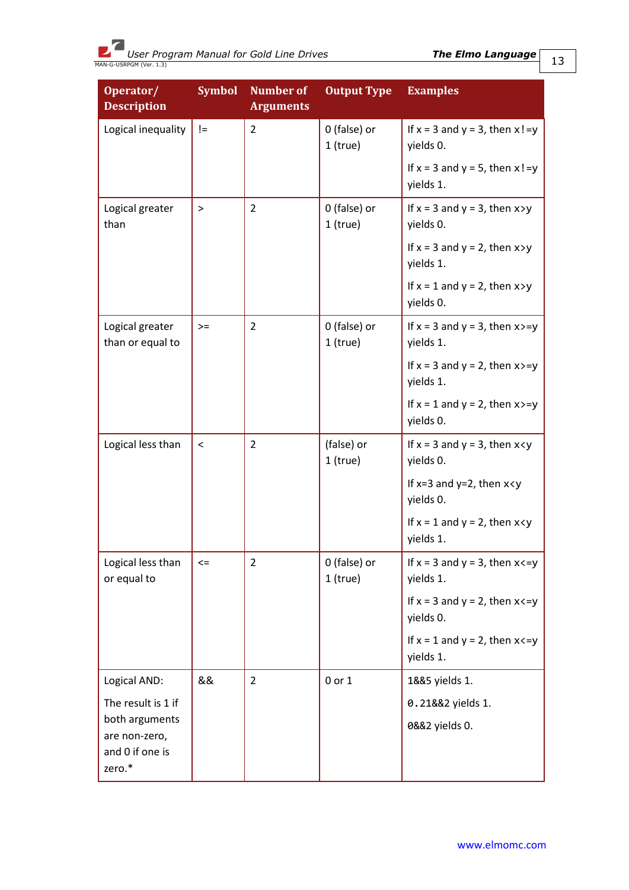| Operator/ Description | Symbol | Number of Arguments | Output Type | Examples |
|---|---|---|---|---|
| Logical inequality | != | 2 | 0 (false) or 1 (true) | If x = 3 and y = 3, then x!=y yields 0.<br><br>If x = 3 and y = 5, then x!=y yields 1. |
| Logical greater than | > | 2 | 0 (false) or 1 (true) | If x = 3 and y = 3, then x>y yields 0.<br><br>If x = 3 and y = 2, then x>y yields 1.<br><br>If x = 1 and y = 2, then x>y yields 0. |
| Logical greater than or equal to | >= | 2 | 0 (false) or 1 (true) | If x = 3 and y = 3, then x>=y yields 1.<br><br>If x = 3 and y = 2, then x>=y yields 1.<br><br>If x = 1 and y = 2, then x>=y yields 0. |
| Logical less than | < | 2 | (false) or 1 (true) | If x = 3 and y = 3, then x<y yields 0.<br><br>If x=3 and y=2, then x<y yields 0.<br><br>If x = 1 and y = 2, then x<y yields 1. |
| Logical less than or equal to | <= | 2 | 0 (false) or 1 (true) | If x = 3 and y = 3, then x<=y yields 1.<br><br>If x = 3 and y = 2, then x<=y yields 0.<br><br>If x = 1 and y = 2, then x<=y yields 1. |
| Logical AND:<br><br>The result is 1 if both arguments are non-zero, and 0 if one is zero.* | && | 2 | 0 or 1 | 1&&5 yields 1.<br><br>0.21&&2 yields 1.<br><br>0&&2 yields 0. |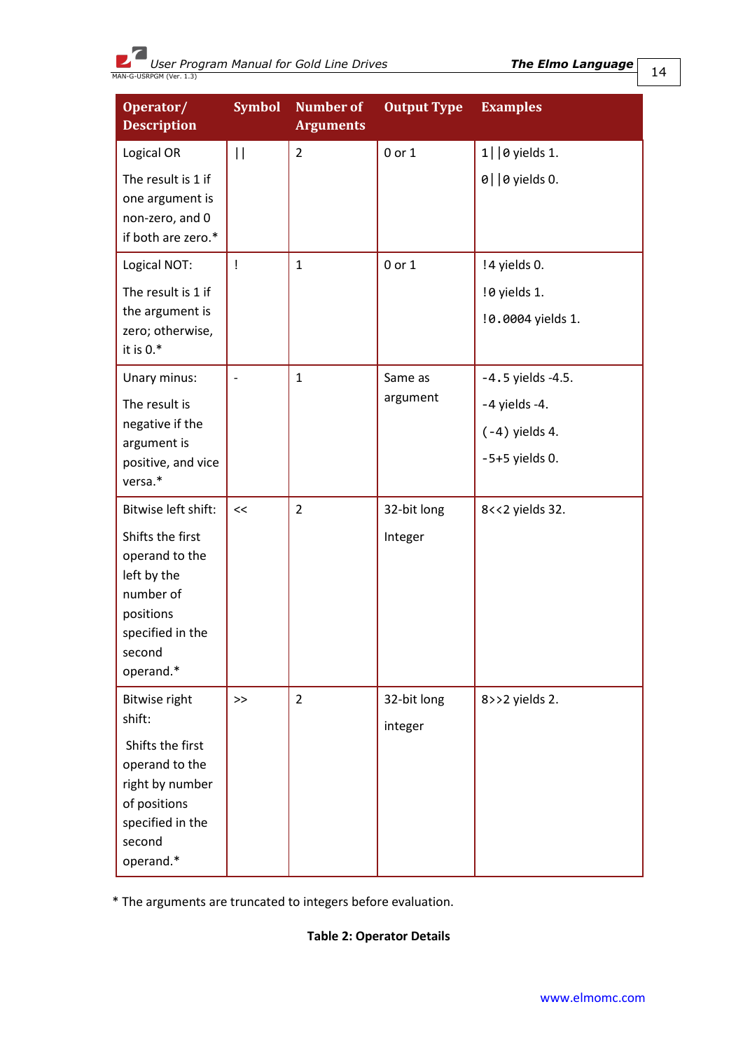| Operator/ Description | Symbol | Number of Arguments | Output Type | Examples |
|---|---|---|---|---|
| Logical OR<br><br>The result is 1 if one argument is non-zero, and 0 if both are zero.* | \|\| | 2 | 0 or 1 | 1\|\|0 yields 1.<br><br>0\|\|0 yields 0. |
| Logical NOT:<br><br>The result is 1 if the argument is zero; otherwise, it is 0.* | ! | 1 | 0 or 1 | !4 yields 0.<br><br>!0 yields 1.<br><br>!0.0004 yields 1. |
| Unary minus:<br><br>The result is negative if the argument is positive, and vice versa.* | - | 1 | Same as argument | -4.5 yields -4.5.<br><br>-4 yields -4.<br><br>(-4) yields 4.<br><br>-5+5 yields 0. |
| Bitwise left shift:<br><br>Shifts the first operand to the left by the number of positions specified in the second operand.* | << | 2 | 32-bit long Integer | 8<<2 yields 32. |
| Bitwise right shift:<br><br>Shifts the first operand to the right by number of positions specified in the second operand.* | >> | 2 | 32-bit long integer | 8>>2 yields 2. |

* The arguments are truncated to integers before evaluation.

**Table 2: Operator Details**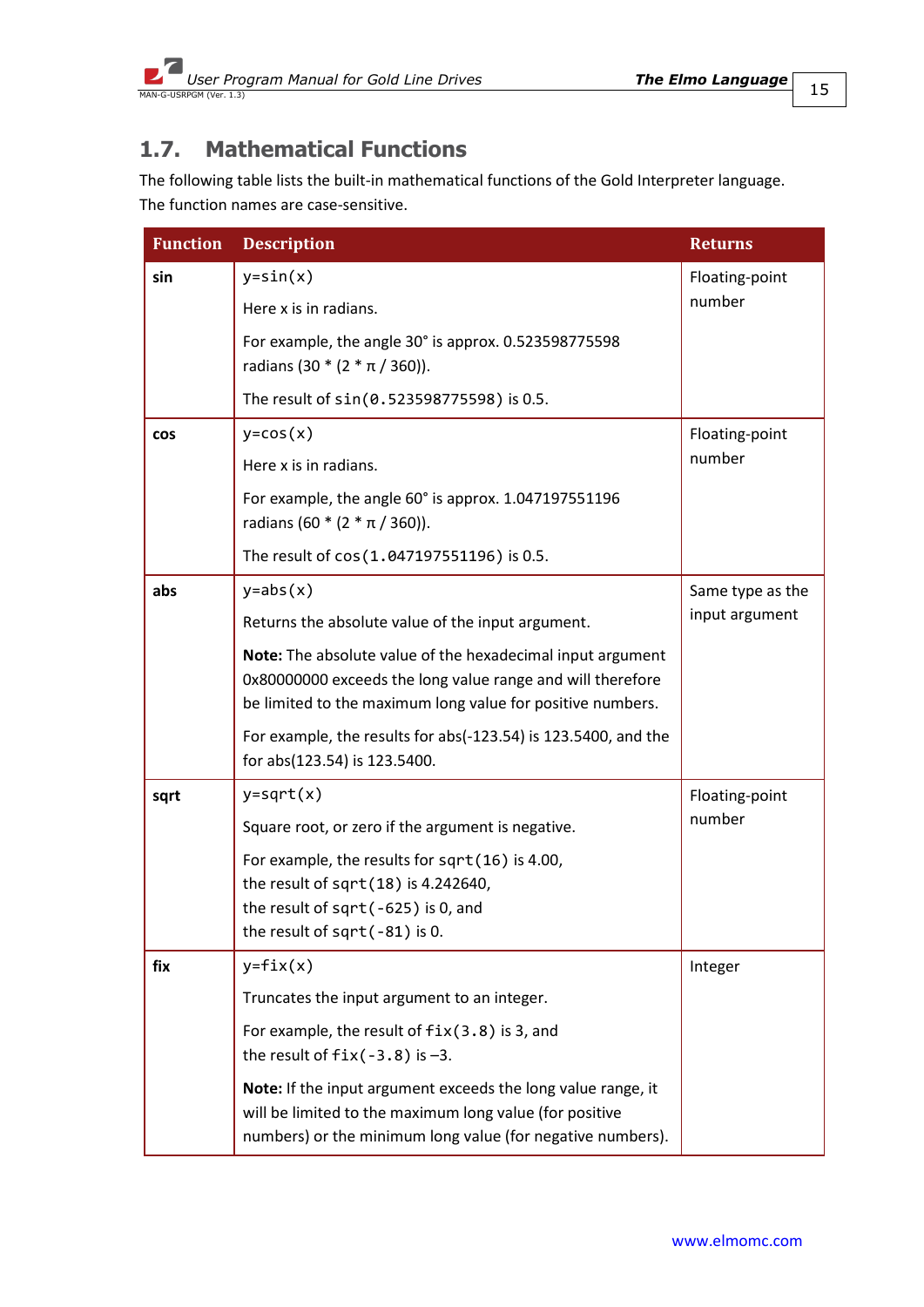## 1.7. Mathematical Functions

The following table lists the built-in mathematical functions of the Gold Interpreter language. The function names are case-sensitive.

| Function | Description | Returns |
|---|---|---|
| **sin** | `y=sin(x)`<br><br>Here x is in radians.<br><br>For example, the angle 30° is approx. 0.523598775598 radians (30 * (2 * π / 360)).<br><br>The result of `sin(0.523598775598)` is 0.5. | Floating-point number |
| **cos** | `y=cos(x)`<br><br>Here x is in radians.<br><br>For example, the angle 60° is approx. 1.047197551196 radians (60 * (2 * π / 360)).<br><br>The result of `cos(1.047197551196)` is 0.5. | Floating-point number |
| **abs** | `y=abs(x)`<br><br>Returns the absolute value of the input argument.<br><br>**Note:** The absolute value of the hexadecimal input argument 0x80000000 exceeds the long value range and will therefore be limited to the maximum long value for positive numbers.<br><br>For example, the results for abs(-123.54) is 123.5400, and the for abs(123.54) is 123.5400. | Same type as the input argument |
| **sqrt** | `y=sqrt(x)`<br><br>Square root, or zero if the argument is negative.<br><br>For example, the results for `sqrt(16)` is 4.00,<br>the result of `sqrt(18)` is 4.242640,<br>the result of `sqrt(-625)` is 0, and<br>the result of `sqrt(-81)` is 0. | Floating-point number |
| **fix** | `y=fix(x)`<br><br>Truncates the input argument to an integer.<br><br>For example, the result of `fix(3.8)` is 3, and<br>the result of `fix(-3.8)` is –3.<br><br>**Note:** If the input argument exceeds the long value range, it will be limited to the maximum long value (for positive numbers) or the minimum long value (for negative numbers). | Integer |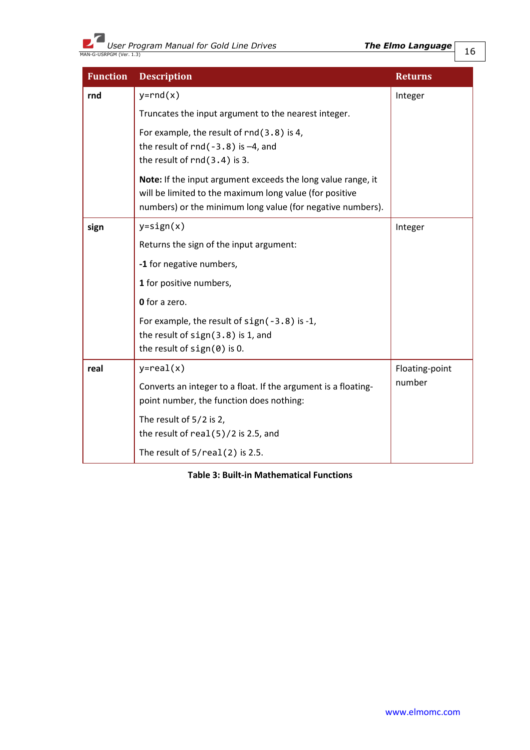| Function | Description | Returns |
|---|---|---|
| **rnd** | `y=rnd(x)`<br><br>Truncates the input argument to the nearest integer.<br><br>For example, the result of `rnd(3.8)` is 4,<br>the result of `rnd(-3.8)` is –4, and<br>the result of `rnd(3.4)` is 3.<br><br>**Note:** If the input argument exceeds the long value range, it will be limited to the maximum long value (for positive numbers) or the minimum long value (for negative numbers). | Integer |
| **sign** | `y=sign(x)`<br><br>Returns the sign of the input argument:<br><br>**-1** for negative numbers,<br><br>**1** for positive numbers,<br><br>**0** for a zero.<br><br>For example, the result of `sign(-3.8)` is -1,<br>the result of `sign(3.8)` is 1, and<br>the result of `sign(0)` is 0. | Integer |
| **real** | `y=real(x)`<br><br>Converts an integer to a float. If the argument is a floating-point number, the function does nothing:<br><br>The result of `5/2` is 2,<br>the result of `real(5)/2` is 2.5, and<br><br>The result of `5/real(2)` is 2.5. | Floating-point number |

**Table 3: Built-in Mathematical Functions**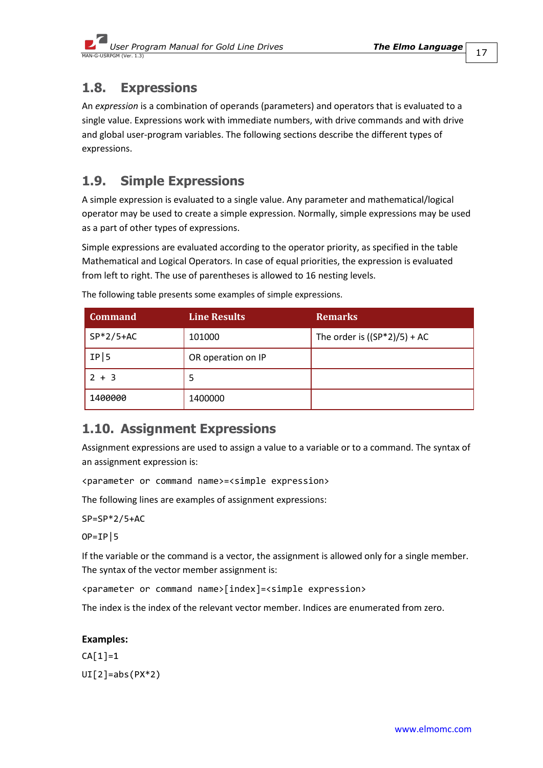## 1.8. Expressions

An *expression* is a combination of operands (parameters) and operators that is evaluated to a single value. Expressions work with immediate numbers, with drive commands and with drive and global user-program variables. The following sections describe the different types of expressions.

## 1.9. Simple Expressions

A simple expression is evaluated to a single value. Any parameter and mathematical/logical operator may be used to create a simple expression. Normally, simple expressions may be used as a part of other types of expressions.

Simple expressions are evaluated according to the operator priority, as specified in the table Mathematical and Logical Operators. In case of equal priorities, the expression is evaluated from left to right. The use of parentheses is allowed to 16 nesting levels.

The following table presents some examples of simple expressions.

| Command | Line Results | Remarks |
|---|---|---|
| `SP*2/5+AC` | 101000 | The order is ((SP*2)/5) + AC |
| `IP\|5` | OR operation on IP | |
| `2 + 3` | 5 | |
| `1400000` | 1400000 | |

## 1.10. Assignment Expressions

Assignment expressions are used to assign a value to a variable or to a command. The syntax of an assignment expression is:

```
<parameter or command name>=<simple expression>
```

The following lines are examples of assignment expressions:

```
SP=SP*2/5+AC
```

```
OP=IP|5
```

If the variable or the command is a vector, the assignment is allowed only for a single member. The syntax of the vector member assignment is:

```
<parameter or command name>[index]=<simple expression>
```

The index is the index of the relevant vector member. Indices are enumerated from zero.

**Examples:**

```
CA[1]=1
```

```
UI[2]=abs(PX*2)
```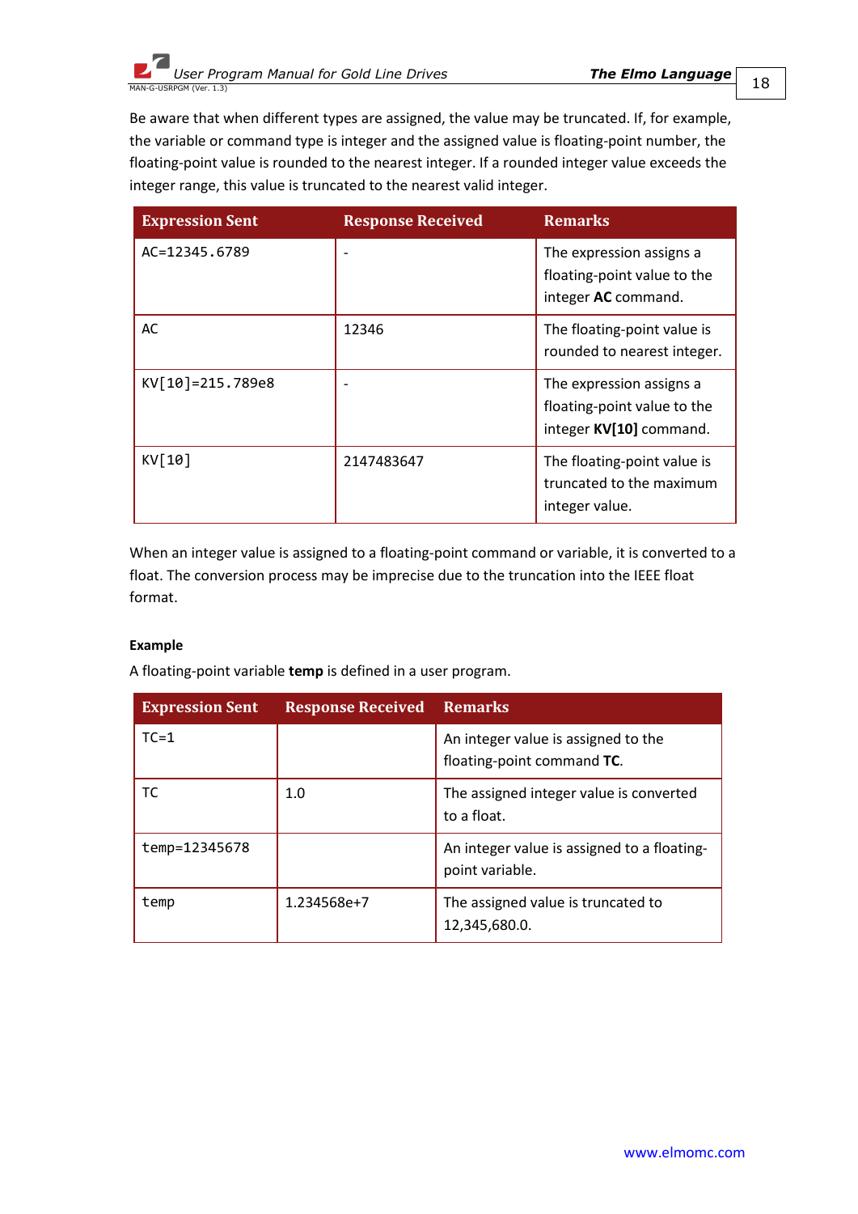Be aware that when different types are assigned, the value may be truncated. If, for example, the variable or command type is integer and the assigned value is floating-point number, the floating-point value is rounded to the nearest integer. If a rounded integer value exceeds the integer range, this value is truncated to the nearest valid integer.

| Expression Sent | Response Received | Remarks |
|---|---|---|
| `AC=12345.6789` | - | The expression assigns a floating-point value to the integer **AC** command. |
| `AC` | 12346 | The floating-point value is rounded to nearest integer. |
| `KV[10]=215.789e8` | - | The expression assigns a floating-point value to the integer **KV[10]** command. |
| `KV[10]` | 2147483647 | The floating-point value is truncated to the maximum integer value. |

When an integer value is assigned to a floating-point command or variable, it is converted to a float. The conversion process may be imprecise due to the truncation into the IEEE float format.

**Example**

A floating-point variable **temp** is defined in a user program.

| Expression Sent | Response Received | Remarks |
|---|---|---|
| `TC=1` | | An integer value is assigned to the floating-point command **TC**. |
| `TC` | 1.0 | The assigned integer value is converted to a float. |
| `temp=12345678` | | An integer value is assigned to a floating-point variable. |
| `temp` | 1.234568e+7 | The assigned value is truncated to 12,345,680.0. |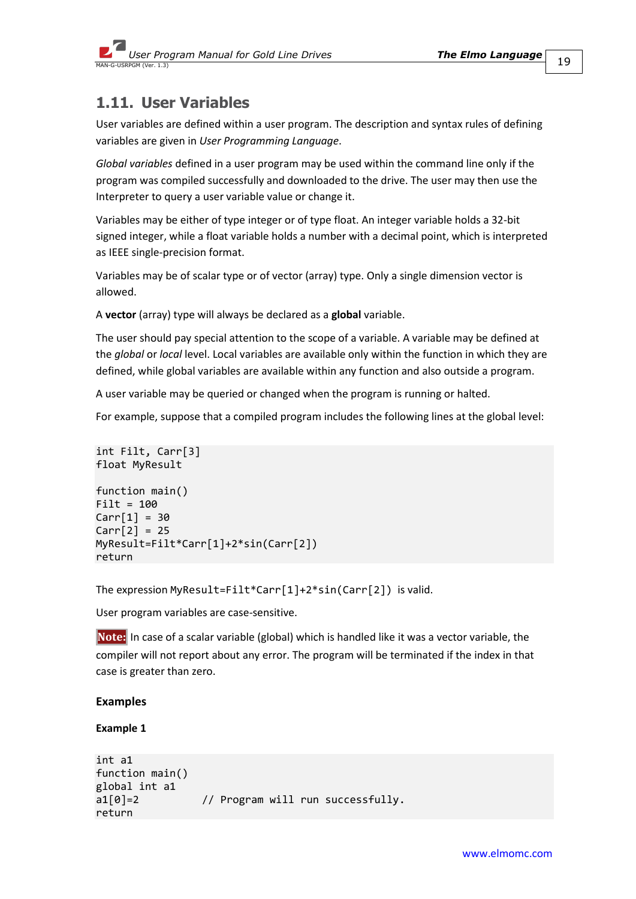## 1.11. User Variables

User variables are defined within a user program. The description and syntax rules of defining variables are given in *User Programming Language*.

*Global variables* defined in a user program may be used within the command line only if the program was compiled successfully and downloaded to the drive. The user may then use the Interpreter to query a user variable value or change it.

Variables may be either of type integer or of type float. An integer variable holds a 32-bit signed integer, while a float variable holds a number with a decimal point, which is interpreted as IEEE single-precision format.

Variables may be of scalar type or of vector (array) type. Only a single dimension vector is allowed.

A **vector** (array) type will always be declared as a **global** variable.

The user should pay special attention to the scope of a variable. A variable may be defined at the *global* or *local* level. Local variables are available only within the function in which they are defined, while global variables are available within any function and also outside a program.

A user variable may be queried or changed when the program is running or halted.

For example, suppose that a compiled program includes the following lines at the global level:

```
int Filt, Carr[3]
float MyResult

function main()
Filt = 100
Carr[1] = 30
Carr[2] = 25
MyResult=Filt*Carr[1]+2*sin(Carr[2])
return
```

The expression `MyResult=Filt*Carr[1]+2*sin(Carr[2])` is valid.

User program variables are case-sensitive.

**Note:** In case of a scalar variable (global) which is handled like it was a vector variable, the compiler will not report about any error. The program will be terminated if the index in that case is greater than zero.

**Examples**

**Example 1**

```
int a1
function main()
global int a1
a1[0]=2          // Program will run successfully.
return
```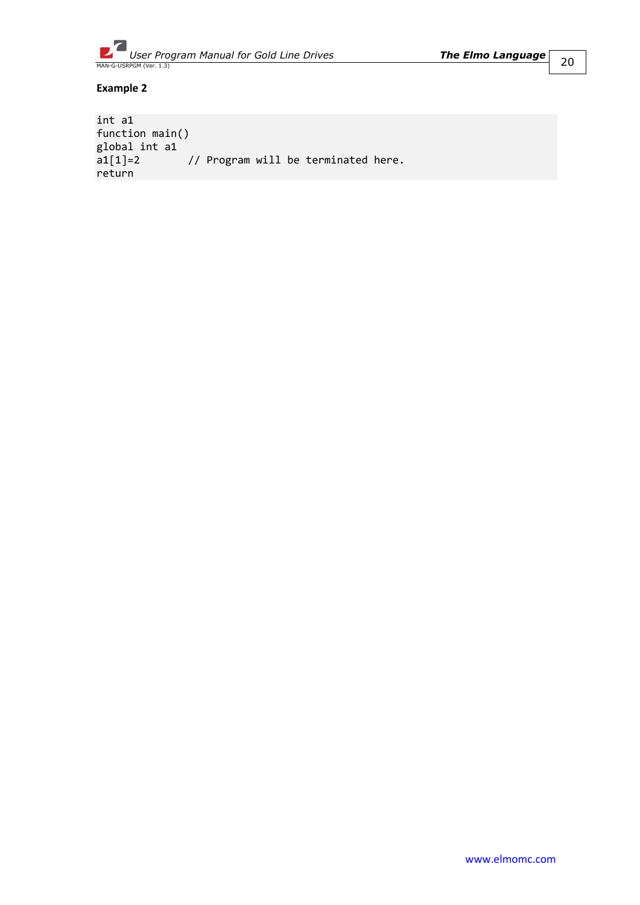**Example 2**

```
int a1
function main()
global int a1
a1[1]=2        // Program will be terminated here.
return
```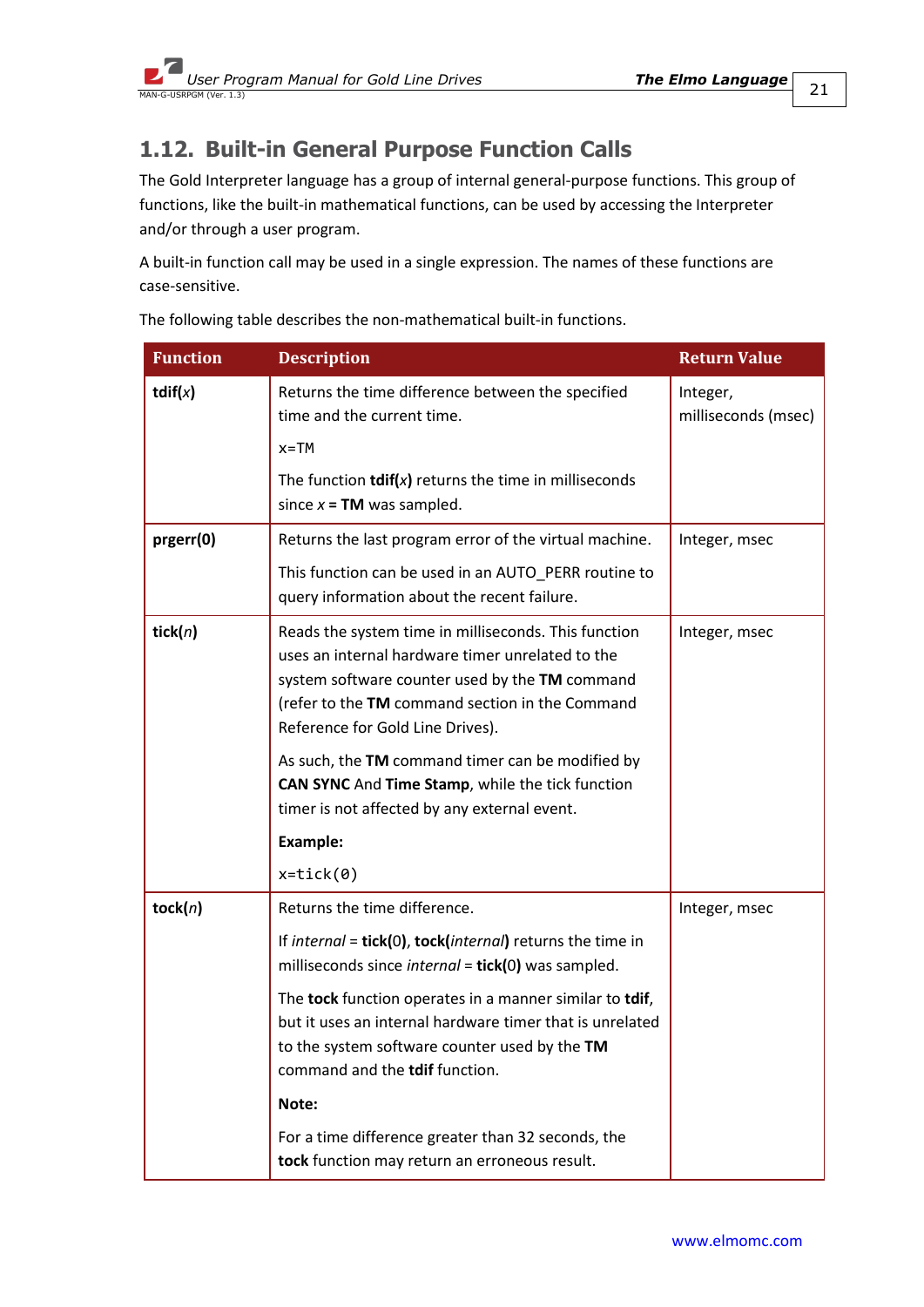## 1.12. Built-in General Purpose Function Calls

The Gold Interpreter language has a group of internal general-purpose functions. This group of functions, like the built-in mathematical functions, can be used by accessing the Interpreter and/or through a user program.

A built-in function call may be used in a single expression. The names of these functions are case-sensitive.

The following table describes the non-mathematical built-in functions.

| Function | Description | Return Value |
|---|---|---|
| **tdif(*x*)** | Returns the time difference between the specified time and the current time.<br><br>`x=TM`<br><br>The function **tdif(*x*)** returns the time in milliseconds since *x* **= TM** was sampled. | Integer, milliseconds (msec) |
| **prgerr(0)** | Returns the last program error of the virtual machine.<br><br>This function can be used in an AUTO_PERR routine to query information about the recent failure. | Integer, msec |
| **tick(*n*)** | Reads the system time in milliseconds. This function uses an internal hardware timer unrelated to the system software counter used by the **TM** command (refer to the **TM** command section in the Command Reference for Gold Line Drives).<br><br>As such, the **TM** command timer can be modified by **CAN SYNC** And **Time Stamp**, while the tick function timer is not affected by any external event.<br><br>**Example:**<br><br>`x=tick(0)` | Integer, msec |
| **tock(*n*)** | Returns the time difference.<br><br>If *internal* = **tick(**0**)**, **tock(*internal*)** returns the time in milliseconds since *internal* = **tick(**0**)** was sampled.<br><br>The **tock** function operates in a manner similar to **tdif**, but it uses an internal hardware timer that is unrelated to the system software counter used by the **TM** command and the **tdif** function.<br><br>**Note:**<br><br>For a time difference greater than 32 seconds, the **tock** function may return an erroneous result. | Integer, msec |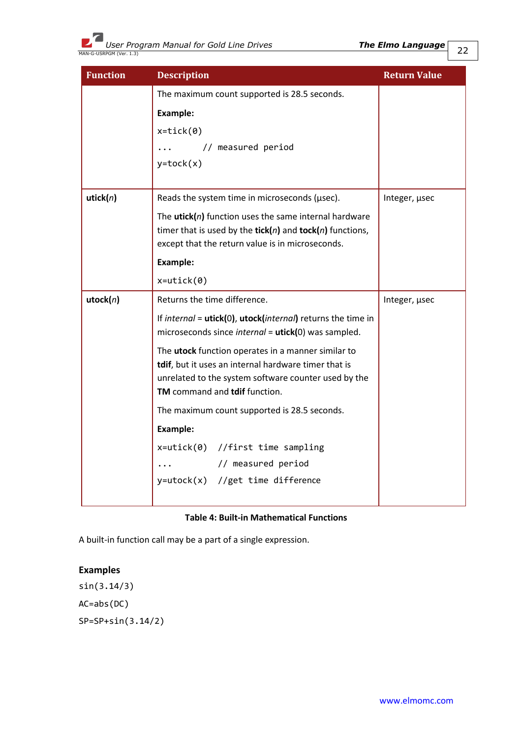| Function | Description | Return Value |
|---|---|---|
| | The maximum count supported is 28.5 seconds.<br><br>**Example:**<br><br>`x=tick(0)`<br><br>`...      // measured period`<br><br>`y=tock(x)` | |
| **utick(*n*)** | Reads the system time in microseconds (µsec).<br><br>The **utick(*n*)** function uses the same internal hardware timer that is used by the **tick(*n*)** and **tock(*n*)** functions, except that the return value is in microseconds.<br><br>**Example:**<br><br>`x=utick(0)` | Integer, µsec |
| **utock(*n*)** | Returns the time difference.<br><br>If *internal* = **utick(**0**)**, **utock(***internal***)** returns the time in microseconds since *internal* = **utick(**0) was sampled.<br><br>The **utock** function operates in a manner similar to **tdif**, but it uses an internal hardware timer that is unrelated to the system software counter used by the **TM** command and **tdif** function.<br><br>The maximum count supported is 28.5 seconds.<br><br>**Example:**<br><br>`x=utick(0)  //first time sampling`<br><br>`...         // measured period`<br><br>`y=utock(x)  //get time difference` | Integer, µsec |

**Table 4: Built-in Mathematical Functions**

A built-in function call may be a part of a single expression.

### Examples

```
sin(3.14/3)
AC=abs(DC)
SP=SP+sin(3.14/2)
```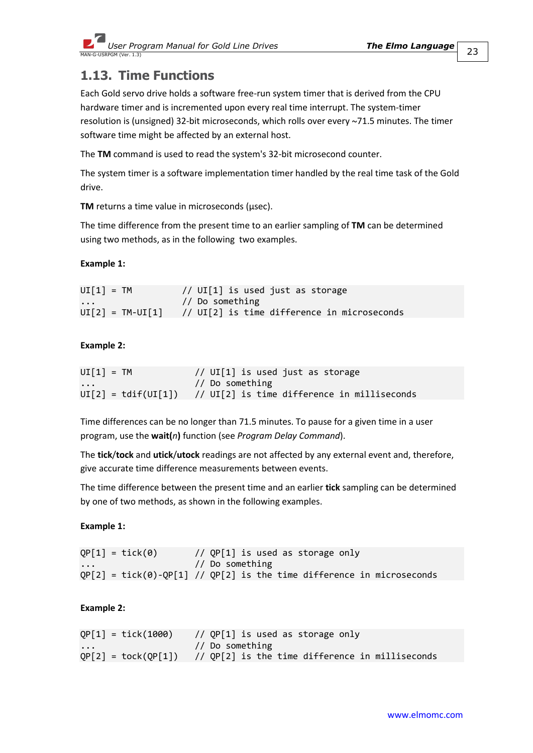## 1.13. Time Functions

Each Gold servo drive holds a software free-run system timer that is derived from the CPU hardware timer and is incremented upon every real time interrupt. The system-timer resolution is (unsigned) 32-bit microseconds, which rolls over every ~71.5 minutes. The timer software time might be affected by an external host.

The **TM** command is used to read the system's 32-bit microsecond counter.

The system timer is a software implementation timer handled by the real time task of the Gold drive.

**TM** returns a time value in microseconds (μsec).

The time difference from the present time to an earlier sampling of **TM** can be determined using two methods, as in the following two examples.

**Example 1:**

```
UI[1] = TM          // UI[1] is used just as storage
...                 // Do something
UI[2] = TM-UI[1]    // UI[2] is time difference in microseconds
```

**Example 2:**

```
UI[1] = TM             // UI[1] is used just as storage
...                    // Do something
UI[2] = tdif(UI[1])    // UI[2] is time difference in milliseconds
```

Time differences can be no longer than 71.5 minutes. To pause for a given time in a user program, use the **wait(*n*)** function (see *Program Delay Command*).

The **tick**/**tock** and **utick**/**utock** readings are not affected by any external event and, therefore, give accurate time difference measurements between events.

The time difference between the present time and an earlier **tick** sampling can be determined by one of two methods, as shown in the following examples.

**Example 1:**

```
QP[1] = tick(0)        // QP[1] is used as storage only
...                    // Do something
QP[2] = tick(0)-QP[1] // QP[2] is the time difference in microseconds
```

**Example 2:**

```
QP[1] = tick(1000)     // QP[1] is used as storage only
...                    // Do something
QP[2] = tock(QP[1])    // QP[2] is the time difference in milliseconds
```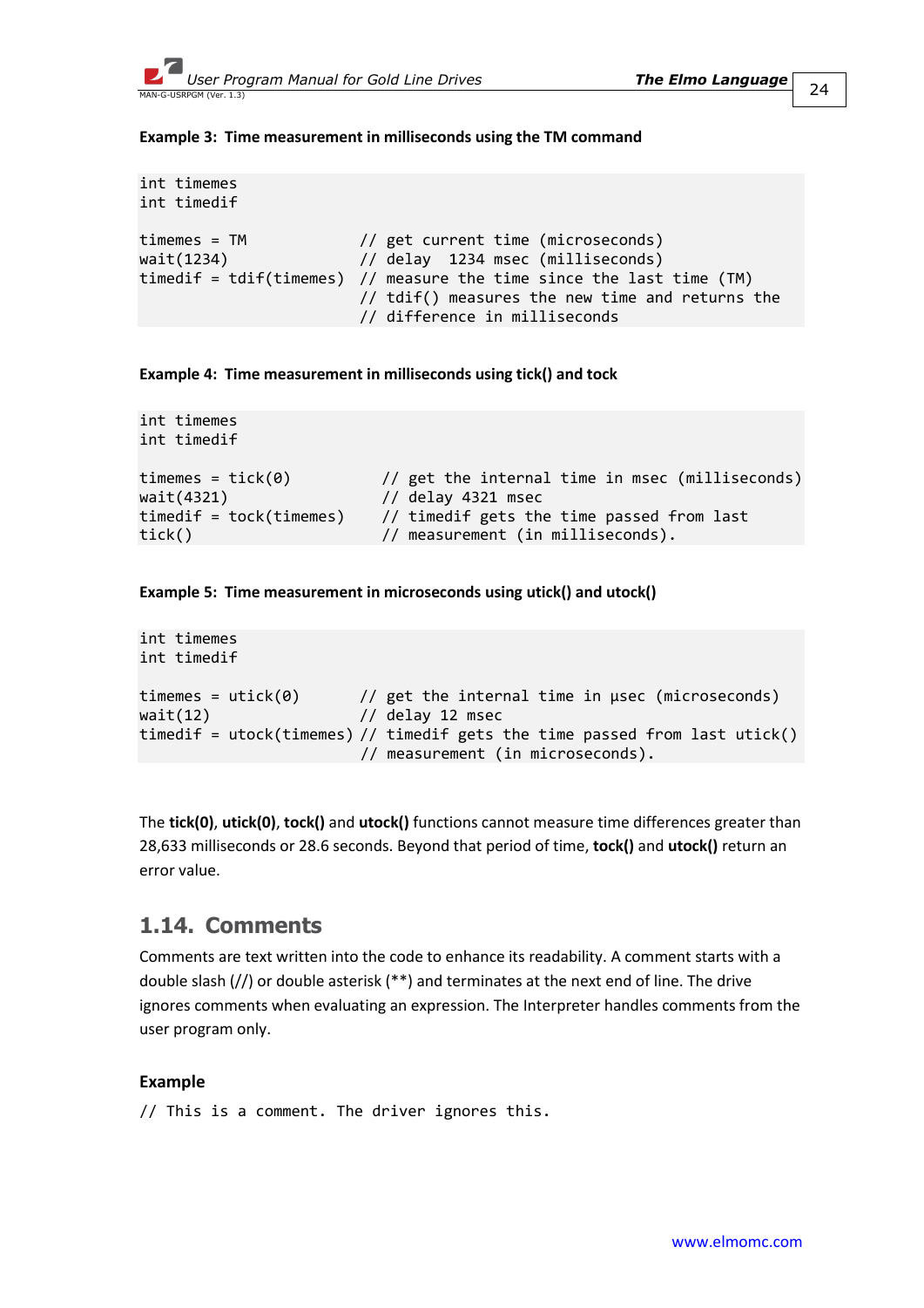**Example 3: Time measurement in milliseconds using the TM command**

```
int timemes
int timedif

timemes = TM             // get current time (microseconds)
wait(1234)               // delay  1234 msec (milliseconds)
timedif = tdif(timemes)  // measure the time since the last time (TM)
                         // tdif() measures the new time and returns the
                         // difference in milliseconds
```

**Example 4: Time measurement in milliseconds using tick() and tock**

```
int timemes
int timedif

timemes = tick(0)          // get the internal time in msec (milliseconds)
wait(4321)                 // delay 4321 msec
timedif = tock(timemes)    // timedif gets the time passed from last
tick()                     // measurement (in milliseconds).
```

**Example 5: Time measurement in microseconds using utick() and utock()**

```
int timemes
int timedif

timemes = utick(0)       // get the internal time in μsec (microseconds)
wait(12)                 // delay 12 msec
timedif = utock(timemes) // timedif gets the time passed from last utick()
                         // measurement (in microseconds).
```

The **tick(0)**, **utick(0)**, **tock()** and **utock()** functions cannot measure time differences greater than 28,633 milliseconds or 28.6 seconds. Beyond that period of time, **tock()** and **utock()** return an error value.

## 1.14. Comments

Comments are text written into the code to enhance its readability. A comment starts with a double slash (//) or double asterisk (**) and terminates at the next end of line. The drive ignores comments when evaluating an expression. The Interpreter handles comments from the user program only.

### Example

```
// This is a comment. The driver ignores this.
```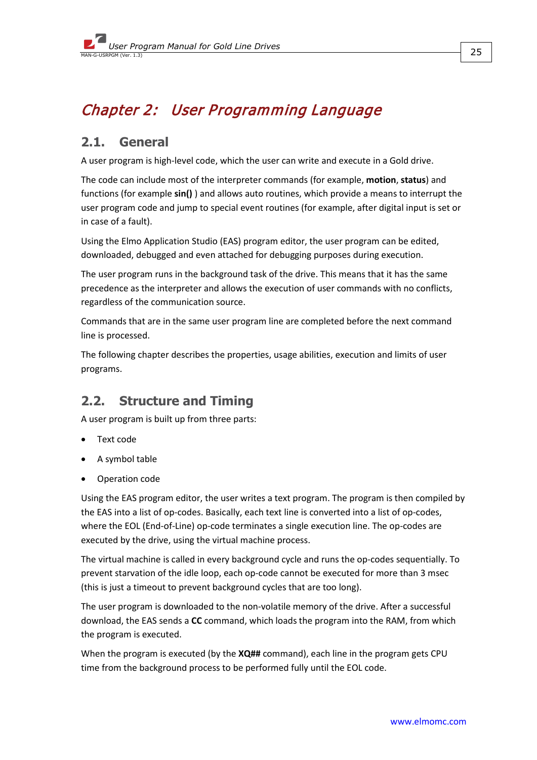# Chapter 2: User Programming Language

## 2.1. General

A user program is high-level code, which the user can write and execute in a Gold drive.

The code can include most of the interpreter commands (for example, **motion**, **status**) and functions (for example **sin()** ) and allows auto routines, which provide a means to interrupt the user program code and jump to special event routines (for example, after digital input is set or in case of a fault).

Using the Elmo Application Studio (EAS) program editor, the user program can be edited, downloaded, debugged and even attached for debugging purposes during execution.

The user program runs in the background task of the drive. This means that it has the same precedence as the interpreter and allows the execution of user commands with no conflicts, regardless of the communication source.

Commands that are in the same user program line are completed before the next command line is processed.

The following chapter describes the properties, usage abilities, execution and limits of user programs.

## 2.2. Structure and Timing

A user program is built up from three parts:

- Text code
- A symbol table
- Operation code

Using the EAS program editor, the user writes a text program. The program is then compiled by the EAS into a list of op-codes. Basically, each text line is converted into a list of op-codes, where the EOL (End-of-Line) op-code terminates a single execution line. The op-codes are executed by the drive, using the virtual machine process.

The virtual machine is called in every background cycle and runs the op-codes sequentially. To prevent starvation of the idle loop, each op-code cannot be executed for more than 3 msec (this is just a timeout to prevent background cycles that are too long).

The user program is downloaded to the non-volatile memory of the drive. After a successful download, the EAS sends a **CC** command, which loads the program into the RAM, from which the program is executed.

When the program is executed (by the **XQ##** command), each line in the program gets CPU time from the background process to be performed fully until the EOL code.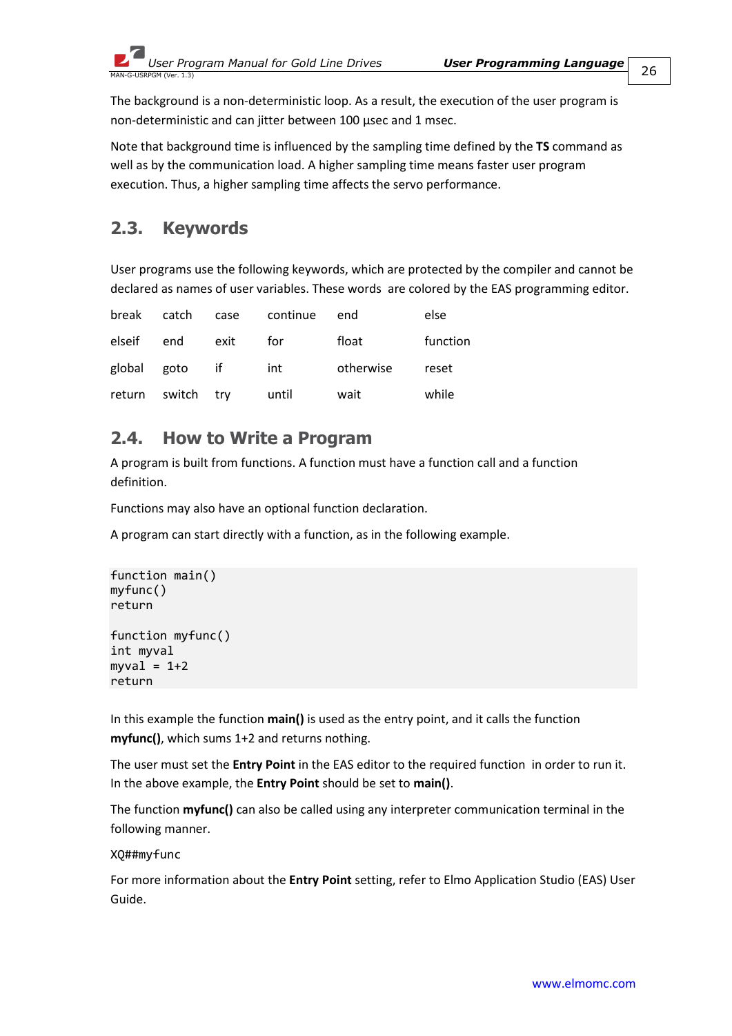The background is a non-deterministic loop. As a result, the execution of the user program is non-deterministic and can jitter between 100 µsec and 1 msec.

Note that background time is influenced by the sampling time defined by the **TS** command as well as by the communication load. A higher sampling time means faster user program execution. Thus, a higher sampling time affects the servo performance.

## 2.3. Keywords

User programs use the following keywords, which are protected by the compiler and cannot be declared as names of user variables. These words are colored by the EAS programming editor.

| | | | | | |
|---|---|---|---|---|---|
| break | catch | case | continue | end | else |
| elseif | end | exit | for | float | function |
| global | goto | if | int | otherwise | reset |
| return | switch | try | until | wait | while |

## 2.4. How to Write a Program

A program is built from functions. A function must have a function call and a function definition.

Functions may also have an optional function declaration.

A program can start directly with a function, as in the following example.

```
function main()
myfunc()
return

function myfunc()
int myval
myval = 1+2
return
```

In this example the function **main()** is used as the entry point, and it calls the function **myfunc()**, which sums 1+2 and returns nothing.

The user must set the **Entry Point** in the EAS editor to the required function in order to run it. In the above example, the **Entry Point** should be set to **main()**.

The function **myfunc()** can also be called using any interpreter communication terminal in the following manner.

XQ##myfunc

For more information about the **Entry Point** setting, refer to Elmo Application Studio (EAS) User Guide.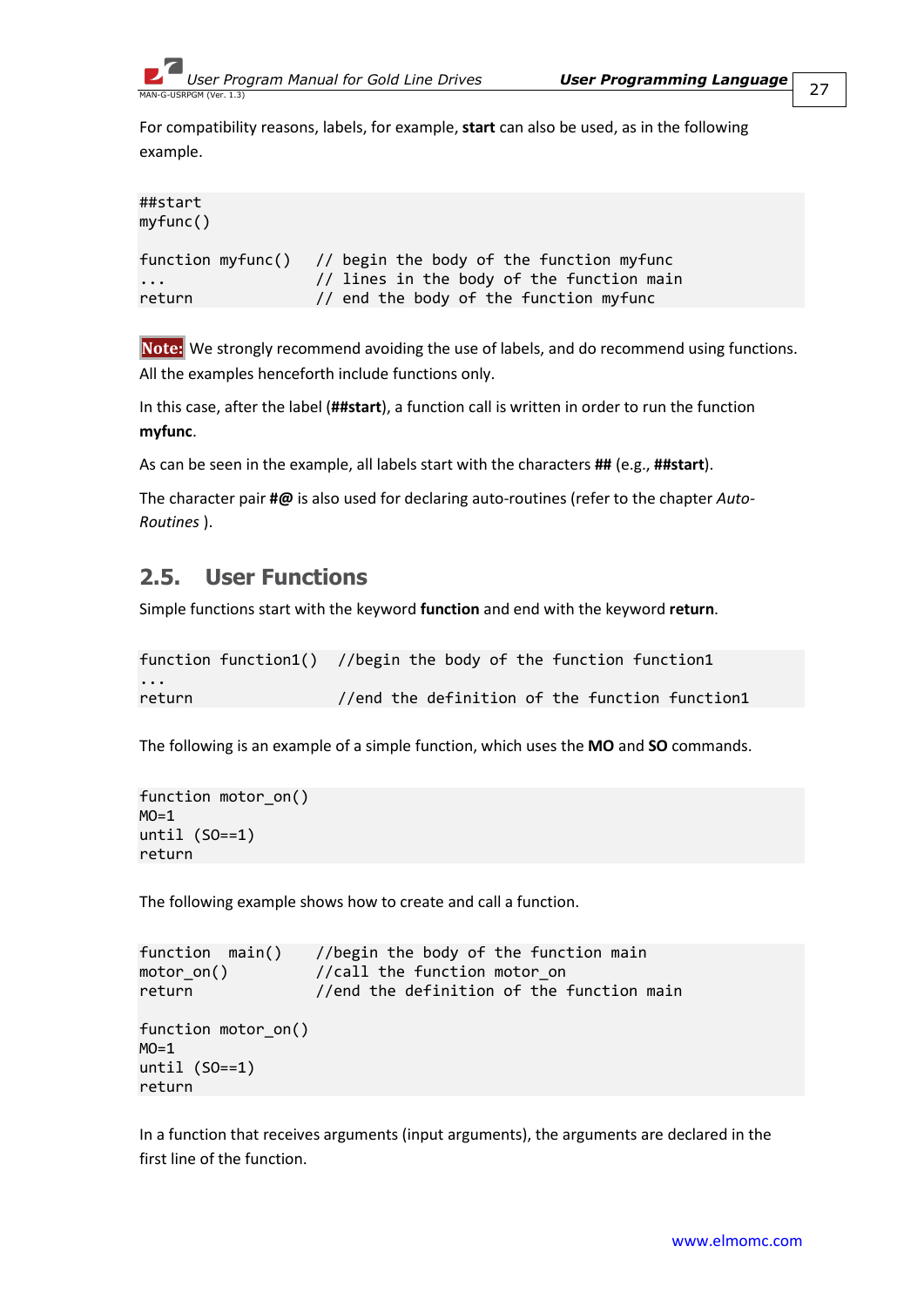For compatibility reasons, labels, for example, **start** can also be used, as in the following example.

```
##start
myfunc()

function myfunc()   // begin the body of the function myfunc
...                 // lines in the body of the function main
return              // end the body of the function myfunc
```

**Note:** We strongly recommend avoiding the use of labels, and do recommend using functions. All the examples henceforth include functions only.

In this case, after the label (**##start**), a function call is written in order to run the function **myfunc**.

As can be seen in the example, all labels start with the characters **##** (e.g., **##start**).

The character pair **#@** is also used for declaring auto-routines (refer to the chapter *Auto-Routines* ).

## 2.5. User Functions

Simple functions start with the keyword **function** and end with the keyword **return**.

```
function function1()  //begin the body of the function function1
...
return                //end the definition of the function function1
```

The following is an example of a simple function, which uses the **MO** and **SO** commands.

```
function motor_on()
MO=1
until (SO==1)
return
```

The following example shows how to create and call a function.

```
function  main()    //begin the body of the function main
motor_on()          //call the function motor_on
return              //end the definition of the function main

function motor_on()
MO=1
until (SO==1)
return
```

In a function that receives arguments (input arguments), the arguments are declared in the first line of the function.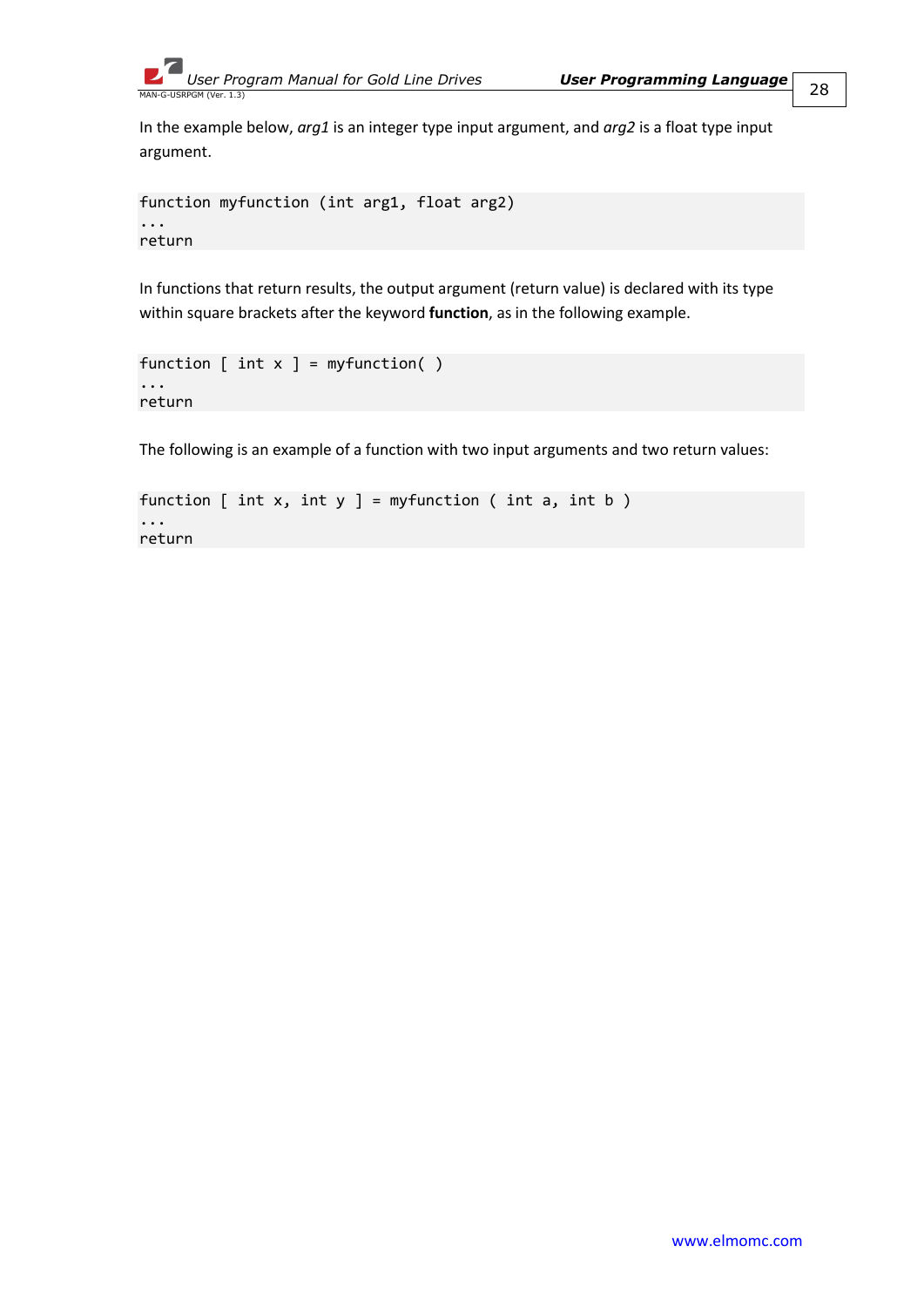In the example below, *arg1* is an integer type input argument, and *arg2* is a float type input argument.

```
function myfunction (int arg1, float arg2)
...
return
```

In functions that return results, the output argument (return value) is declared with its type within square brackets after the keyword **function**, as in the following example.

```
function [ int x ] = myfunction( )
...
return
```

The following is an example of a function with two input arguments and two return values:

```
function [ int x, int y ] = myfunction ( int a, int b )
...
return
```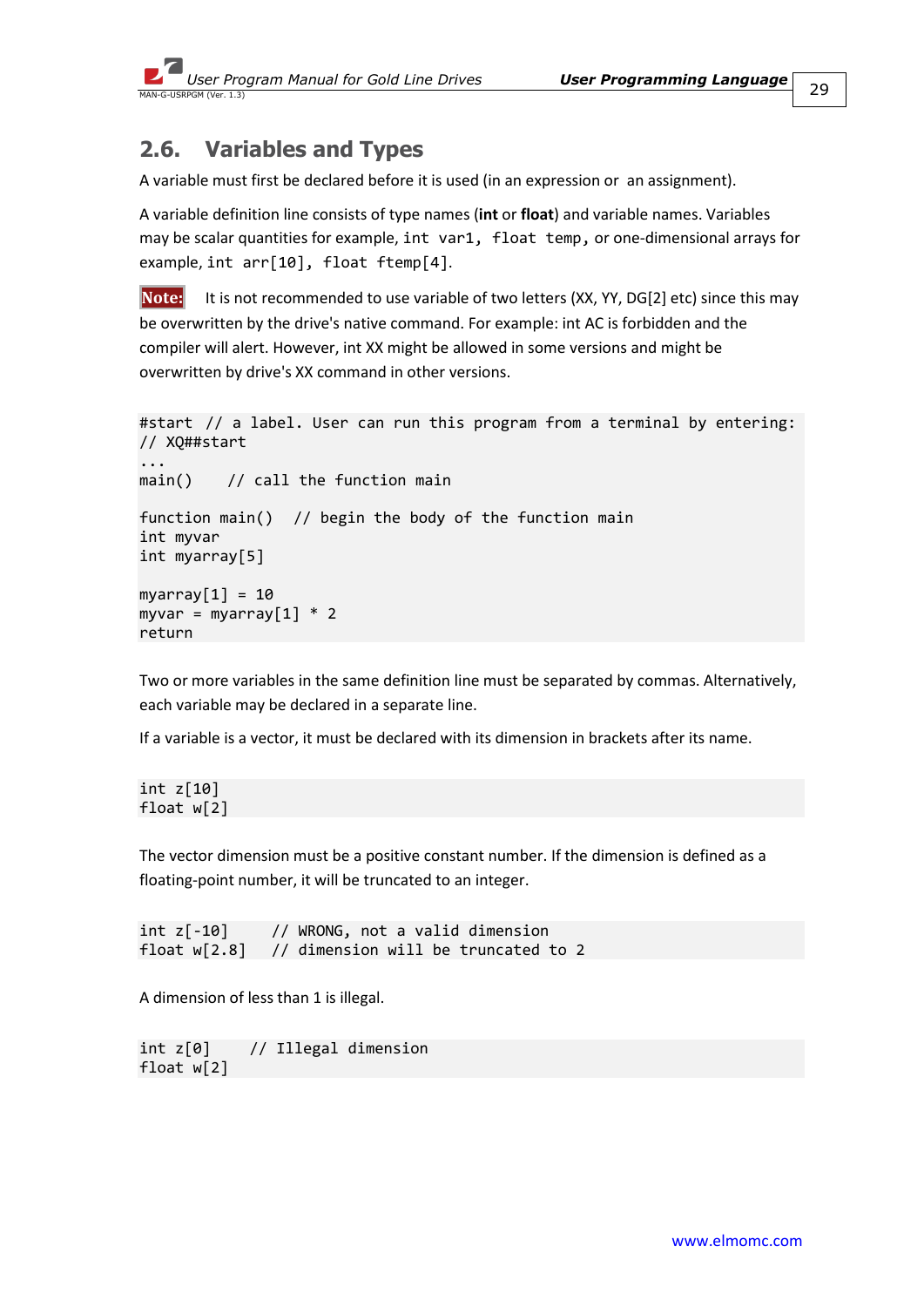## 2.6. Variables and Types

A variable must first be declared before it is used (in an expression or  an assignment).

A variable definition line consists of type names (**int** or **float**) and variable names. Variables may be scalar quantities for example, `int var1, float temp,` or one-dimensional arrays for example, `int arr[10], float ftemp[4]`.

**Note:** It is not recommended to use variable of two letters (XX, YY, DG[2] etc) since this may be overwritten by the drive's native command. For example: int AC is forbidden and the compiler will alert. However, int XX might be allowed in some versions and might be overwritten by drive's XX command in other versions.

```
#start  // a label. User can run this program from a terminal by entering:
// XQ##start
...
main()    // call the function main

function main()  // begin the body of the function main
int myvar
int myarray[5]

myarray[1] = 10
myvar = myarray[1] * 2
return
```

Two or more variables in the same definition line must be separated by commas. Alternatively, each variable may be declared in a separate line.

If a variable is a vector, it must be declared with its dimension in brackets after its name.

```
int z[10]
float w[2]
```

The vector dimension must be a positive constant number. If the dimension is defined as a floating-point number, it will be truncated to an integer.

```
int z[-10]     // WRONG, not a valid dimension
float w[2.8]   // dimension will be truncated to 2
```

A dimension of less than 1 is illegal.

```
int z[0]     // Illegal dimension
float w[2]
```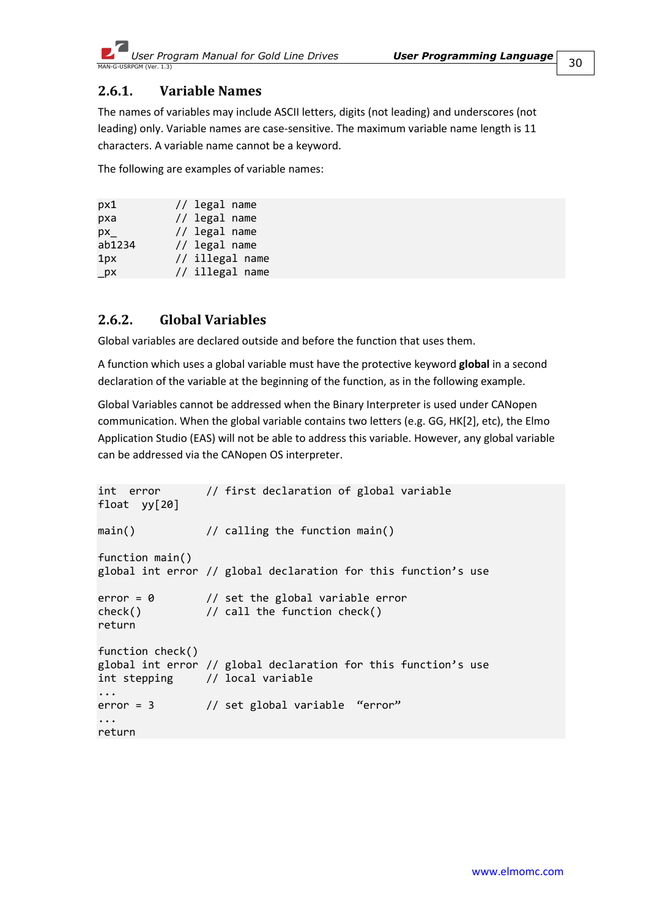### 2.6.1. Variable Names

The names of variables may include ASCII letters, digits (not leading) and underscores (not leading) only. Variable names are case-sensitive. The maximum variable name length is 11 characters. A variable name cannot be a keyword.

The following are examples of variable names:

```
px1          // legal name
pxa          // legal name
px_          // legal name
ab1234       // legal name
1px          // illegal name
_px          // illegal name
```

### 2.6.2. Global Variables

Global variables are declared outside and before the function that uses them.

A function which uses a global variable must have the protective keyword **global** in a second declaration of the variable at the beginning of the function, as in the following example.

Global Variables cannot be addressed when the Binary Interpreter is used under CANopen communication. When the global variable contains two letters (e.g. GG, HK[2], etc), the Elmo Application Studio (EAS) will not be able to address this variable. However, any global variable can be addressed via the CANopen OS interpreter.

```
int   error       // first declaration of global variable
float  yy[20]

main()            // calling the function main()

function main()
global int error  // global declaration for this function’s use

error = 0         // set the global variable error
check()           // call the function check()
return

function check()
global int error  // global declaration for this function’s use
int stepping      // local variable
...
error = 3         // set global variable  “error”
...
return
```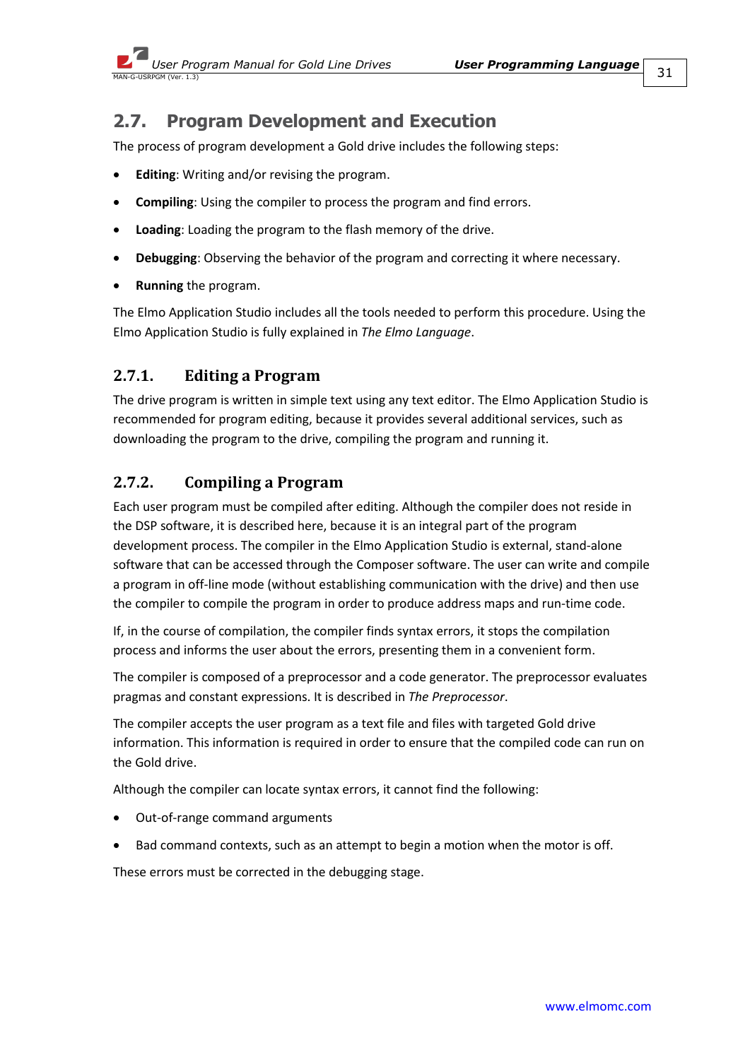## 2.7. Program Development and Execution

The process of program development a Gold drive includes the following steps:

- **Editing**: Writing and/or revising the program.
- **Compiling**: Using the compiler to process the program and find errors.
- **Loading**: Loading the program to the flash memory of the drive.
- **Debugging**: Observing the behavior of the program and correcting it where necessary.
- **Running** the program.

The Elmo Application Studio includes all the tools needed to perform this procedure. Using the Elmo Application Studio is fully explained in *The Elmo Language*.

### 2.7.1. Editing a Program

The drive program is written in simple text using any text editor. The Elmo Application Studio is recommended for program editing, because it provides several additional services, such as downloading the program to the drive, compiling the program and running it.

### 2.7.2. Compiling a Program

Each user program must be compiled after editing. Although the compiler does not reside in the DSP software, it is described here, because it is an integral part of the program development process. The compiler in the Elmo Application Studio is external, stand-alone software that can be accessed through the Composer software. The user can write and compile a program in off-line mode (without establishing communication with the drive) and then use the compiler to compile the program in order to produce address maps and run-time code.

If, in the course of compilation, the compiler finds syntax errors, it stops the compilation process and informs the user about the errors, presenting them in a convenient form.

The compiler is composed of a preprocessor and a code generator. The preprocessor evaluates pragmas and constant expressions. It is described in *The Preprocessor*.

The compiler accepts the user program as a text file and files with targeted Gold drive information. This information is required in order to ensure that the compiled code can run on the Gold drive.

Although the compiler can locate syntax errors, it cannot find the following:

- Out-of-range command arguments
- Bad command contexts, such as an attempt to begin a motion when the motor is off.

These errors must be corrected in the debugging stage.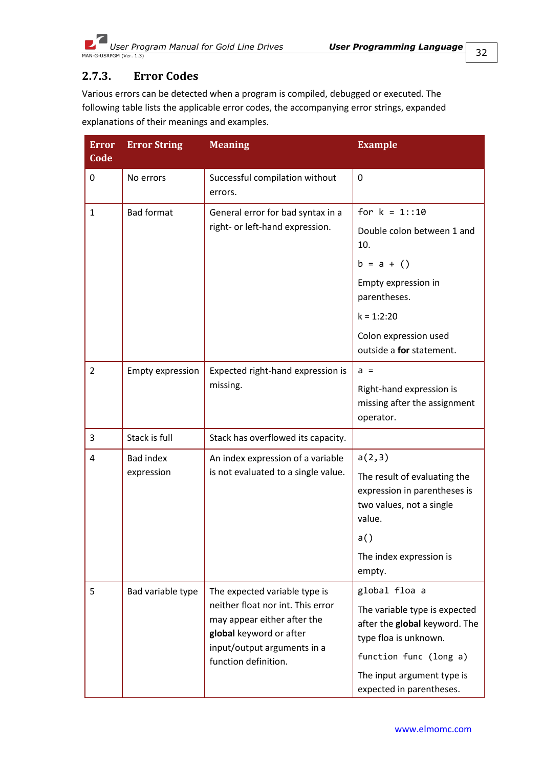### 2.7.3. Error Codes

Various errors can be detected when a program is compiled, debugged or executed. The following table lists the applicable error codes, the accompanying error strings, expanded explanations of their meanings and examples.

| Error Code | Error String | Meaning | Example |
|---|---|---|---|
| 0 | No errors | Successful compilation without errors. | 0 |
| 1 | Bad format | General error for bad syntax in a right- or left-hand expression. | `for k = 1::10`<br>Double colon between 1 and 10.<br>`b = a + ()`<br>Empty expression in parentheses.<br>k = 1:2:20<br>Colon expression used outside a **for** statement. |
| 2 | Empty expression | Expected right-hand expression is missing. | `a =`<br>Right-hand expression is missing after the assignment operator. |
| 3 | Stack is full | Stack has overflowed its capacity. | |
| 4 | Bad index expression | An index expression of a variable is not evaluated to a single value. | `a(2,3)`<br>The result of evaluating the expression in parentheses is two values, not a single value.<br>`a()`<br>The index expression is empty. |
| 5 | Bad variable type | The expected variable type is neither float nor int. This error may appear either after the **global** keyword or after input/output arguments in a function definition. | `global floa a`<br>The variable type is expected after the **global** keyword. The type floa is unknown.<br>`function func (long a)`<br>The input argument type is expected in parentheses. |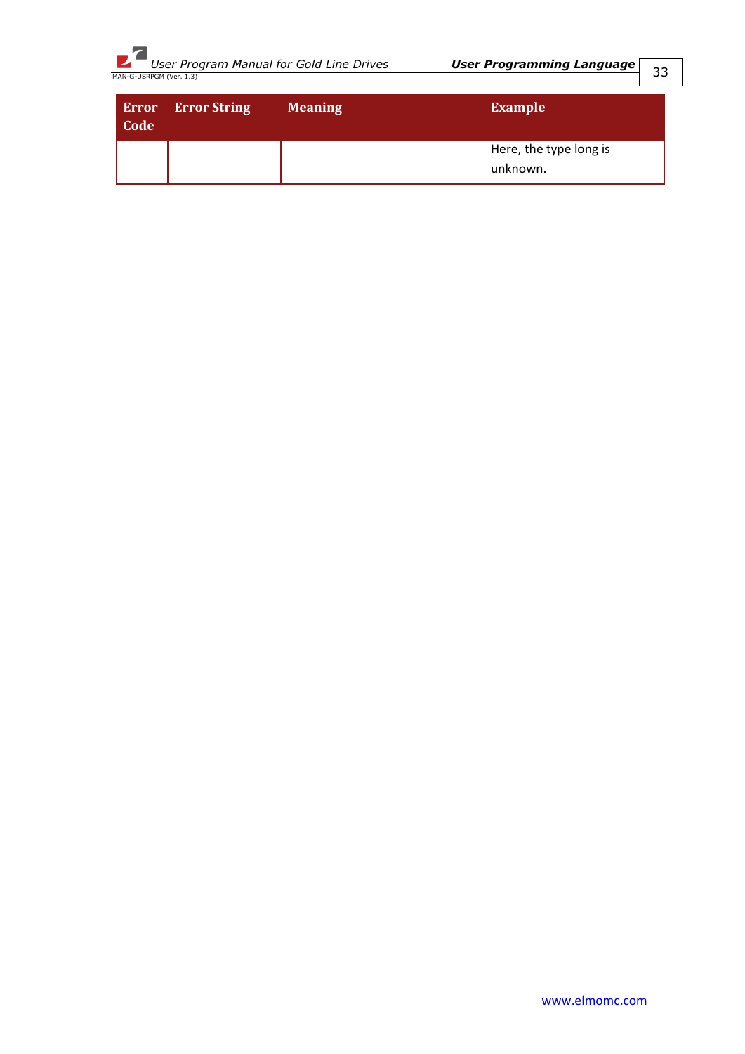| Error Code | Error String | Meaning | Example |
|---|---|---|---|
| | | | Here, the type long is unknown. |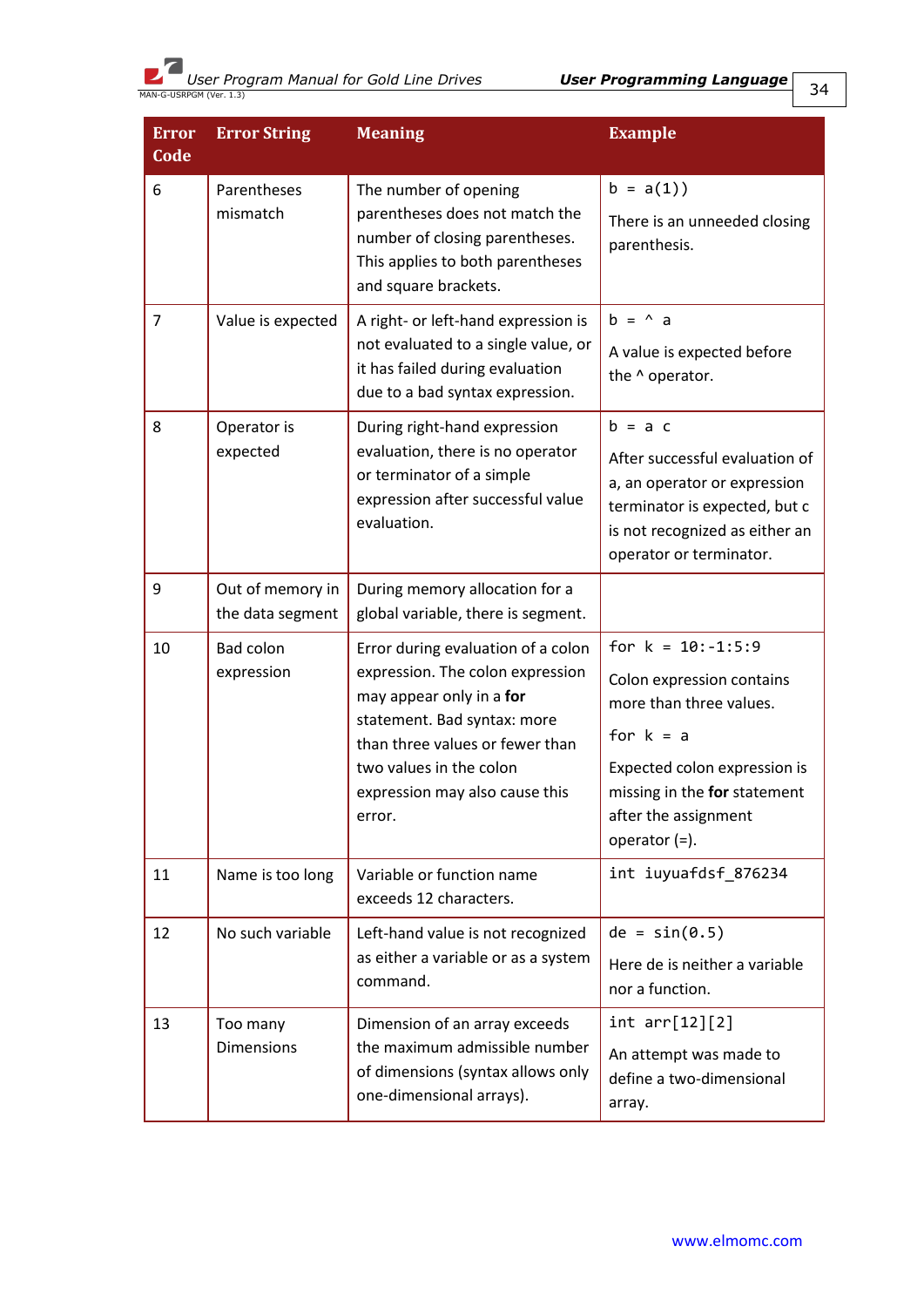| Error Code | Error String | Meaning | Example |
|---|---|---|---|
| 6 | Parentheses mismatch | The number of opening parentheses does not match the number of closing parentheses. This applies to both parentheses and square brackets. | `b = a(1))`<br>There is an unneeded closing parenthesis. |
| 7 | Value is expected | A right- or left-hand expression is not evaluated to a single value, or it has failed during evaluation due to a bad syntax expression. | `b = ^ a`<br>A value is expected before the ^ operator. |
| 8 | Operator is expected | During right-hand expression evaluation, there is no operator or terminator of a simple expression after successful value evaluation. | `b = a c`<br>After successful evaluation of a, an operator or expression terminator is expected, but c is not recognized as either an operator or terminator. |
| 9 | Out of memory in the data segment | During memory allocation for a global variable, there is segment. | |
| 10 | Bad colon expression | Error during evaluation of a colon expression. The colon expression may appear only in a **for** statement. Bad syntax: more than three values or fewer than two values in the colon expression may also cause this error. | `for k = 10:-1:5:9`<br>Colon expression contains more than three values.<br>`for k = a`<br>Expected colon expression is missing in the **for** statement after the assignment operator (=). |
| 11 | Name is too long | Variable or function name exceeds 12 characters. | `int iuyuafdsf_876234` |
| 12 | No such variable | Left-hand value is not recognized as either a variable or as a system command. | `de = sin(0.5)`<br>Here de is neither a variable nor a function. |
| 13 | Too many Dimensions | Dimension of an array exceeds the maximum admissible number of dimensions (syntax allows only one-dimensional arrays). | `int arr[12][2]`<br>An attempt was made to define a two-dimensional array. |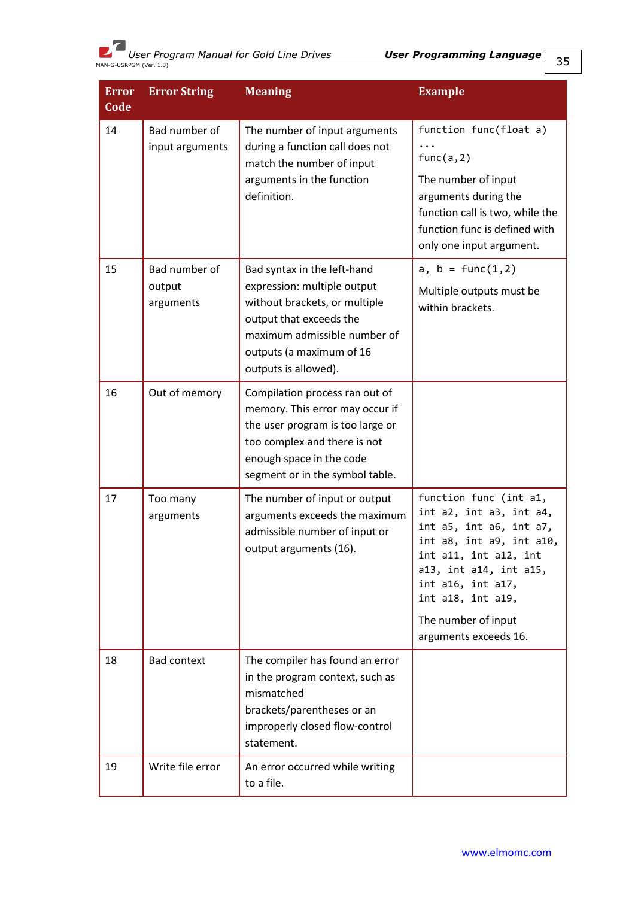| Error Code | Error String | Meaning | Example |
|---|---|---|---|
| 14 | Bad number of input arguments | The number of input arguments during a function call does not match the number of input arguments in the function definition. | `function func(float a)` `...` `func(a,2)` The number of input arguments during the function call is two, while the function func is defined with only one input argument. |
| 15 | Bad number of output arguments | Bad syntax in the left-hand expression: multiple output without brackets, or multiple output that exceeds the maximum admissible number of outputs (a maximum of 16 outputs is allowed). | `a, b = func(1,2)` Multiple outputs must be within brackets. |
| 16 | Out of memory | Compilation process ran out of memory. This error may occur if the user program is too large or too complex and there is not enough space in the code segment or in the symbol table. | |
| 17 | Too many arguments | The number of input or output arguments exceeds the maximum admissible number of input or output arguments (16). | `function func (int a1, int a2, int a3, int a4, int a5, int a6, int a7, int a8, int a9, int a10, int a11, int a12, int a13, int a14, int a15, int a16, int a17, int a18, int a19,` The number of input arguments exceeds 16. |
| 18 | Bad context | The compiler has found an error in the program context, such as mismatched brackets/parentheses or an improperly closed flow-control statement. | |
| 19 | Write file error | An error occurred while writing to a file. | |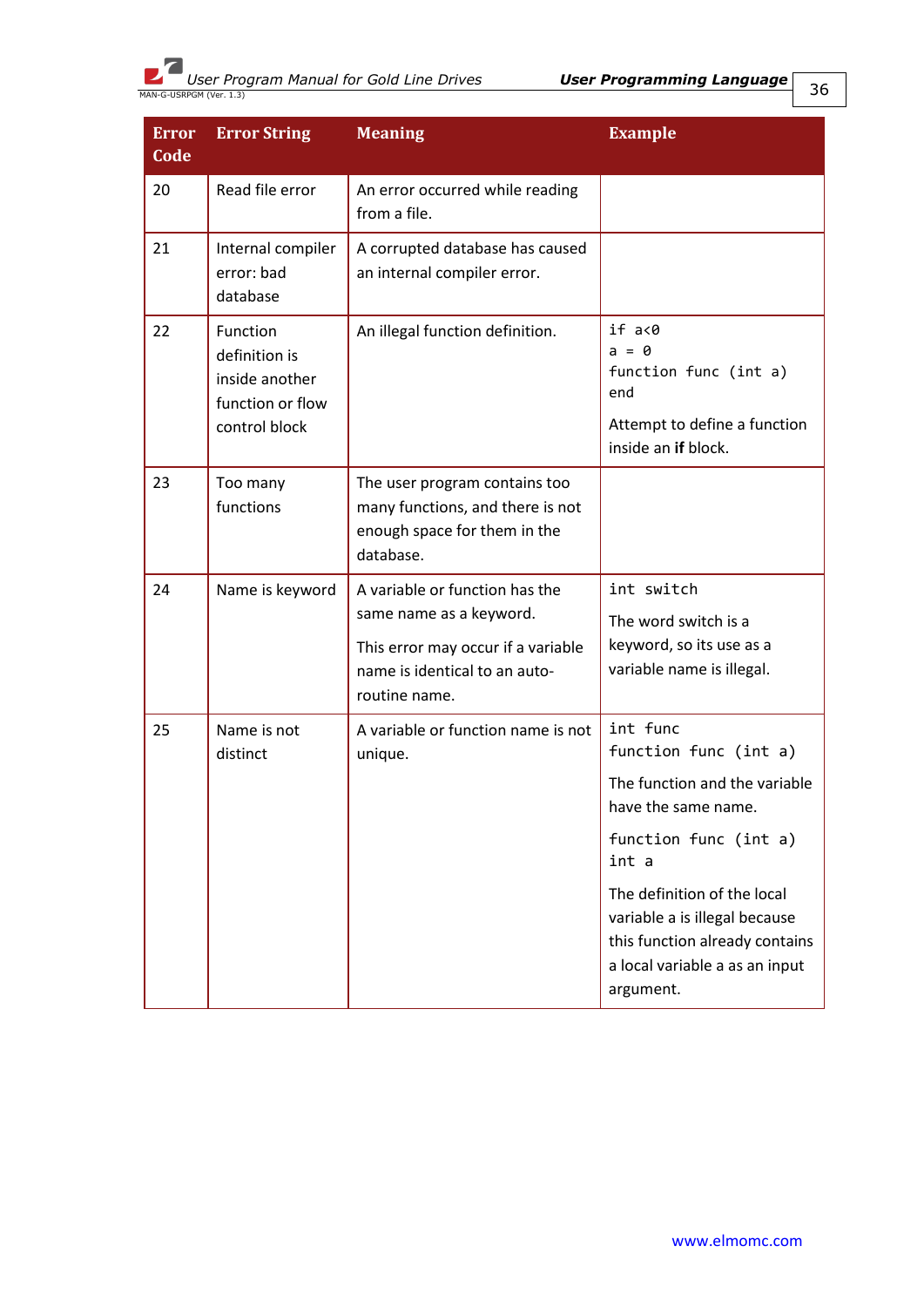| Error Code | Error String | Meaning | Example |
|---|---|---|---|
| 20 | Read file error | An error occurred while reading from a file. | |
| 21 | Internal compiler error: bad database | A corrupted database has caused an internal compiler error. | |
| 22 | Function definition is inside another function or flow control block | An illegal function definition. | `if a<0`<br>`a = 0`<br>`function func (int a)`<br>`end`<br><br>Attempt to define a function inside an **if** block. |
| 23 | Too many functions | The user program contains too many functions, and there is not enough space for them in the database. | |
| 24 | Name is keyword | A variable or function has the same name as a keyword.<br><br>This error may occur if a variable name is identical to an auto-routine name. | `int switch`<br><br>The word switch is a keyword, so its use as a variable name is illegal. |
| 25 | Name is not distinct | A variable or function name is not unique. | `int func`<br>`function func (int a)`<br><br>The function and the variable have the same name.<br><br>`function func (int a)`<br>`int a`<br><br>The definition of the local variable a is illegal because this function already contains a local variable a as an input argument. |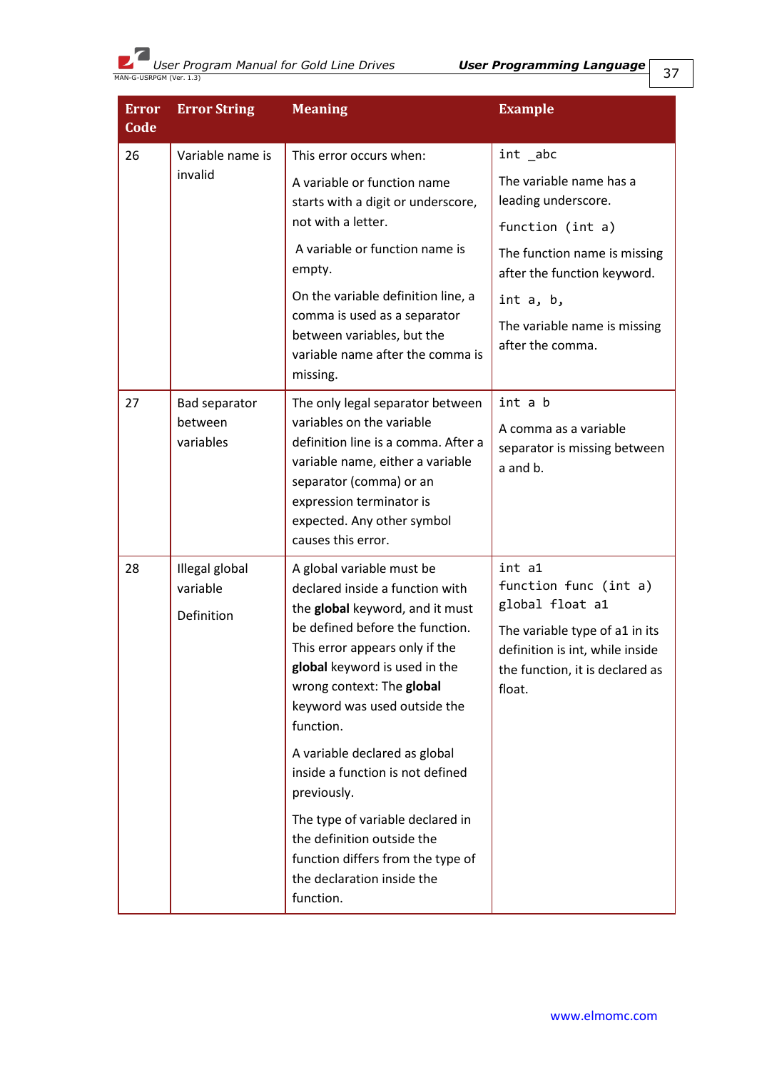| Error Code | Error String | Meaning | Example |
|---|---|---|---|
| 26 | Variable name is invalid | This error occurs when:<br><br>A variable or function name starts with a digit or underscore, not with a letter.<br><br>A variable or function name is empty.<br><br>On the variable definition line, a comma is used as a separator between variables, but the variable name after the comma is missing. | `int _abc`<br><br>The variable name has a leading underscore.<br><br>`function (int a)`<br><br>The function name is missing after the function keyword.<br><br>`int a, b,`<br><br>The variable name is missing after the comma. |
| 27 | Bad separator between variables | The only legal separator between variables on the variable definition line is a comma. After a variable name, either a variable separator (comma) or an expression terminator is expected. Any other symbol causes this error. | `int a b`<br><br>A comma as a variable separator is missing between a and b. |
| 28 | Illegal global variable<br><br>Definition | A global variable must be declared inside a function with the **global** keyword, and it must be defined before the function. This error appears only if the **global** keyword is used in the wrong context: The **global** keyword was used outside the function.<br><br>A variable declared as global inside a function is not defined previously.<br><br>The type of variable declared in the definition outside the function differs from the type of the declaration inside the function. | `int a1`<br>`function func (int a)`<br>`global float a1`<br><br>The variable type of a1 in its definition is int, while inside the function, it is declared as float. |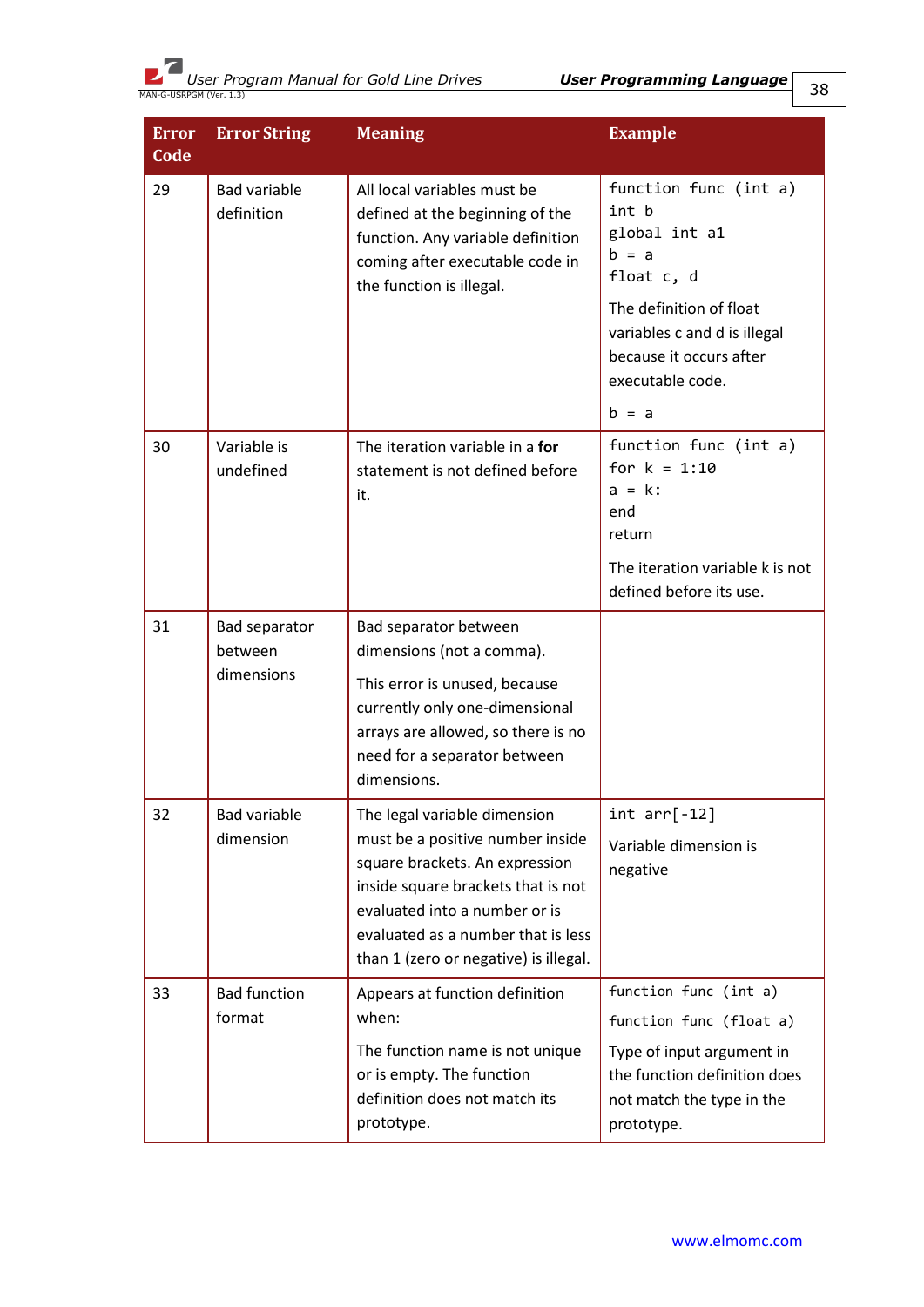| Error Code | Error String | Meaning | Example |
|---|---|---|---|
| 29 | Bad variable definition | All local variables must be defined at the beginning of the function. Any variable definition coming after executable code in the function is illegal. | `function func (int a)`<br>`int b`<br>`global int a1`<br>`b = a`<br>`float c, d`<br>The definition of float variables c and d is illegal because it occurs after executable code.<br>`b = a` |
| 30 | Variable is undefined | The iteration variable in a **for** statement is not defined before it. | `function func (int a)`<br>`for k = 1:10`<br>`a = k:`<br>`end`<br>`return`<br>The iteration variable k is not defined before its use. |
| 31 | Bad separator between dimensions | Bad separator between dimensions (not a comma).<br>This error is unused, because currently only one-dimensional arrays are allowed, so there is no need for a separator between dimensions. | |
| 32 | Bad variable dimension | The legal variable dimension must be a positive number inside square brackets. An expression inside square brackets that is not evaluated into a number or is evaluated as a number that is less than 1 (zero or negative) is illegal. | `int arr[-12]`<br>Variable dimension is negative |
| 33 | Bad function format | Appears at function definition when:<br>The function name is not unique or is empty. The function definition does not match its prototype. | `function func (int a)`<br>`function func (float a)`<br>Type of input argument in the function definition does not match the type in the prototype. |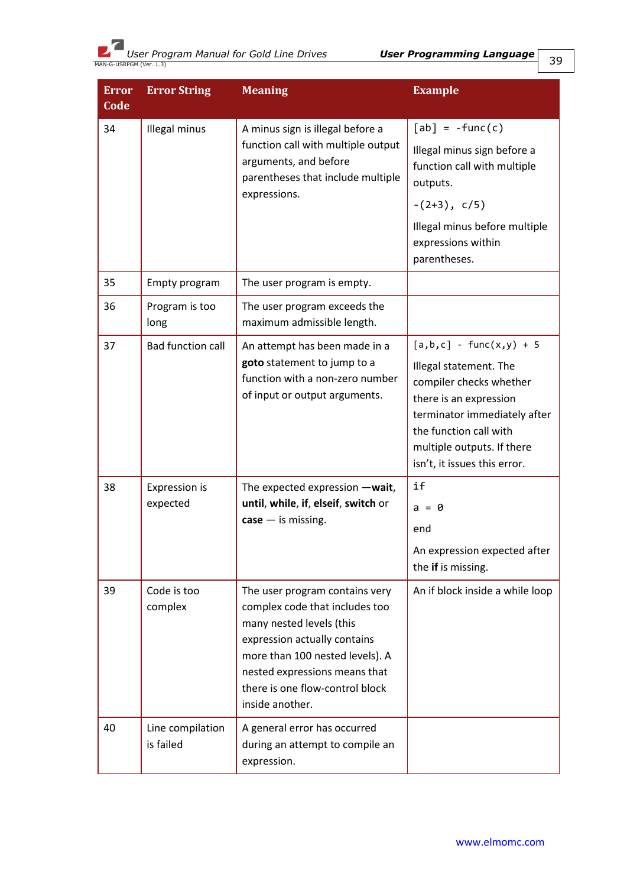| Error Code | Error String | Meaning | Example |
|---|---|---|---|
| 34 | Illegal minus | A minus sign is illegal before a function call with multiple output arguments, and before parentheses that include multiple expressions. | `[ab] = -func(c)` Illegal minus sign before a function call with multiple outputs. `-(2+3), c/5)` Illegal minus before multiple expressions within parentheses. |
| 35 | Empty program | The user program is empty. | |
| 36 | Program is too long | The user program exceeds the maximum admissible length. | |
| 37 | Bad function call | An attempt has been made in a **goto** statement to jump to a function with a non-zero number of input or output arguments. | `[a,b,c] - func(x,y) + 5` Illegal statement. The compiler checks whether there is an expression terminator immediately after the function call with multiple outputs. If there isn't, it issues this error. |
| 38 | Expression is expected | The expected expression —**wait**, **until**, **while**, **if**, **elseif**, **switch** or **case** — is missing. | `if` `a = 0` `end` An expression expected after the **if** is missing. |
| 39 | Code is too complex | The user program contains very complex code that includes too many nested levels (this expression actually contains more than 100 nested levels). A nested expressions means that there is one flow-control block inside another. | An if block inside a while loop |
| 40 | Line compilation is failed | A general error has occurred during an attempt to compile an expression. | |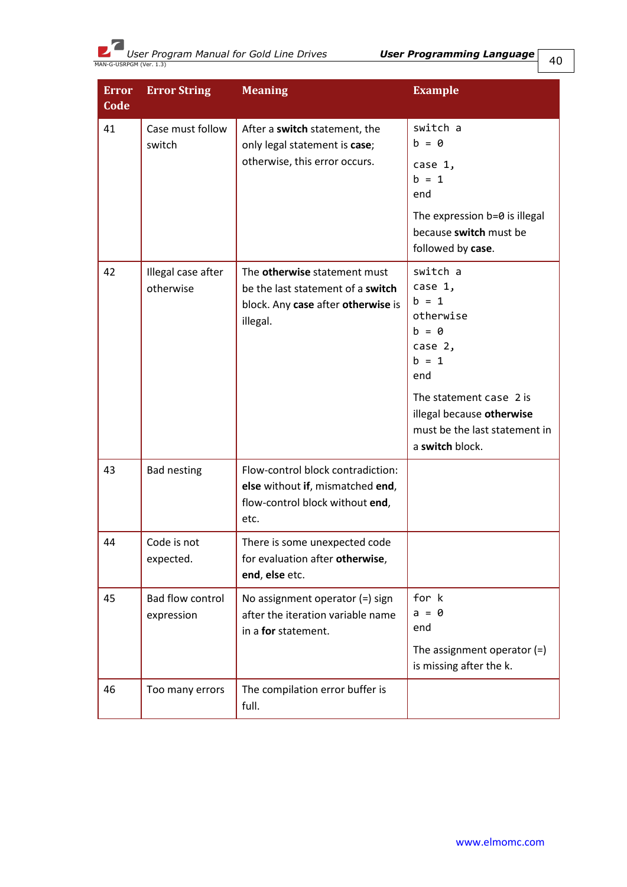| Error Code | Error String | Meaning | Example |
|---|---|---|---|
| 41 | Case must follow switch | After a **switch** statement, the only legal statement is **case**; otherwise, this error occurs. | `switch a`<br>`b = 0`<br>`case 1,`<br>`b = 1`<br>`end`<br>The expression `b=0` is illegal because **switch** must be followed by **case**. |
| 42 | Illegal case after otherwise | The **otherwise** statement must be the last statement of a **switch** block. Any **case** after **otherwise** is illegal. | `switch a`<br>`case 1,`<br>`b = 1`<br>`otherwise`<br>`b = 0`<br>`case 2,`<br>`b = 1`<br>`end`<br>The statement `case 2` is illegal because **otherwise** must be the last statement in a **switch** block. |
| 43 | Bad nesting | Flow-control block contradiction: **else** without **if**, mismatched **end**, flow-control block without **end**, etc. | |
| 44 | Code is not expected. | There is some unexpected code for evaluation after **otherwise**, **end**, **else** etc. | |
| 45 | Bad flow control expression | No assignment operator (=) sign after the iteration variable name in a **for** statement. | `for k`<br>`a = 0`<br>`end`<br>The assignment operator (=) is missing after the k. |
| 46 | Too many errors | The compilation error buffer is full. | |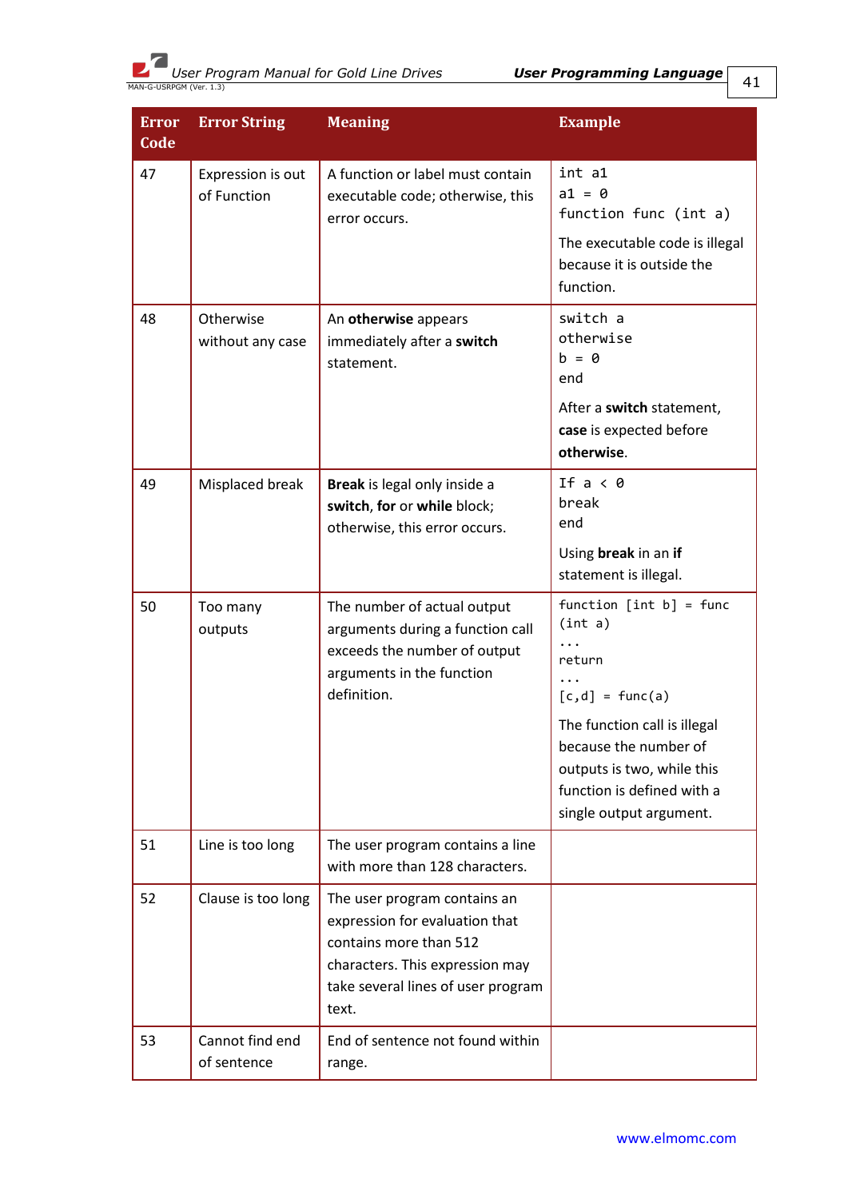| Error Code | Error String | Meaning | Example |
|---|---|---|---|
| 47 | Expression is out of Function | A function or label must contain executable code; otherwise, this error occurs. | `int a1`<br>`a1 = 0`<br>`function func (int a)`<br><br>The executable code is illegal because it is outside the function. |
| 48 | Otherwise without any case | An **otherwise** appears immediately after a **switch** statement. | `switch a`<br>`otherwise`<br>`b = 0`<br>`end`<br><br>After a **switch** statement, **case** is expected before **otherwise**. |
| 49 | Misplaced break | **Break** is legal only inside a **switch**, **for** or **while** block; otherwise, this error occurs. | `If a < 0`<br>`break`<br>`end`<br><br>Using **break** in an **if** statement is illegal. |
| 50 | Too many outputs | The number of actual output arguments during a function call exceeds the number of output arguments in the function definition. | `function [int b] = func (int a)`<br>`...`<br>`return`<br>`...`<br>`[c,d] = func(a)`<br><br>The function call is illegal because the number of outputs is two, while this function is defined with a single output argument. |
| 51 | Line is too long | The user program contains a line with more than 128 characters. | |
| 52 | Clause is too long | The user program contains an expression for evaluation that contains more than 512 characters. This expression may take several lines of user program text. | |
| 53 | Cannot find end of sentence | End of sentence not found within range. | |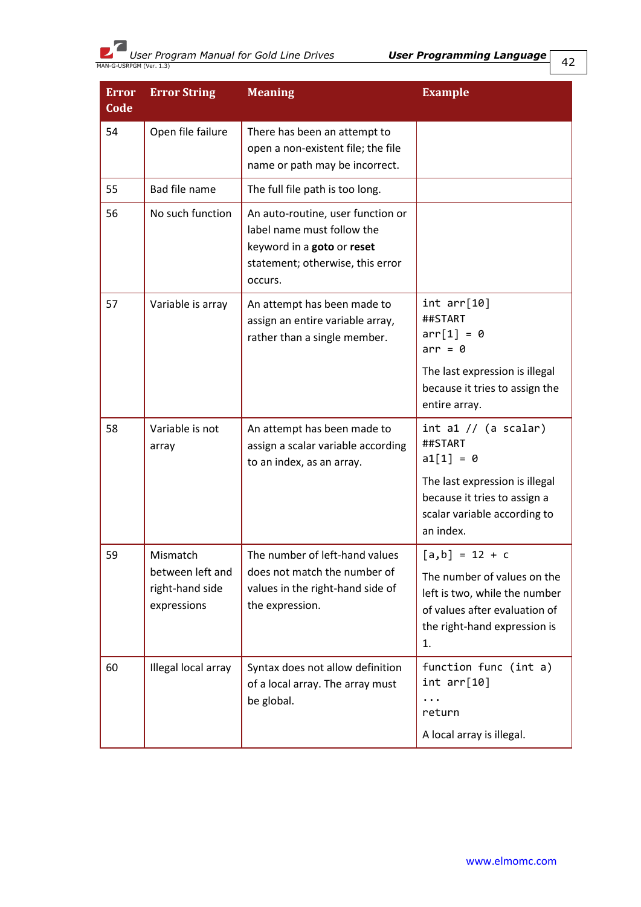| Error Code | Error String | Meaning | Example |
|---|---|---|---|
| 54 | Open file failure | There has been an attempt to open a non-existent file; the file name or path may be incorrect. | |
| 55 | Bad file name | The full file path is too long. | |
| 56 | No such function | An auto-routine, user function or label name must follow the keyword in a **goto** or **reset** statement; otherwise, this error occurs. | |
| 57 | Variable is array | An attempt has been made to assign an entire variable array, rather than a single member. | `int arr[10]`<br>`##START`<br>`arr[1] = 0`<br>`arr = 0`<br><br>The last expression is illegal because it tries to assign the entire array. |
| 58 | Variable is not array | An attempt has been made to assign a scalar variable according to an index, as an array. | `int a1 // (a scalar)`<br>`##START`<br>`a1[1] = 0`<br><br>The last expression is illegal because it tries to assign a scalar variable according to an index. |
| 59 | Mismatch between left and right-hand side expressions | The number of left-hand values does not match the number of values in the right-hand side of the expression. | `[a,b] = 12 + c`<br><br>The number of values on the left is two, while the number of values after evaluation of the right-hand expression is 1. |
| 60 | Illegal local array | Syntax does not allow definition of a local array. The array must be global. | `function func (int a)`<br>`int arr[10]`<br>`...`<br>`return`<br><br>A local array is illegal. |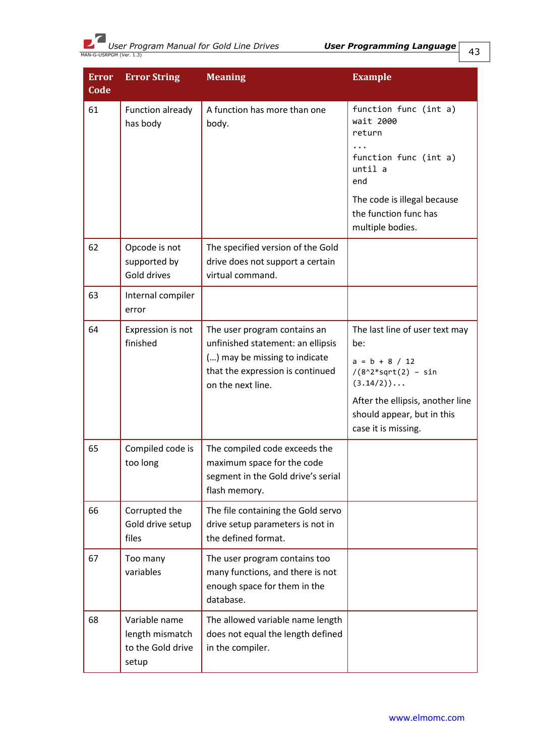| Error Code | Error String | Meaning | Example |
|---|---|---|---|
| 61 | Function already has body | A function has more than one body. | `function func (int a)`<br>`wait 2000`<br>`return`<br>`...`<br>`function func (int a)`<br>`until a`<br>`end`<br>The code is illegal because the function func has multiple bodies. |
| 62 | Opcode is not supported by Gold drives | The specified version of the Gold drive does not support a certain virtual command. | |
| 63 | Internal compiler error | | |
| 64 | Expression is not finished | The user program contains an unfinished statement: an ellipsis (…) may be missing to indicate that the expression is continued on the next line. | The last line of user text may be:<br>`a = b + 8 / 12 /(8^2*sqrt(2) – sin (3.14/2))...`<br>After the ellipsis, another line should appear, but in this case it is missing. |
| 65 | Compiled code is too long | The compiled code exceeds the maximum space for the code segment in the Gold drive's serial flash memory. | |
| 66 | Corrupted the Gold drive setup files | The file containing the Gold servo drive setup parameters is not in the defined format. | |
| 67 | Too many variables | The user program contains too many functions, and there is not enough space for them in the database. | |
| 68 | Variable name length mismatch to the Gold drive setup | The allowed variable name length does not equal the length defined in the compiler. | |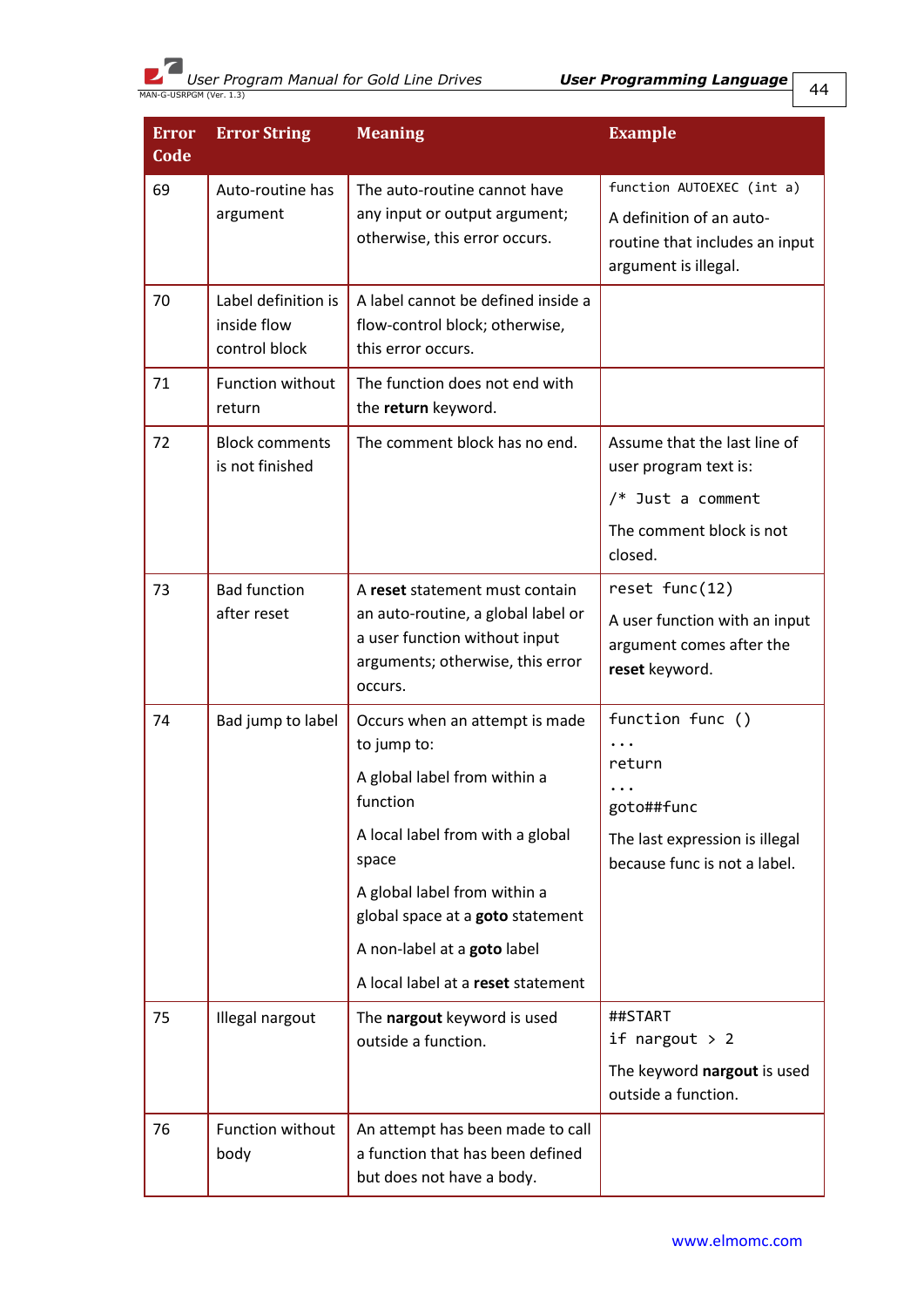| Error Code | Error String | Meaning | Example |
|---|---|---|---|
| 69 | Auto-routine has argument | The auto-routine cannot have any input or output argument; otherwise, this error occurs. | `function AUTOEXEC (int a)`<br>A definition of an auto-routine that includes an input argument is illegal. |
| 70 | Label definition is inside flow control block | A label cannot be defined inside a flow-control block; otherwise, this error occurs. | |
| 71 | Function without return | The function does not end with the **return** keyword. | |
| 72 | Block comments is not finished | The comment block has no end. | Assume that the last line of user program text is:<br>`/* Just a comment`<br>The comment block is not closed. |
| 73 | Bad function after reset | A **reset** statement must contain an auto-routine, a global label or a user function without input arguments; otherwise, this error occurs. | `reset func(12)`<br>A user function with an input argument comes after the **reset** keyword. |
| 74 | Bad jump to label | Occurs when an attempt is made to jump to:<br>A global label from within a function<br>A local label from with a global space<br>A global label from within a global space at a **goto** statement<br>A non-label at a **goto** label<br>A local label at a **reset** statement | `function func ()`<br>`...`<br>`return`<br>`...`<br>`goto##func`<br>The last expression is illegal because func is not a label. |
| 75 | Illegal nargout | The **nargout** keyword is used outside a function. | `##START`<br>`if nargout > 2`<br>The keyword **nargout** is used outside a function. |
| 76 | Function without body | An attempt has been made to call a function that has been defined but does not have a body. | |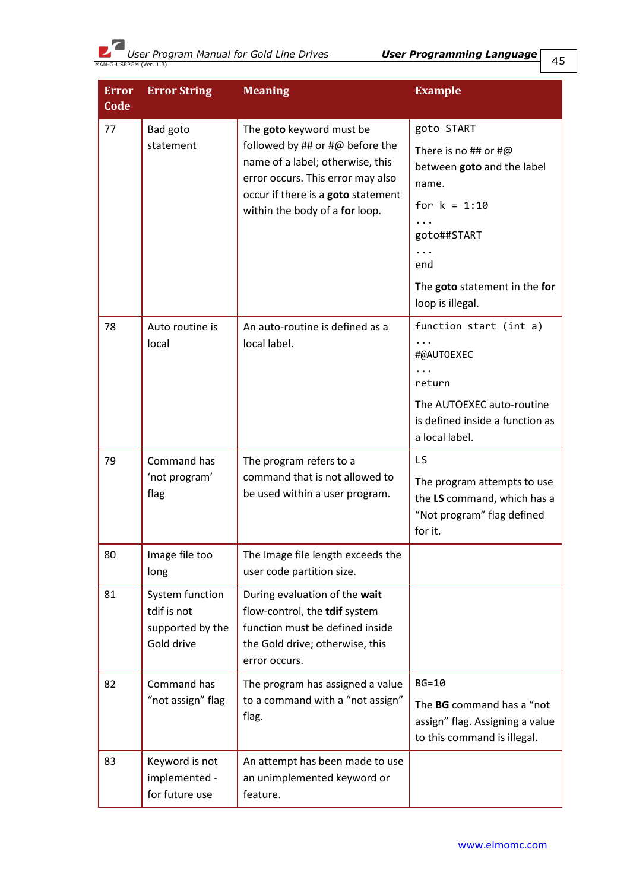| Error Code | Error String | Meaning | Example |
|---|---|---|---|
| 77 | Bad goto statement | The **goto** keyword must be followed by ## or #@ before the name of a label; otherwise, this error occurs. This error may also occur if there is a **goto** statement within the body of a **for** loop. | `goto START`<br>There is no ## or #@ between **goto** and the label name.<br>`for k = 1:10`<br>`...`<br>`goto##START`<br>`...`<br>`end`<br>The **goto** statement in the **for** loop is illegal. |
| 78 | Auto routine is local | An auto-routine is defined as a local label. | `function start (int a)`<br>`...`<br>`#@AUTOEXEC`<br>`...`<br>`return`<br>The AUTOEXEC auto-routine is defined inside a function as a local label. |
| 79 | Command has 'not program' flag | The program refers to a command that is not allowed to be used within a user program. | `LS`<br>The program attempts to use the **LS** command, which has a "Not program" flag defined for it. |
| 80 | Image file too long | The Image file length exceeds the user code partition size. | |
| 81 | System function tdif is not supported by the Gold drive | During evaluation of the **wait** flow-control, the **tdif** system function must be defined inside the Gold drive; otherwise, this error occurs. | |
| 82 | Command has "not assign" flag | The program has assigned a value to a command with a "not assign" flag. | `BG=10`<br>The **BG** command has a "not assign" flag. Assigning a value to this command is illegal. |
| 83 | Keyword is not implemented - for future use | An attempt has been made to use an unimplemented keyword or feature. | |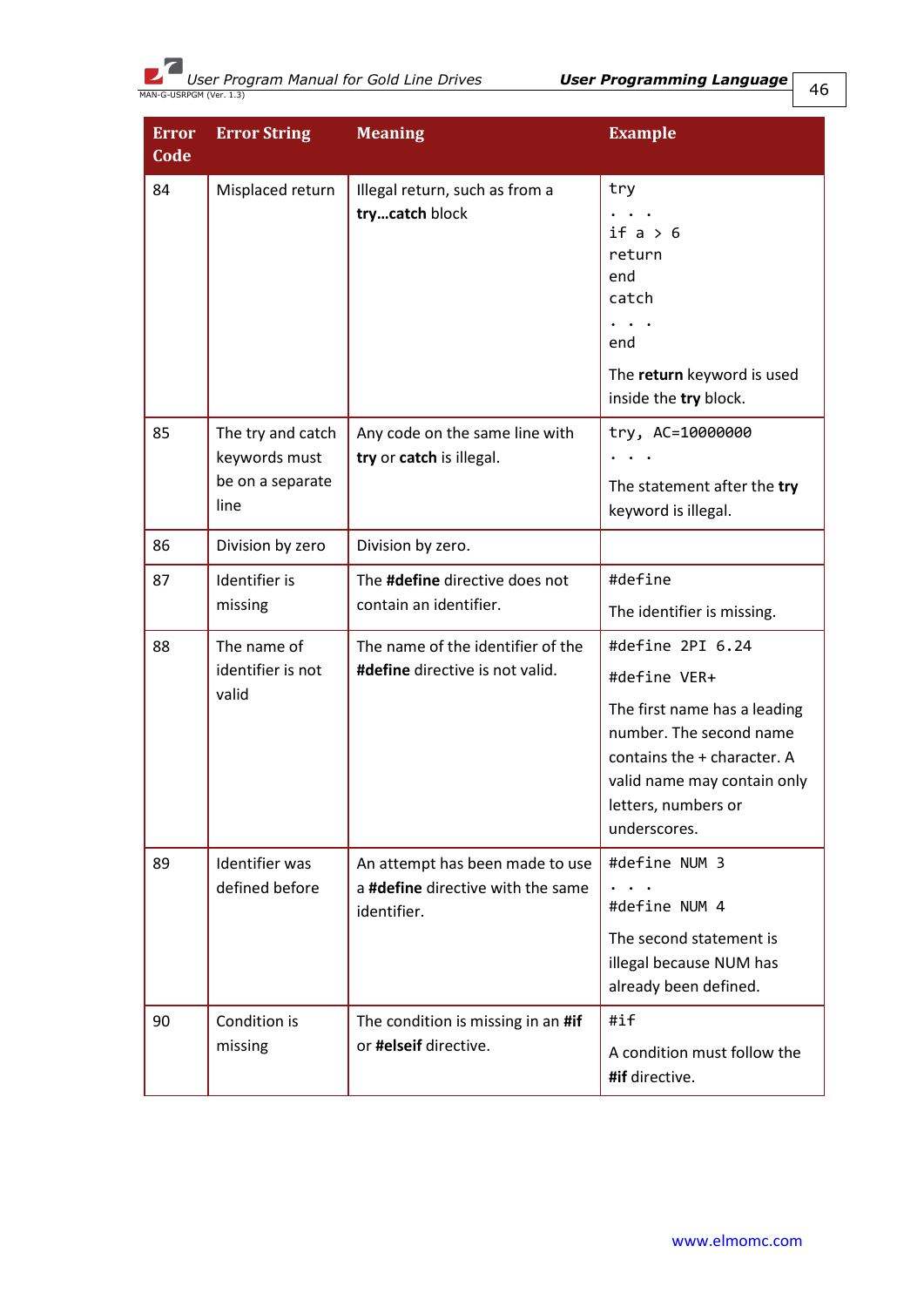| Error Code | Error String | Meaning | Example |
|---|---|---|---|
| 84 | Misplaced return | Illegal return, such as from a **try…catch** block | `try`<br>`. . .`<br>`if a > 6`<br>`return`<br>`end`<br>`catch`<br>`. . .`<br>`end`<br>The **return** keyword is used inside the **try** block. |
| 85 | The try and catch keywords must be on a separate line | Any code on the same line with **try** or **catch** is illegal. | `try, AC=10000000`<br>`. . .`<br>The statement after the **try** keyword is illegal. |
| 86 | Division by zero | Division by zero. | |
| 87 | Identifier is missing | The **#define** directive does not contain an identifier. | `#define`<br>The identifier is missing. |
| 88 | The name of identifier is not valid | The name of the identifier of the **#define** directive is not valid. | `#define 2PI 6.24`<br>`#define VER+`<br>The first name has a leading number. The second name contains the + character. A valid name may contain only letters, numbers or underscores. |
| 89 | Identifier was defined before | An attempt has been made to use a **#define** directive with the same identifier. | `#define NUM 3`<br>`. . .`<br>`#define NUM 4`<br>The second statement is illegal because NUM has already been defined. |
| 90 | Condition is missing | The condition is missing in an **#if** or **#elseif** directive. | `#if`<br>A condition must follow the **#if** directive. |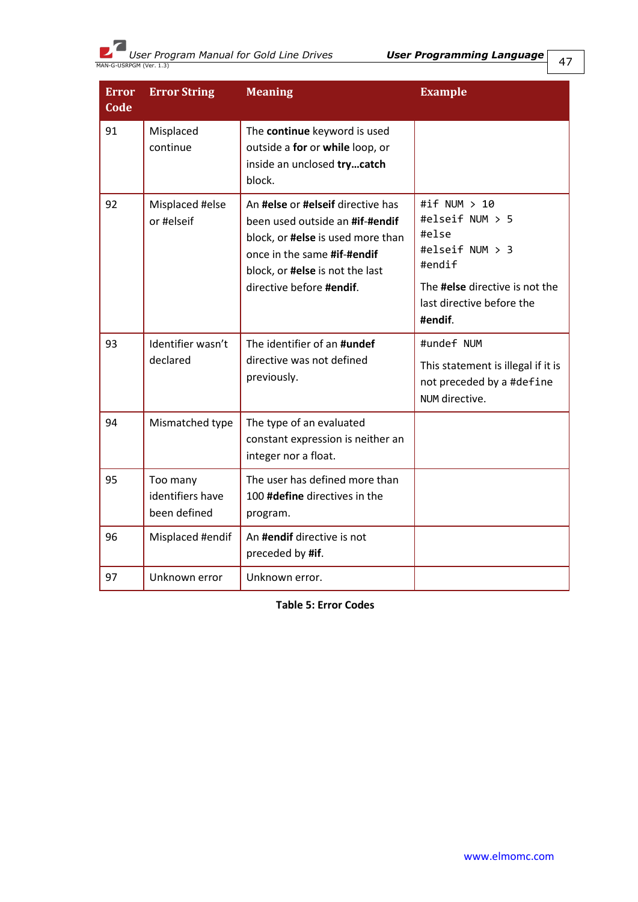| Error Code | Error String | Meaning | Example |
|---|---|---|---|
| 91 | Misplaced continue | The **continue** keyword is used outside a **for** or **while** loop, or inside an unclosed **try…catch** block. | |
| 92 | Misplaced #else or #elseif | An **#else** or **#elseif** directive has been used outside an **#if**-**#endif** block, or **#else** is used more than once in the same **#if**-**#endif** block, or **#else** is not the last directive before **#endif**. | `#if NUM > 10`<br>`#elseif NUM > 5`<br>`#else`<br>`#elseif NUM > 3`<br>`#endif`<br>The **#else** directive is not the last directive before the **#endif**. |
| 93 | Identifier wasn't declared | The identifier of an **#undef** directive was not defined previously. | `#undef NUM`<br>This statement is illegal if it is not preceded by a `#define NUM` directive. |
| 94 | Mismatched type | The type of an evaluated constant expression is neither an integer nor a float. | |
| 95 | Too many identifiers have been defined | The user has defined more than 100 **#define** directives in the program. | |
| 96 | Misplaced #endif | An **#endif** directive is not preceded by **#if**. | |
| 97 | Unknown error | Unknown error. | |

**Table 5: Error Codes**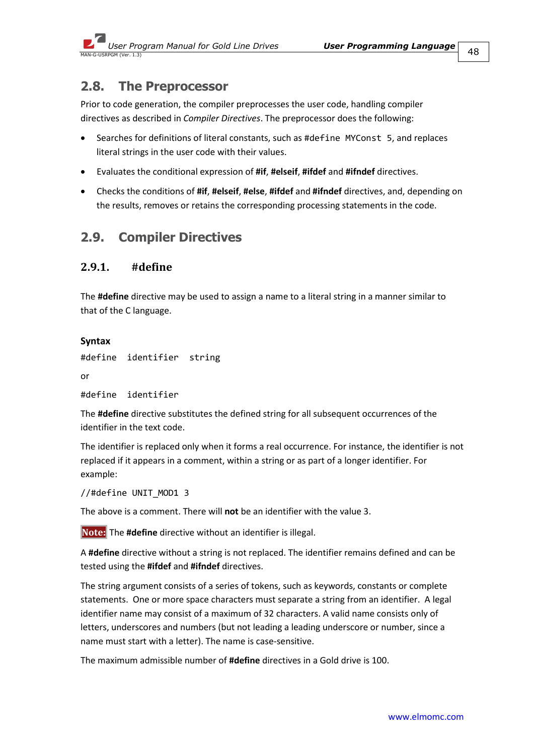## 2.8. The Preprocessor

Prior to code generation, the compiler preprocesses the user code, handling compiler directives as described in *Compiler Directives*. The preprocessor does the following:

- Searches for definitions of literal constants, such as `#define MYConst 5`, and replaces literal strings in the user code with their values.
- Evaluates the conditional expression of **#if**, **#elseif**, **#ifdef** and **#ifndef** directives.
- Checks the conditions of **#if**, **#elseif**, **#else**, **#ifdef** and **#ifndef** directives, and, depending on the results, removes or retains the corresponding processing statements in the code.

## 2.9. Compiler Directives

### 2.9.1. #define

The **#define** directive may be used to assign a name to a literal string in a manner similar to that of the C language.

**Syntax**

```
#define  identifier  string
```

or

```
#define  identifier
```

The **#define** directive substitutes the defined string for all subsequent occurrences of the identifier in the text code.

The identifier is replaced only when it forms a real occurrence. For instance, the identifier is not replaced if it appears in a comment, within a string or as part of a longer identifier. For example:

```
//#define UNIT_MOD1 3
```

The above is a comment. There will **not** be an identifier with the value 3.

**Note:** The **#define** directive without an identifier is illegal.

A **#define** directive without a string is not replaced. The identifier remains defined and can be tested using the **#ifdef** and **#ifndef** directives.

The string argument consists of a series of tokens, such as keywords, constants or complete statements. One or more space characters must separate a string from an identifier. A legal identifier name may consist of a maximum of 32 characters. A valid name consists only of letters, underscores and numbers (but not leading a leading underscore or number, since a name must start with a letter). The name is case-sensitive.

The maximum admissible number of **#define** directives in a Gold drive is 100.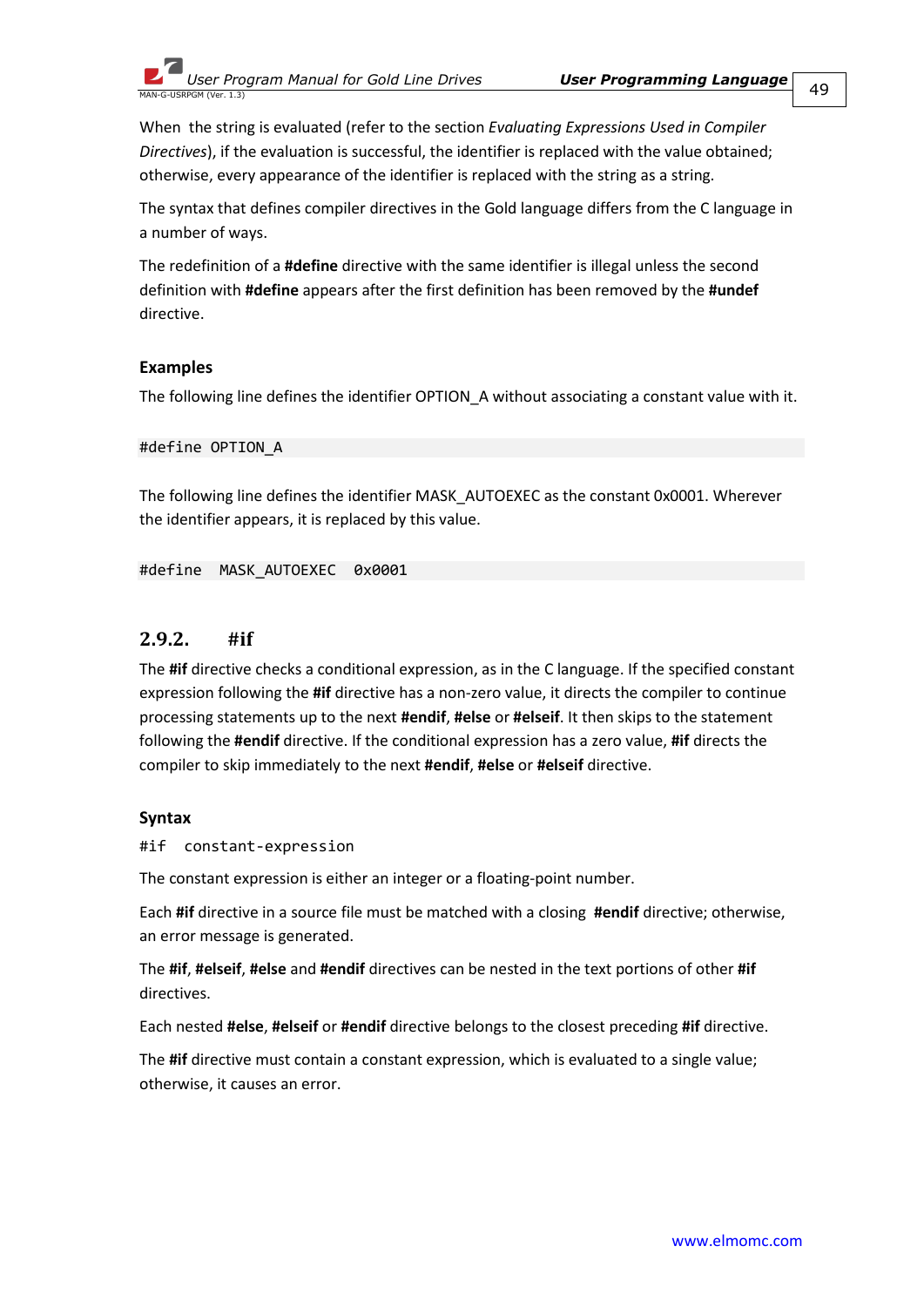When the string is evaluated (refer to the section *Evaluating Expressions Used in Compiler Directives*), if the evaluation is successful, the identifier is replaced with the value obtained; otherwise, every appearance of the identifier is replaced with the string as a string.

The syntax that defines compiler directives in the Gold language differs from the C language in a number of ways.

The redefinition of a **#define** directive with the same identifier is illegal unless the second definition with **#define** appears after the first definition has been removed by the **#undef** directive.

### Examples

The following line defines the identifier OPTION_A without associating a constant value with it.

```
#define OPTION_A
```

The following line defines the identifier MASK_AUTOEXEC as the constant 0x0001. Wherever the identifier appears, it is replaced by this value.

```
#define  MASK_AUTOEXEC  0x0001
```

## 2.9.2. #if

The **#if** directive checks a conditional expression, as in the C language. If the specified constant expression following the **#if** directive has a non-zero value, it directs the compiler to continue processing statements up to the next **#endif**, **#else** or **#elseif**. It then skips to the statement following the **#endif** directive. If the conditional expression has a zero value, **#if** directs the compiler to skip immediately to the next **#endif**, **#else** or **#elseif** directive.

### Syntax

```
#if  constant-expression
```

The constant expression is either an integer or a floating-point number.

Each **#if** directive in a source file must be matched with a closing **#endif** directive; otherwise, an error message is generated.

The **#if**, **#elseif**, **#else** and **#endif** directives can be nested in the text portions of other **#if** directives.

Each nested **#else**, **#elseif** or **#endif** directive belongs to the closest preceding **#if** directive.

The **#if** directive must contain a constant expression, which is evaluated to a single value; otherwise, it causes an error.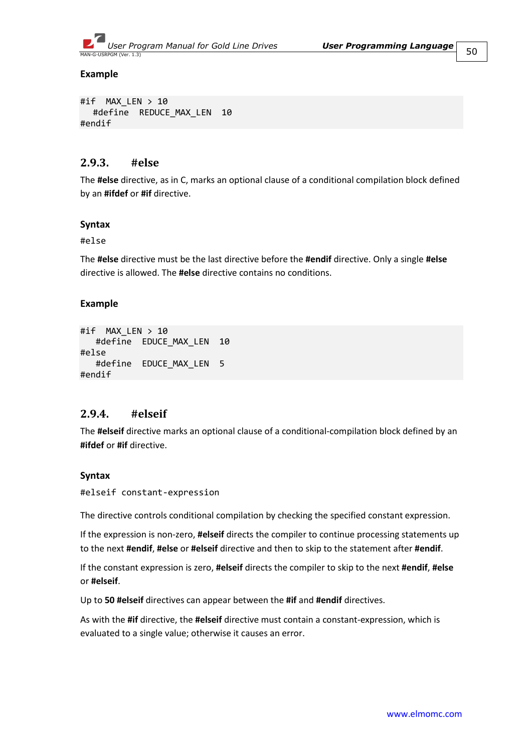**Example**

```
#if  MAX_LEN > 10
  #define  REDUCE_MAX_LEN  10
#endif
```

### 2.9.3. #else

The **#else** directive, as in C, marks an optional clause of a conditional compilation block defined by an **#ifdef** or **#if** directive.

**Syntax**

```
#else
```

The **#else** directive must be the last directive before the **#endif** directive. Only a single **#else** directive is allowed. The **#else** directive contains no conditions.

**Example**

```
#if  MAX_LEN > 10
   #define  EDUCE_MAX_LEN  10
#else
   #define  EDUCE_MAX_LEN  5
#endif
```

### 2.9.4. #elseif

The **#elseif** directive marks an optional clause of a conditional-compilation block defined by an **#ifdef** or **#if** directive.

**Syntax**

```
#elseif constant-expression
```

The directive controls conditional compilation by checking the specified constant expression.

If the expression is non-zero, **#elseif** directs the compiler to continue processing statements up to the next **#endif**, **#else** or **#elseif** directive and then to skip to the statement after **#endif**.

If the constant expression is zero, **#elseif** directs the compiler to skip to the next **#endif**, **#else** or **#elseif**.

Up to **50 #elseif** directives can appear between the **#if** and **#endif** directives.

As with the **#if** directive, the **#elseif** directive must contain a constant-expression, which is evaluated to a single value; otherwise it causes an error.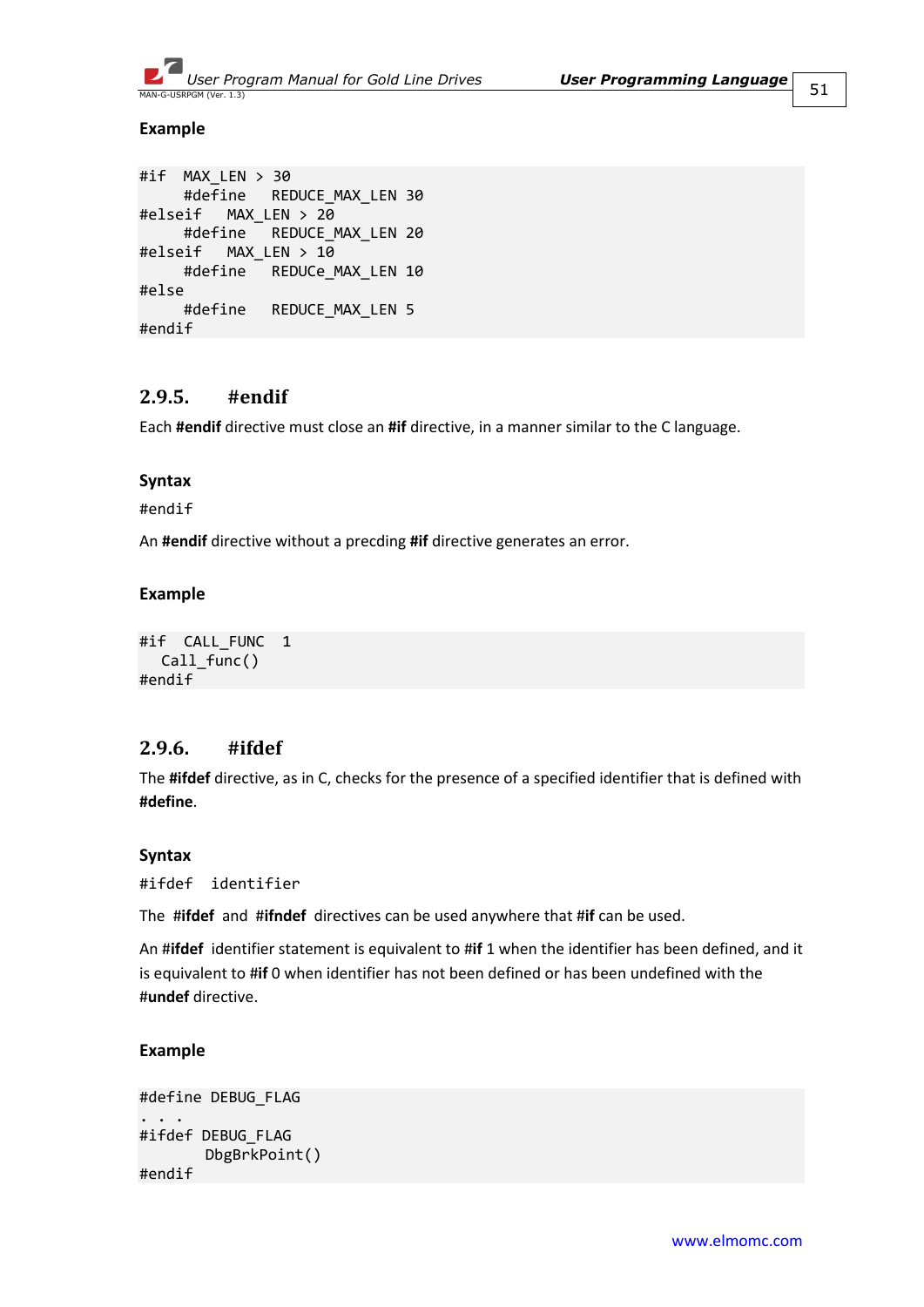#### Example

```
#if  MAX_LEN > 30
     #define   REDUCE_MAX_LEN 30
#elseif   MAX_LEN > 20
     #define   REDUCE_MAX_LEN 20
#elseif   MAX_LEN > 10
     #define   REDUCe_MAX_LEN 10
#else
     #define   REDUCE_MAX_LEN 5
#endif
```

### 2.9.5. #endif

Each **#endif** directive must close an **#if** directive, in a manner similar to the C language.

#### Syntax

#endif

An **#endif** directive without a precding **#if** directive generates an error.

#### Example

```
#if  CALL_FUNC  1
  Call_func()
#endif
```

### 2.9.6. #ifdef

The **#ifdef** directive, as in C, checks for the presence of a specified identifier that is defined with **#define**.

#### Syntax

#ifdef  identifier

The **#ifdef** and **#ifndef** directives can be used anywhere that **#if** can be used.

An **#ifdef** identifier statement is equivalent to **#if** 1 when the identifier has been defined, and it is equivalent to **#if** 0 when identifier has not been defined or has been undefined with the **#undef** directive.

#### Example

```
#define DEBUG_FLAG
. . .
#ifdef DEBUG_FLAG
       DbgBrkPoint()
#endif
```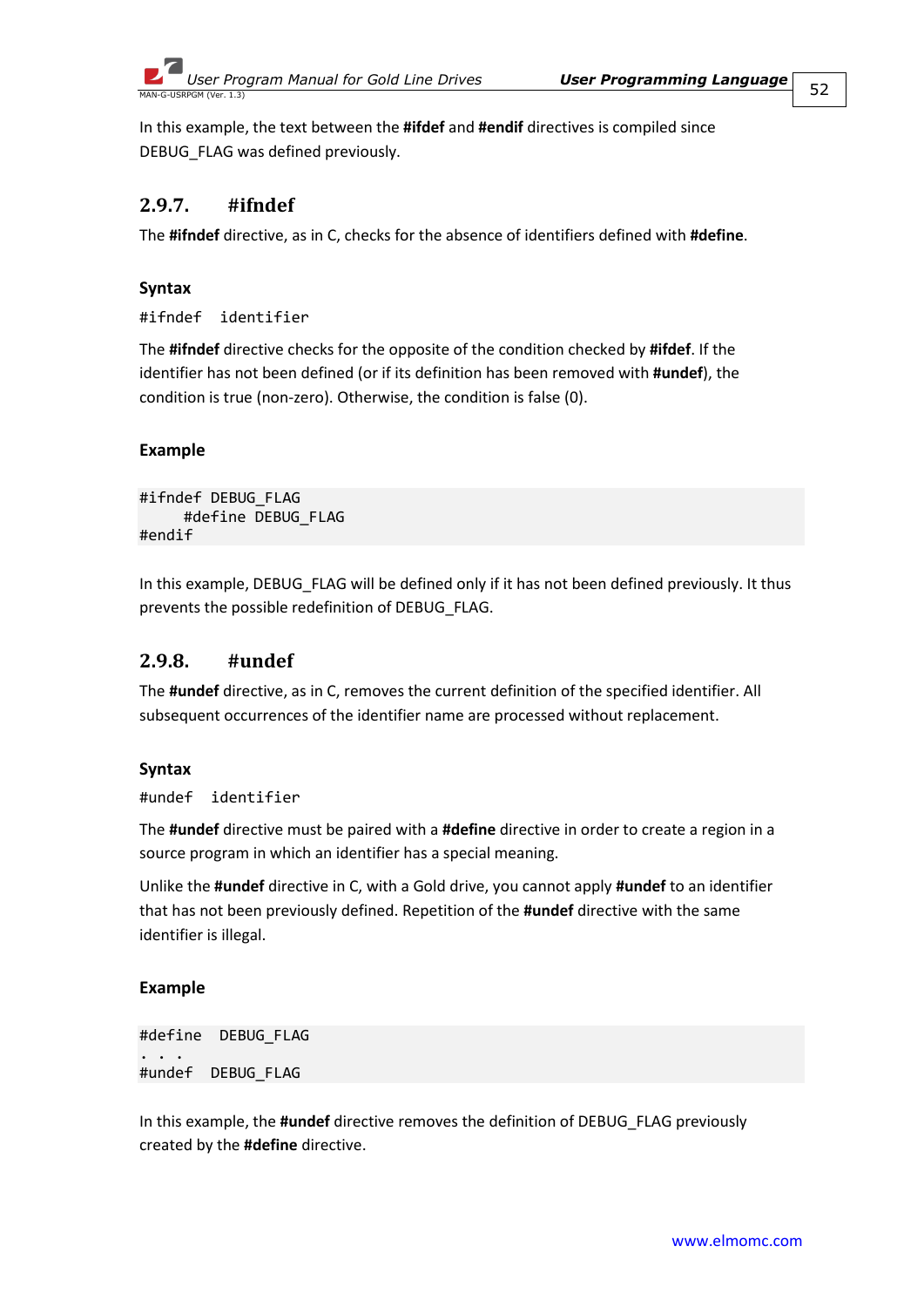In this example, the text between the **#ifdef** and **#endif** directives is compiled since DEBUG_FLAG was defined previously.

### 2.9.7. #ifndef

The **#ifndef** directive, as in C, checks for the absence of identifiers defined with **#define**.

**Syntax**

```
#ifndef  identifier
```

The **#ifndef** directive checks for the opposite of the condition checked by **#ifdef**. If the identifier has not been defined (or if its definition has been removed with **#undef**), the condition is true (non-zero). Otherwise, the condition is false (0).

**Example**

```
#ifndef DEBUG_FLAG
     #define DEBUG_FLAG
#endif
```

In this example, DEBUG_FLAG will be defined only if it has not been defined previously. It thus prevents the possible redefinition of DEBUG_FLAG.

### 2.9.8. #undef

The **#undef** directive, as in C, removes the current definition of the specified identifier. All subsequent occurrences of the identifier name are processed without replacement.

**Syntax**

```
#undef  identifier
```

The **#undef** directive must be paired with a **#define** directive in order to create a region in a source program in which an identifier has a special meaning.

Unlike the **#undef** directive in C, with a Gold drive, you cannot apply **#undef** to an identifier that has not been previously defined. Repetition of the **#undef** directive with the same identifier is illegal.

**Example**

```
#define  DEBUG_FLAG
. . .
#undef  DEBUG_FLAG
```

In this example, the **#undef** directive removes the definition of DEBUG_FLAG previously created by the **#define** directive.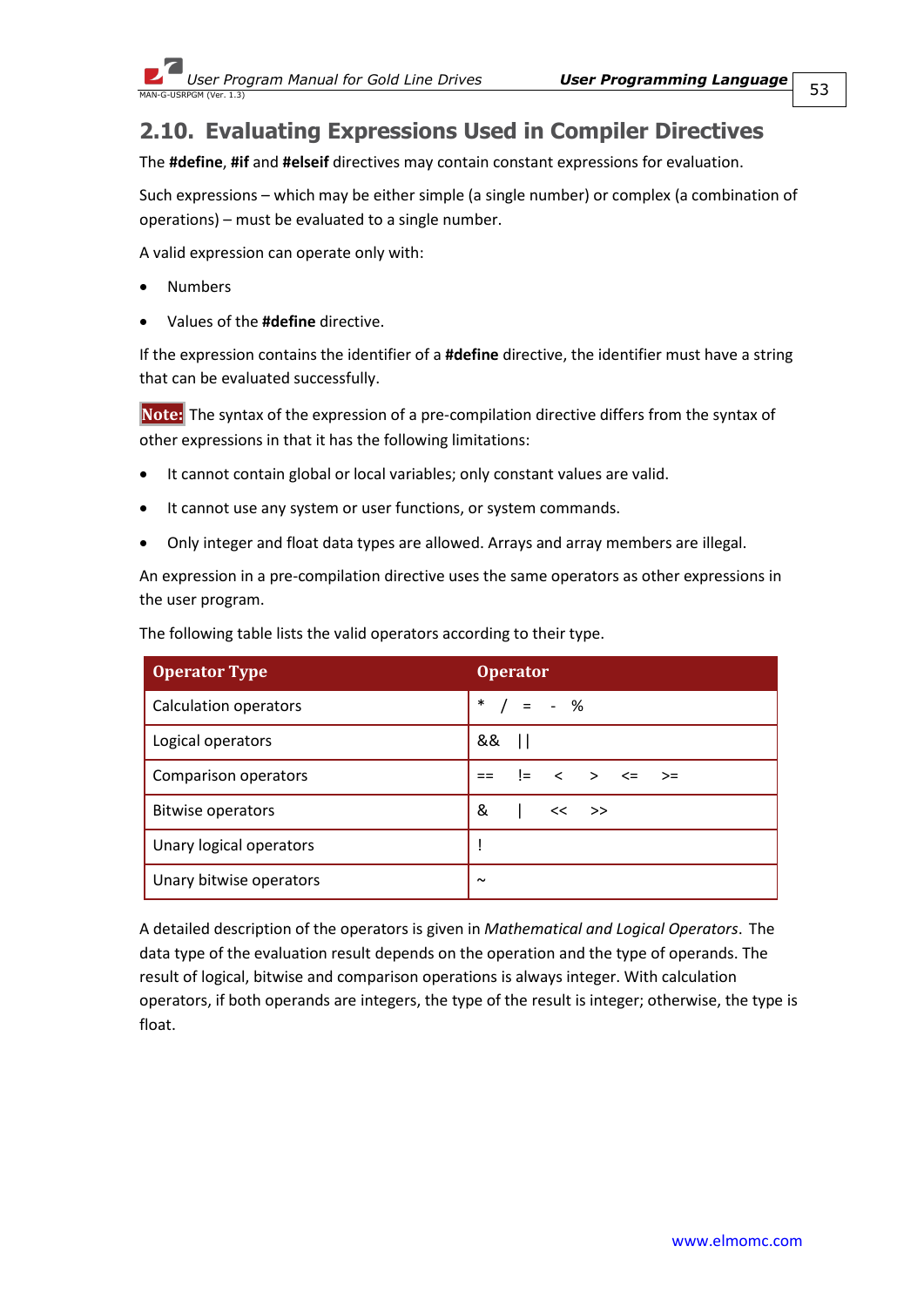## 2.10. Evaluating Expressions Used in Compiler Directives

The **#define**, **#if** and **#elseif** directives may contain constant expressions for evaluation.

Such expressions – which may be either simple (a single number) or complex (a combination of operations) – must be evaluated to a single number.

A valid expression can operate only with:

- Numbers
- Values of the **#define** directive.

If the expression contains the identifier of a **#define** directive, the identifier must have a string that can be evaluated successfully.

**Note:** The syntax of the expression of a pre-compilation directive differs from the syntax of other expressions in that it has the following limitations:

- It cannot contain global or local variables; only constant values are valid.
- It cannot use any system or user functions, or system commands.
- Only integer and float data types are allowed. Arrays and array members are illegal.

An expression in a pre-compilation directive uses the same operators as other expressions in the user program.

The following table lists the valid operators according to their type.

| Operator Type | Operator |
|---|---|
| Calculation operators | * / = - % |
| Logical operators | && \|\| |
| Comparison operators | == != < > <= >= |
| Bitwise operators | & \| << >> |
| Unary logical operators | ! |
| Unary bitwise operators | ~ |

A detailed description of the operators is given in *Mathematical and Logical Operators*. The data type of the evaluation result depends on the operation and the type of operands. The result of logical, bitwise and comparison operations is always integer. With calculation operators, if both operands are integers, the type of the result is integer; otherwise, the type is float.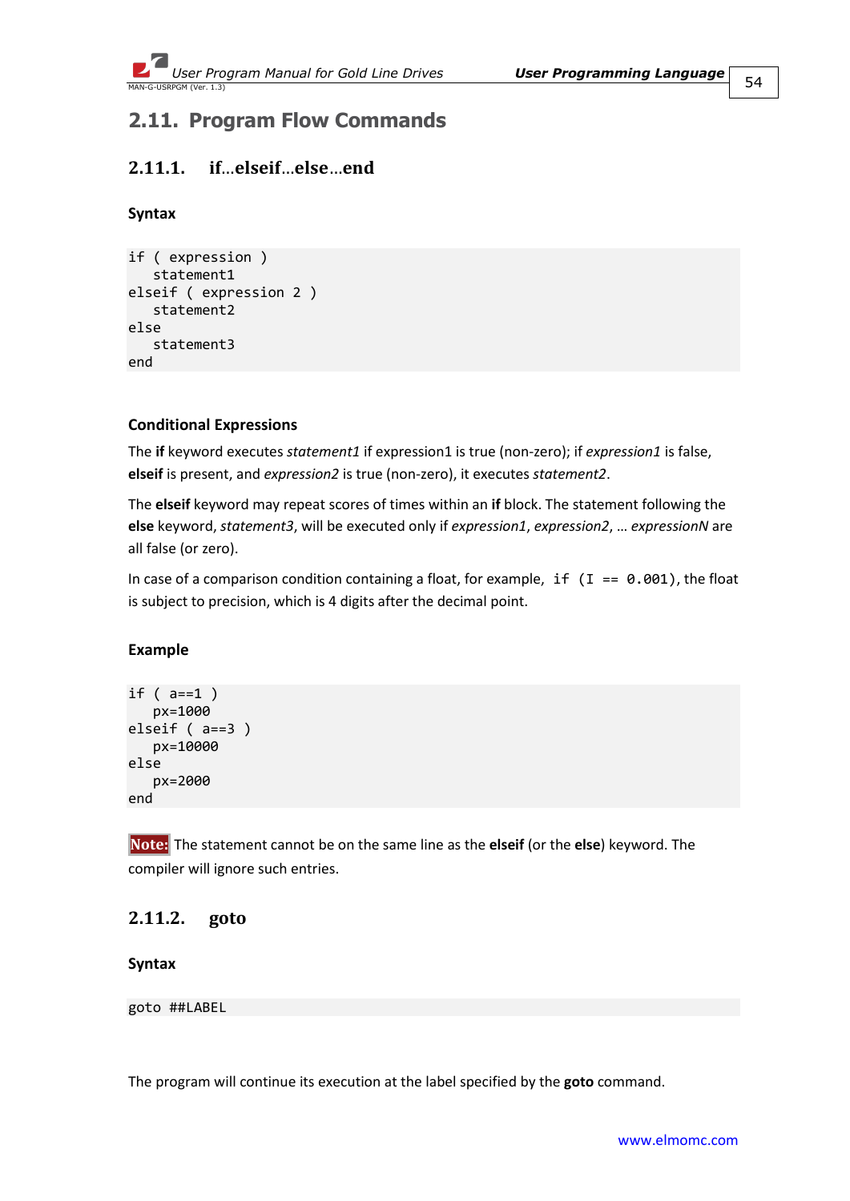## 2.11. Program Flow Commands

### 2.11.1. if…elseif…else…end

**Syntax**

```
if ( expression )
   statement1
elseif ( expression 2 )
   statement2
else
   statement3
end
```

**Conditional Expressions**

The **if** keyword executes *statement1* if expression1 is true (non-zero); if *expression1* is false, **elseif** is present, and *expression2* is true (non-zero), it executes *statement2*.

The **elseif** keyword may repeat scores of times within an **if** block. The statement following the **else** keyword, *statement3*, will be executed only if *expression1*, *expression2*, … *expressionN* are all false (or zero).

In case of a comparison condition containing a float, for example, `if (I == 0.001)`, the float is subject to precision, which is 4 digits after the decimal point.

**Example**

```
if ( a==1 )
   px=1000
elseif ( a==3 )
   px=10000
else
   px=2000
end
```

**Note:** The statement cannot be on the same line as the **elseif** (or the **else**) keyword. The compiler will ignore such entries.

### 2.11.2. goto

**Syntax**

```
goto ##LABEL
```

The program will continue its execution at the label specified by the **goto** command.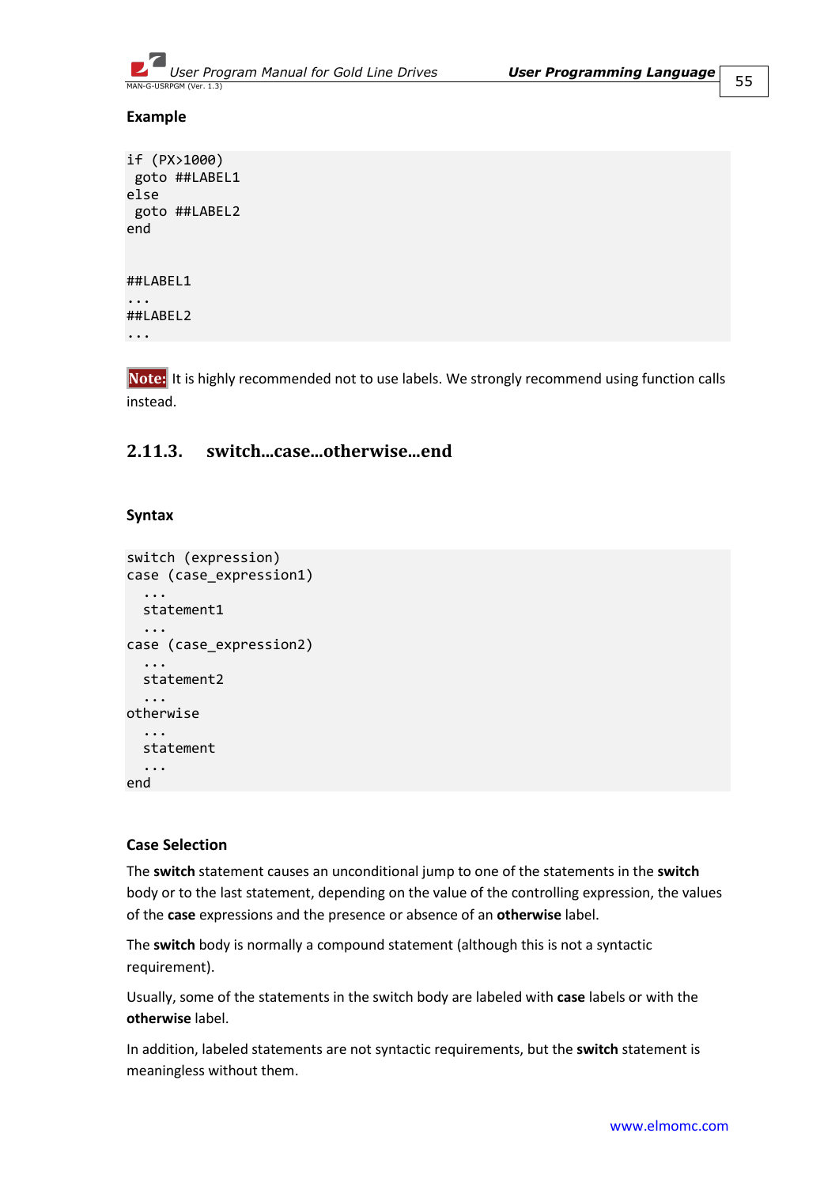**Example**

```
if (PX>1000)
 goto ##LABEL1
else
 goto ##LABEL2
end


##LABEL1
...
##LABEL2
...
```

**Note:** It is highly recommended not to use labels. We strongly recommend using function calls instead.

### 2.11.3. switch...case...otherwise...end

**Syntax**

```
switch (expression)
case (case_expression1)
  ...
  statement1
  ...
case (case_expression2)
  ...
  statement2
  ...
otherwise
  ...
  statement
  ...
end
```

**Case Selection**

The **switch** statement causes an unconditional jump to one of the statements in the **switch** body or to the last statement, depending on the value of the controlling expression, the values of the **case** expressions and the presence or absence of an **otherwise** label.

The **switch** body is normally a compound statement (although this is not a syntactic requirement).

Usually, some of the statements in the switch body are labeled with **case** labels or with the **otherwise** label.

In addition, labeled statements are not syntactic requirements, but the **switch** statement is meaningless without them.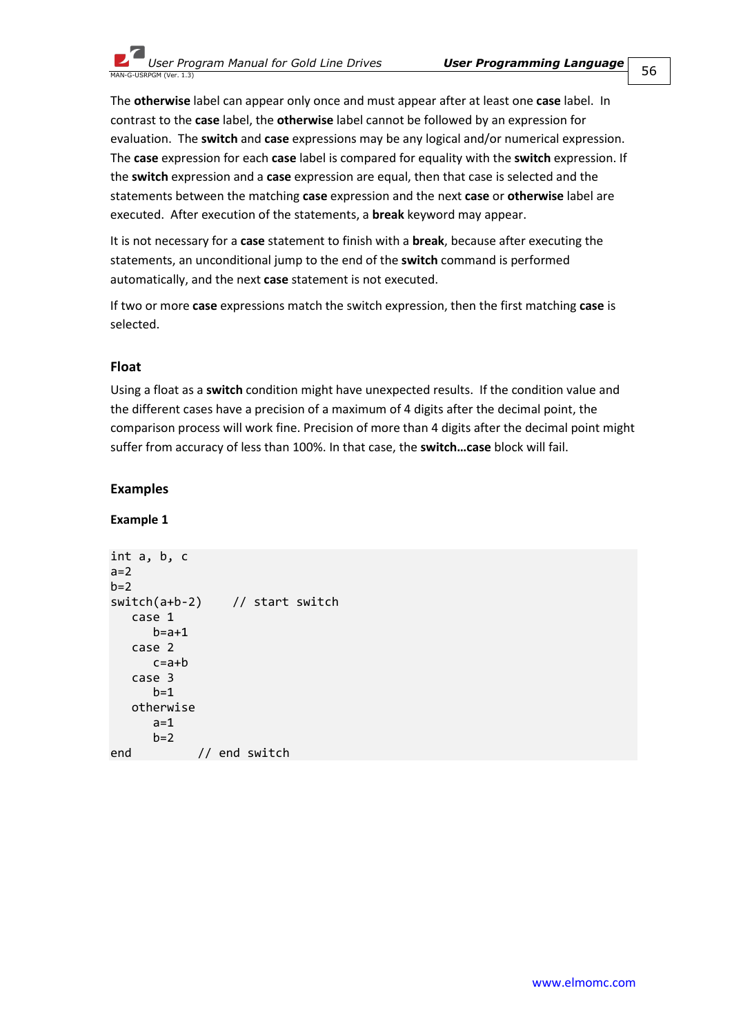The **otherwise** label can appear only once and must appear after at least one **case** label. In contrast to the **case** label, the **otherwise** label cannot be followed by an expression for evaluation. The **switch** and **case** expressions may be any logical and/or numerical expression. The **case** expression for each **case** label is compared for equality with the **switch** expression. If the **switch** expression and a **case** expression are equal, then that case is selected and the statements between the matching **case** expression and the next **case** or **otherwise** label are executed. After execution of the statements, a **break** keyword may appear.

It is not necessary for a **case** statement to finish with a **break**, because after executing the statements, an unconditional jump to the end of the **switch** command is performed automatically, and the next **case** statement is not executed.

If two or more **case** expressions match the switch expression, then the first matching **case** is selected.

### Float

Using a float as a **switch** condition might have unexpected results. If the condition value and the different cases have a precision of a maximum of 4 digits after the decimal point, the comparison process will work fine. Precision of more than 4 digits after the decimal point might suffer from accuracy of less than 100%. In that case, the **switch…case** block will fail.

### Examples

#### Example 1

```
int a, b, c
a=2
b=2
switch(a+b-2)    // start switch
   case 1
      b=a+1
   case 2
      c=a+b
   case 3
      b=1
   otherwise
      a=1
      b=2
end          // end switch
```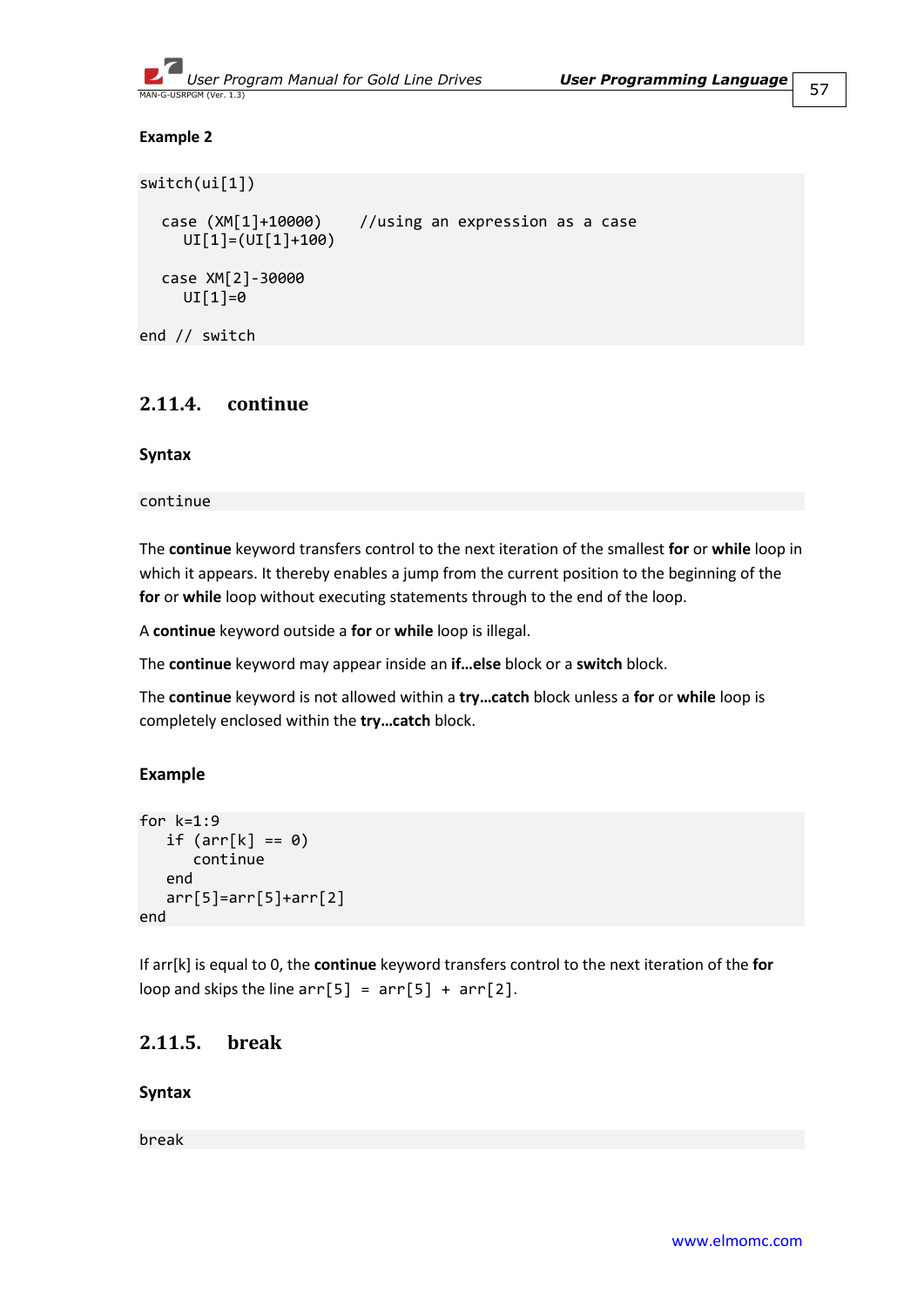**Example 2**

```
switch(ui[1])

  case (XM[1]+10000)    //using an expression as a case
    UI[1]=(UI[1]+100)

  case XM[2]-30000
    UI[1]=0

end // switch
```

### 2.11.4. continue

**Syntax**

```
continue
```

The **continue** keyword transfers control to the next iteration of the smallest **for** or **while** loop in which it appears. It thereby enables a jump from the current position to the beginning of the **for** or **while** loop without executing statements through to the end of the loop.

A **continue** keyword outside a **for** or **while** loop is illegal.

The **continue** keyword may appear inside an **if…else** block or a **switch** block.

The **continue** keyword is not allowed within a **try…catch** block unless a **for** or **while** loop is completely enclosed within the **try…catch** block.

**Example**

```
for k=1:9
   if (arr[k] == 0)
      continue
   end
   arr[5]=arr[5]+arr[2]
end
```

If arr[k] is equal to 0, the **continue** keyword transfers control to the next iteration of the **for** loop and skips the line `arr[5] = arr[5] + arr[2]`.

### 2.11.5. break

**Syntax**

```
break
```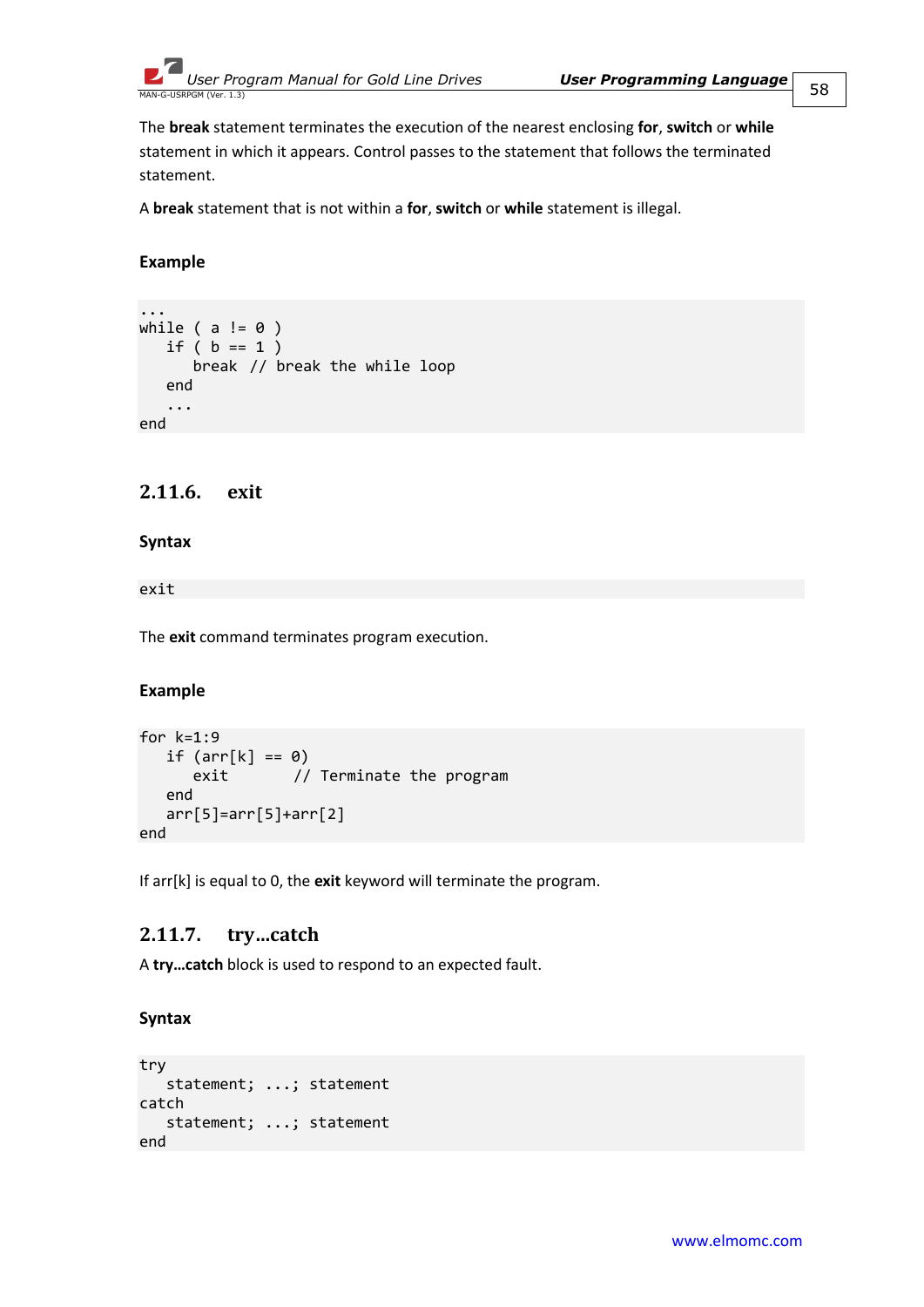The **break** statement terminates the execution of the nearest enclosing **for**, **switch** or **while** statement in which it appears. Control passes to the statement that follows the terminated statement.

A **break** statement that is not within a **for**, **switch** or **while** statement is illegal.

**Example**

```
...
while ( a != 0 )
   if ( b == 1 )
      break  // break the while loop
   end
   ...
end
```

### 2.11.6. exit

**Syntax**

```
exit
```

The **exit** command terminates program execution.

**Example**

```
for k=1:9
   if (arr[k] == 0)
      exit       // Terminate the program
   end
   arr[5]=arr[5]+arr[2]
end
```

If arr[k] is equal to 0, the **exit** keyword will terminate the program.

### 2.11.7. try…catch

A **try…catch** block is used to respond to an expected fault.

**Syntax**

```
try
   statement; ...; statement
catch
   statement; ...; statement
end
```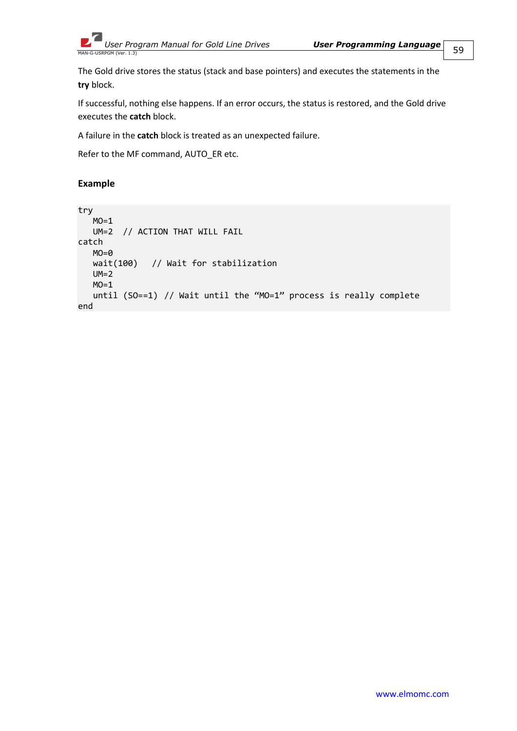The Gold drive stores the status (stack and base pointers) and executes the statements in the **try** block.

If successful, nothing else happens. If an error occurs, the status is restored, and the Gold drive executes the **catch** block.

A failure in the **catch** block is treated as an unexpected failure.

Refer to the MF command, AUTO_ER etc.

### Example

```
try
   MO=1
   UM=2  // ACTION THAT WILL FAIL
catch
   MO=0
   wait(100)   // Wait for stabilization
   UM=2
   MO=1
   until (SO==1) // Wait until the "MO=1" process is really complete
end
```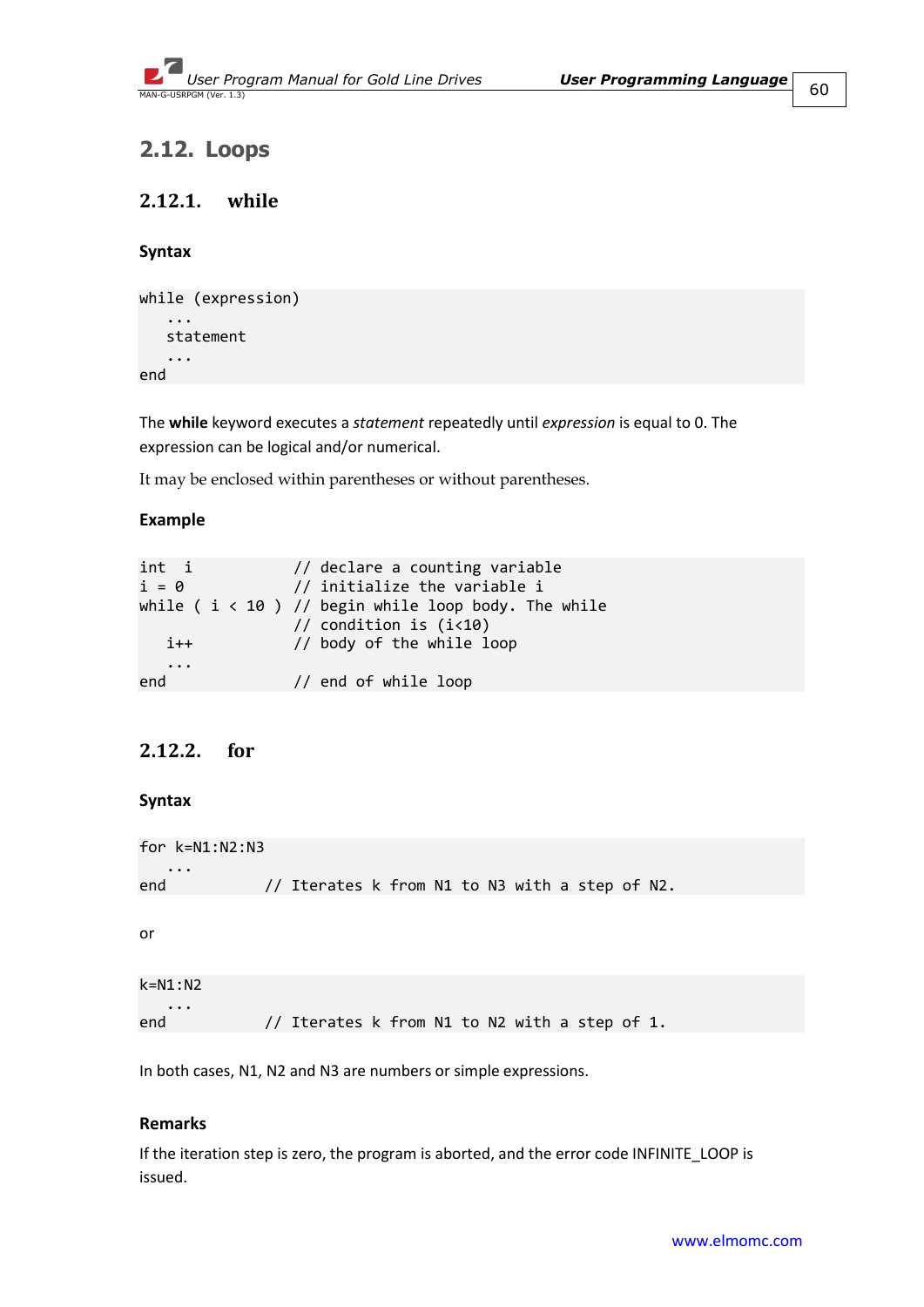## 2.12. Loops

### 2.12.1. while

#### Syntax

```
while (expression)
   ...
   statement
   ...
end
```

The **while** keyword executes a *statement* repeatedly until *expression* is equal to 0. The expression can be logical and/or numerical.

It may be enclosed within parentheses or without parentheses.

#### Example

```
int  i            // declare a counting variable
i = 0             // initialize the variable i
while ( i < 10 )  // begin while loop body. The while
                  // condition is (i<10)
   i++            // body of the while loop
   ...
end               // end of while loop
```

### 2.12.2. for

#### Syntax

```
for k=N1:N2:N3
   ...
end           // Iterates k from N1 to N3 with a step of N2.
```

or

```
k=N1:N2
   ...
end           // Iterates k from N1 to N2 with a step of 1.
```

In both cases, N1, N2 and N3 are numbers or simple expressions.

#### Remarks

If the iteration step is zero, the program is aborted, and the error code INFINITE_LOOP is issued.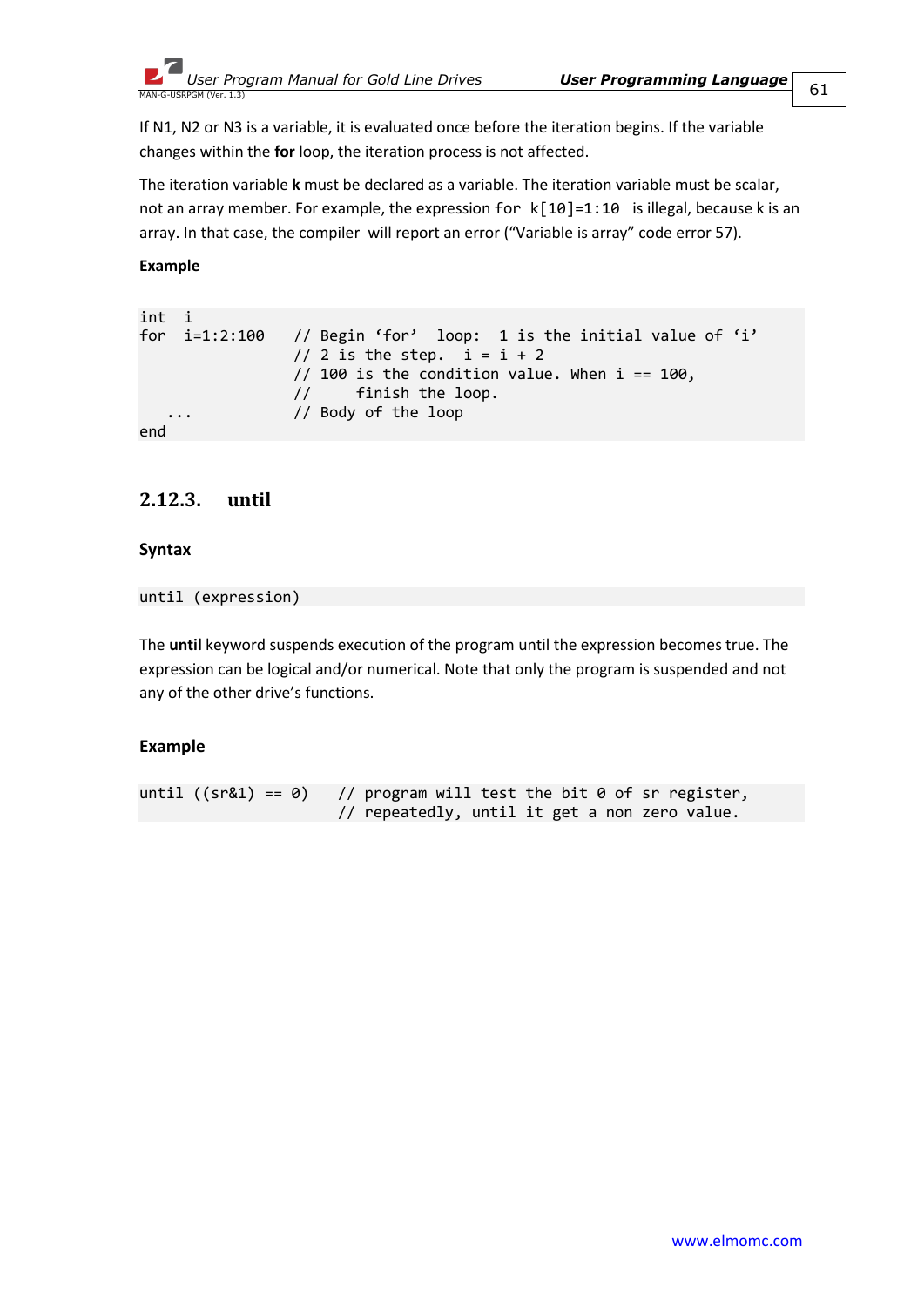If N1, N2 or N3 is a variable, it is evaluated once before the iteration begins. If the variable changes within the **for** loop, the iteration process is not affected.

The iteration variable **k** must be declared as a variable. The iteration variable must be scalar, not an array member. For example, the expression `for k[10]=1:10` is illegal, because k is an array. In that case, the compiler will report an error ("Variable is array" code error 57).

**Example**

```
int  i
for  i=1:2:100    // Begin 'for'  loop:  1 is the initial value of 'i'
                  // 2 is the step.  i = i + 2
                  // 100 is the condition value. When i == 100,
                  //     finish the loop.
   ...            // Body of the loop
end
```

### 2.12.3. until

**Syntax**

```
until (expression)
```

The **until** keyword suspends execution of the program until the expression becomes true. The expression can be logical and/or numerical. Note that only the program is suspended and not any of the other drive's functions.

**Example**

```
until ((sr&1) == 0)   // program will test the bit 0 of sr register,
                      // repeatedly, until it get a non zero value.
```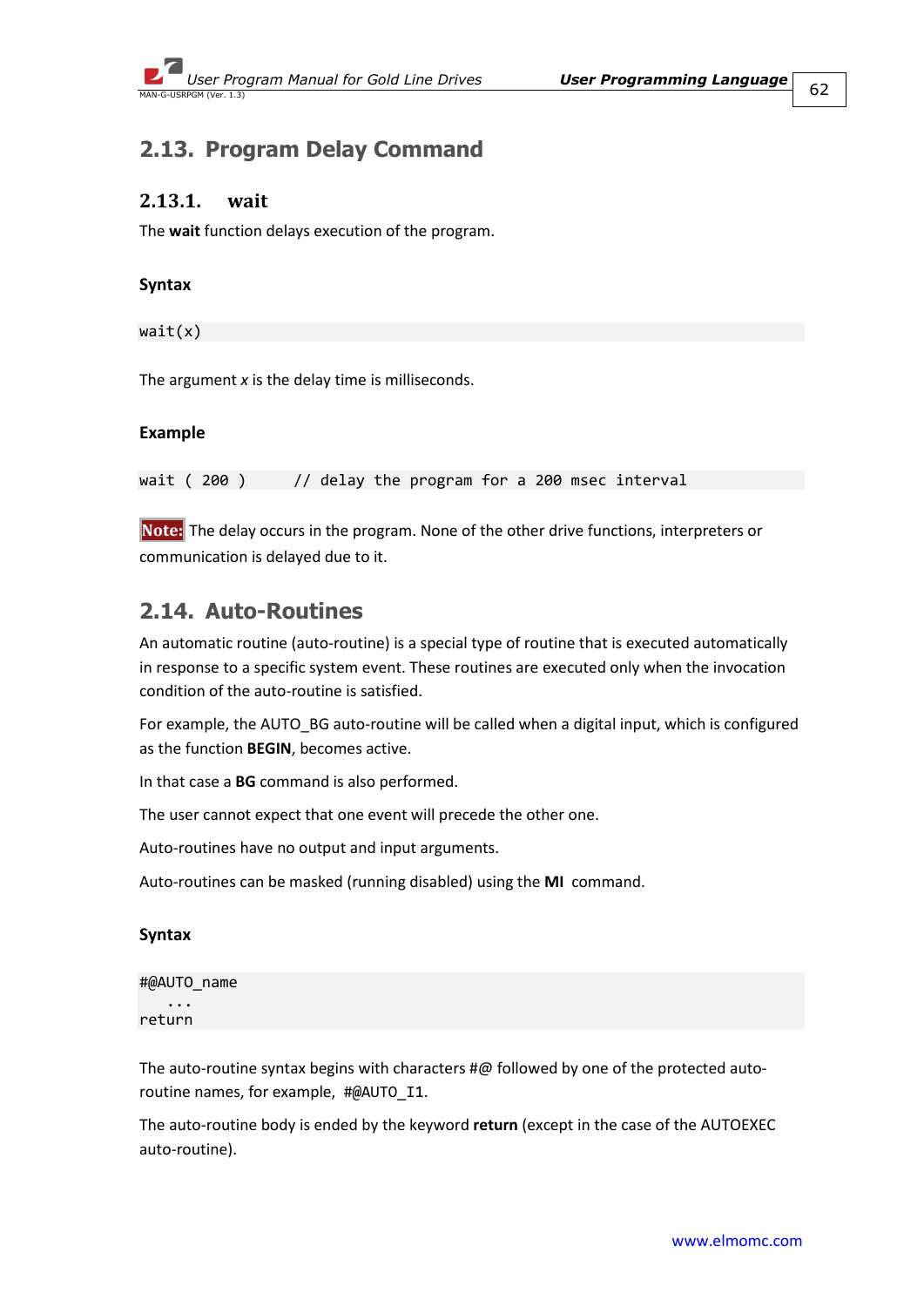## 2.13. Program Delay Command

### 2.13.1. wait

The **wait** function delays execution of the program.

#### Syntax

```
wait(x)
```

The argument *x* is the delay time is milliseconds.

#### Example

```
wait ( 200 )      // delay the program for a 200 msec interval
```

**Note:** The delay occurs in the program. None of the other drive functions, interpreters or communication is delayed due to it.

## 2.14. Auto-Routines

An automatic routine (auto-routine) is a special type of routine that is executed automatically in response to a specific system event. These routines are executed only when the invocation condition of the auto-routine is satisfied.

For example, the AUTO_BG auto-routine will be called when a digital input, which is configured as the function **BEGIN**, becomes active.

In that case a **BG** command is also performed.

The user cannot expect that one event will precede the other one.

Auto-routines have no output and input arguments.

Auto-routines can be masked (running disabled) using the **MI** command.

#### Syntax

```
#@AUTO_name
   ...
return
```

The auto-routine syntax begins with characters #@ followed by one of the protected auto-routine names, for example, `#@AUTO_I1`.

The auto-routine body is ended by the keyword **return** (except in the case of the AUTOEXEC auto-routine).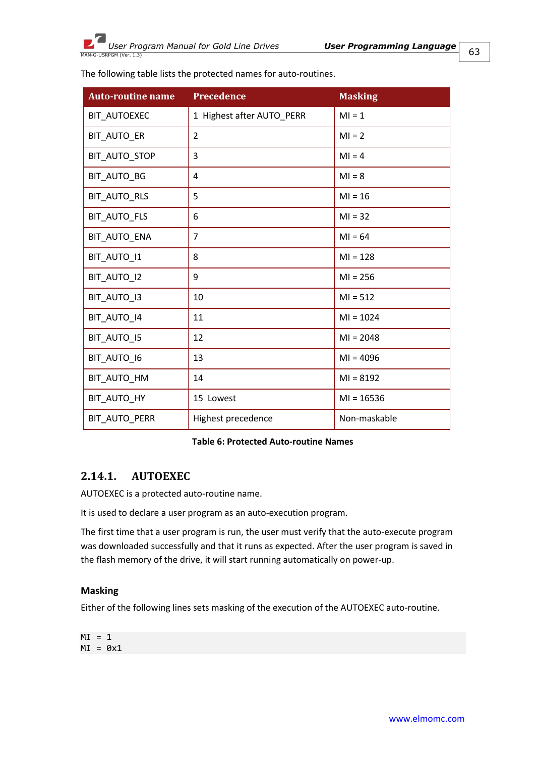The following table lists the protected names for auto-routines.

| Auto-routine name | Precedence | Masking |
|---|---|---|
| BIT_AUTOEXEC | 1 Highest after AUTO_PERR | MI = 1 |
| BIT_AUTO_ER | 2 | MI = 2 |
| BIT_AUTO_STOP | 3 | MI = 4 |
| BIT_AUTO_BG | 4 | MI = 8 |
| BIT_AUTO_RLS | 5 | MI = 16 |
| BIT_AUTO_FLS | 6 | MI = 32 |
| BIT_AUTO_ENA | 7 | MI = 64 |
| BIT_AUTO_I1 | 8 | MI = 128 |
| BIT_AUTO_I2 | 9 | MI = 256 |
| BIT_AUTO_I3 | 10 | MI = 512 |
| BIT_AUTO_I4 | 11 | MI = 1024 |
| BIT_AUTO_I5 | 12 | MI = 2048 |
| BIT_AUTO_I6 | 13 | MI = 4096 |
| BIT_AUTO_HM | 14 | MI = 8192 |
| BIT_AUTO_HY | 15 Lowest | MI = 16536 |
| BIT_AUTO_PERR | Highest precedence | Non-maskable |

**Table 6: Protected Auto-routine Names**

### 2.14.1. AUTOEXEC

AUTOEXEC is a protected auto-routine name.

It is used to declare a user program as an auto-execution program.

The first time that a user program is run, the user must verify that the auto-execute program was downloaded successfully and that it runs as expected. After the user program is saved in the flash memory of the drive, it will start running automatically on power-up.

#### Masking

Either of the following lines sets masking of the execution of the AUTOEXEC auto-routine.

```
MI = 1
MI = 0x1
```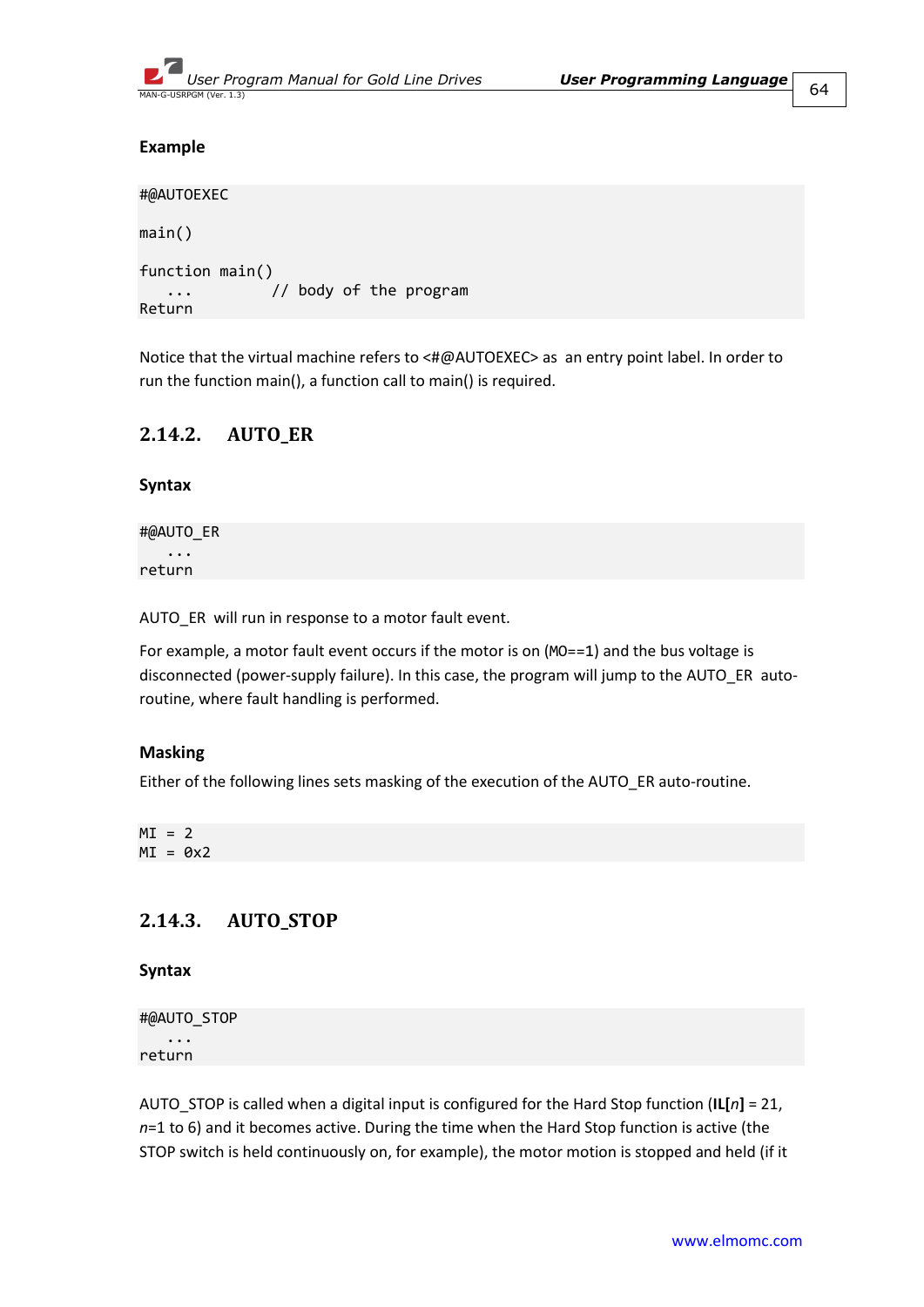**Example**

```
#@AUTOEXEC

main()

function main()
   ...         // body of the program
Return
```

Notice that the virtual machine refers to <#@AUTOEXEC> as an entry point label. In order to run the function main(), a function call to main() is required.

### 2.14.2. AUTO_ER

**Syntax**

```
#@AUTO_ER
   ...
return
```

AUTO_ER will run in response to a motor fault event.

For example, a motor fault event occurs if the motor is on (MO==1) and the bus voltage is disconnected (power-supply failure). In this case, the program will jump to the AUTO_ER auto-routine, where fault handling is performed.

**Masking**

Either of the following lines sets masking of the execution of the AUTO_ER auto-routine.

```
MI = 2
MI = 0x2
```

### 2.14.3. AUTO_STOP

**Syntax**

```
#@AUTO_STOP
   ...
return
```

AUTO_STOP is called when a digital input is configured for the Hard Stop function (**IL[***n***]** = 21, *n*=1 to 6) and it becomes active. During the time when the Hard Stop function is active (the STOP switch is held continuously on, for example), the motor motion is stopped and held (if it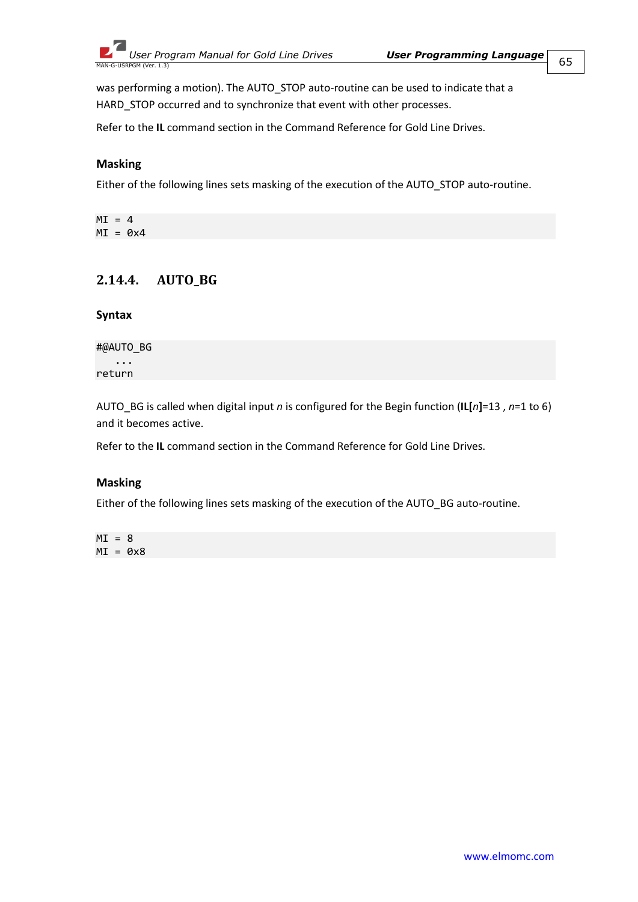was performing a motion). The AUTO_STOP auto-routine can be used to indicate that a HARD_STOP occurred and to synchronize that event with other processes.

Refer to the **IL** command section in the Command Reference for Gold Line Drives.

#### Masking

Either of the following lines sets masking of the execution of the AUTO_STOP auto-routine.

```
MI = 4
MI = 0x4
```

### 2.14.4. AUTO_BG

#### Syntax

```
#@AUTO_BG
   ...
return
```

AUTO_BG is called when digital input *n* is configured for the Begin function (**IL[***n***]**=13 , *n*=1 to 6) and it becomes active.

Refer to the **IL** command section in the Command Reference for Gold Line Drives.

#### Masking

Either of the following lines sets masking of the execution of the AUTO_BG auto-routine.

```
MI = 8
MI = 0x8
```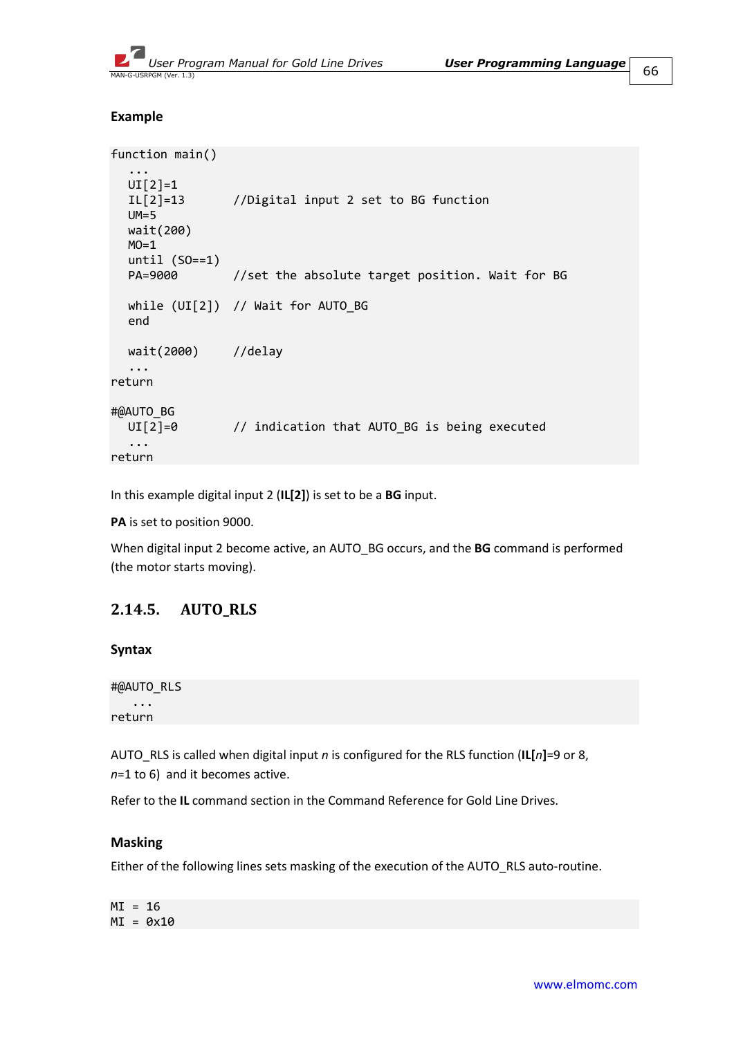**Example**

```
function main()
  ...
  UI[2]=1
  IL[2]=13      //Digital input 2 set to BG function
  UM=5
  wait(200)
  MO=1
  until (SO==1)
  PA=9000       //set the absolute target position. Wait for BG

  while (UI[2]) // Wait for AUTO_BG
  end

  wait(2000)    //delay
  ...
return

#@AUTO_BG
  UI[2]=0       // indication that AUTO_BG is being executed
  ...
return
```

In this example digital input 2 (**IL[2]**) is set to be a **BG** input.

**PA** is set to position 9000.

When digital input 2 become active, an AUTO_BG occurs, and the **BG** command is performed (the motor starts moving).

## 2.14.5. AUTO_RLS

**Syntax**

```
#@AUTO_RLS
   ...
return
```

AUTO_RLS is called when digital input *n* is configured for the RLS function (**IL[***n***]**=9 or 8, *n*=1 to 6)  and it becomes active.

Refer to the **IL** command section in the Command Reference for Gold Line Drives.

**Masking**

Either of the following lines sets masking of the execution of the AUTO_RLS auto-routine.

```
MI = 16
MI = 0x10
```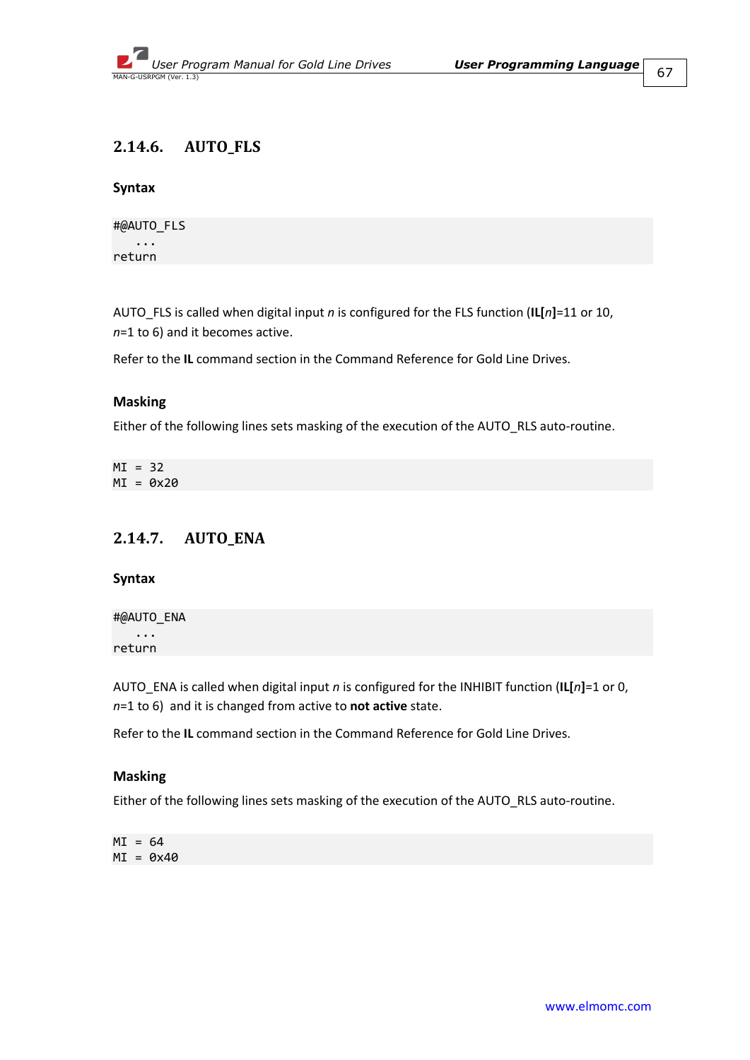### 2.14.6. AUTO_FLS

#### Syntax

```
#@AUTO_FLS
   ...
return
```

AUTO_FLS is called when digital input *n* is configured for the FLS function (**IL[***n***]**=11 or 10, *n*=1 to 6) and it becomes active.

Refer to the **IL** command section in the Command Reference for Gold Line Drives.

#### Masking

Either of the following lines sets masking of the execution of the AUTO_RLS auto-routine.

```
MI = 32
MI = 0x20
```

### 2.14.7. AUTO_ENA

#### Syntax

```
#@AUTO_ENA
   ...
return
```

AUTO_ENA is called when digital input *n* is configured for the INHIBIT function (**IL[***n***]**=1 or 0, *n*=1 to 6) and it is changed from active to **not active** state.

Refer to the **IL** command section in the Command Reference for Gold Line Drives.

#### Masking

Either of the following lines sets masking of the execution of the AUTO_RLS auto-routine.

```
MI = 64
MI = 0x40
```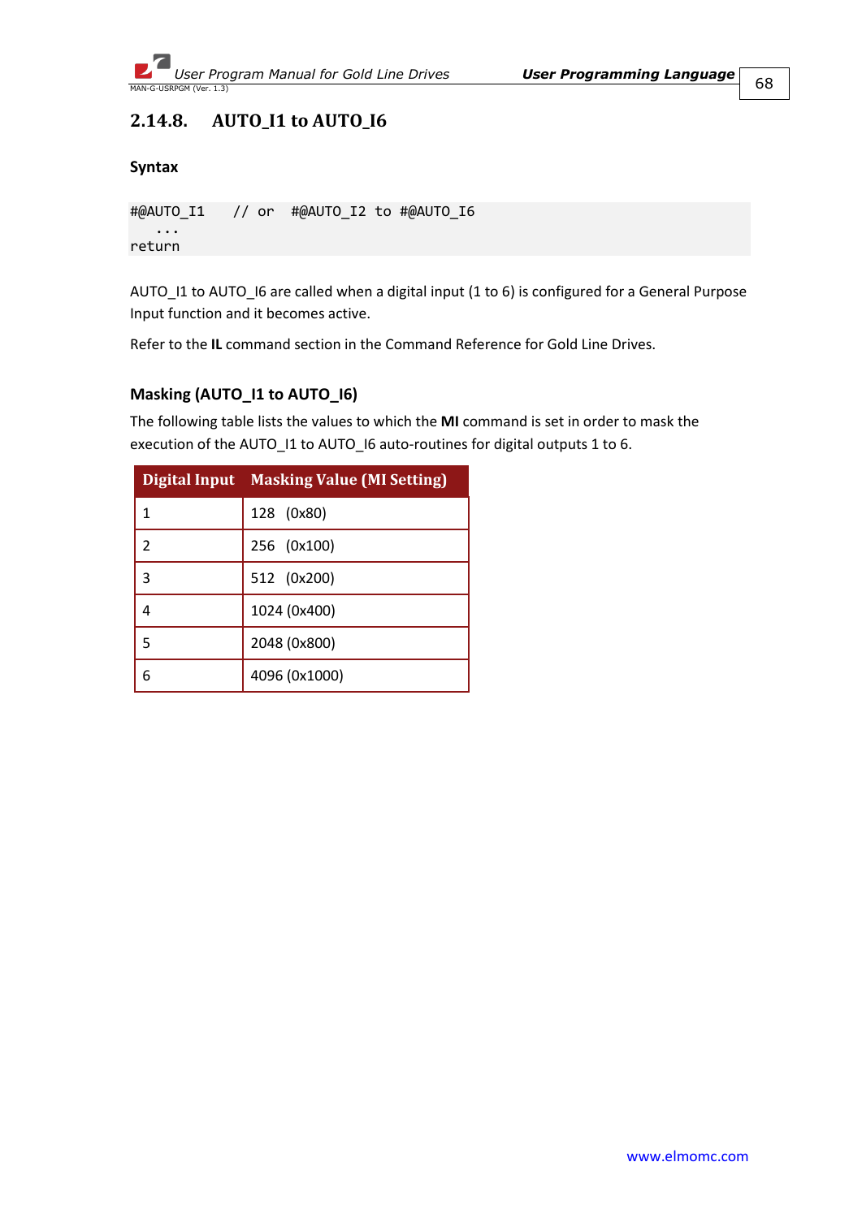### 2.14.8. AUTO_I1 to AUTO_I6

**Syntax**

```
#@AUTO_I1    // or  #@AUTO_I2 to #@AUTO_I6
   ...
return
```

AUTO_I1 to AUTO_I6 are called when a digital input (1 to 6) is configured for a General Purpose Input function and it becomes active.

Refer to the **IL** command section in the Command Reference for Gold Line Drives.

**Masking (AUTO_I1 to AUTO_I6)**

The following table lists the values to which the **MI** command is set in order to mask the execution of the AUTO_I1 to AUTO_I6 auto-routines for digital outputs 1 to 6.

| Digital Input | Masking Value (MI Setting) |
|---|---|
| 1 | 128 (0x80) |
| 2 | 256 (0x100) |
| 3 | 512 (0x200) |
| 4 | 1024 (0x400) |
| 5 | 2048 (0x800) |
| 6 | 4096 (0x1000) |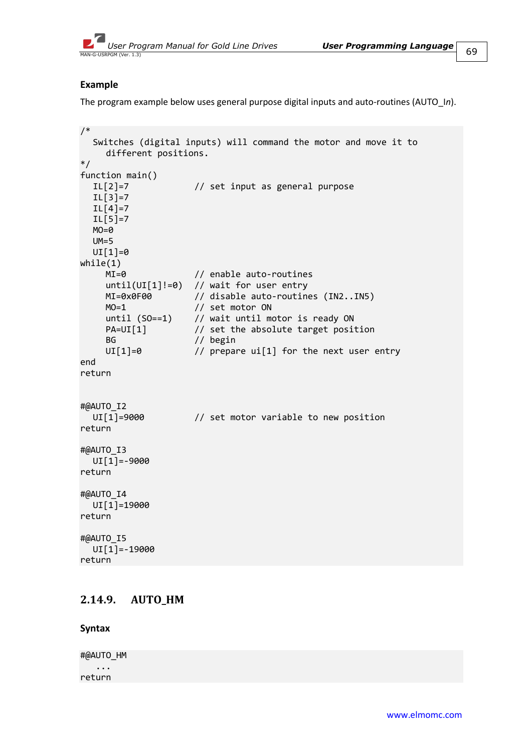**Example**

The program example below uses general purpose digital inputs and auto-routines (AUTO_*In*).

```
/*
   Switches (digital inputs) will command the motor and move it to
      different positions.
*/
function main()
   IL[2]=7            // set input as general purpose
   IL[3]=7
   IL[4]=7
   IL[5]=7
   MO=0
   UM=5
   UI[1]=0
while(1)
      MI=0             // enable auto-routines
      until(UI[1]!=0)  // wait for user entry
      MI=0x0F00        // disable auto-routines (IN2..IN5)
      MO=1             // set motor ON
      until (SO==1)    // wait until motor is ready ON
      PA=UI[1]         // set the absolute target position
      BG               // begin
      UI[1]=0          // prepare ui[1] for the next user entry
end
return


#@AUTO_I2
   UI[1]=9000         // set motor variable to new position
return

#@AUTO_I3
   UI[1]=-9000
return

#@AUTO_I4
   UI[1]=19000
return

#@AUTO_I5
   UI[1]=-19000
return
```

## 2.14.9. AUTO_HM

**Syntax**

```
#@AUTO_HM
    ...
return
```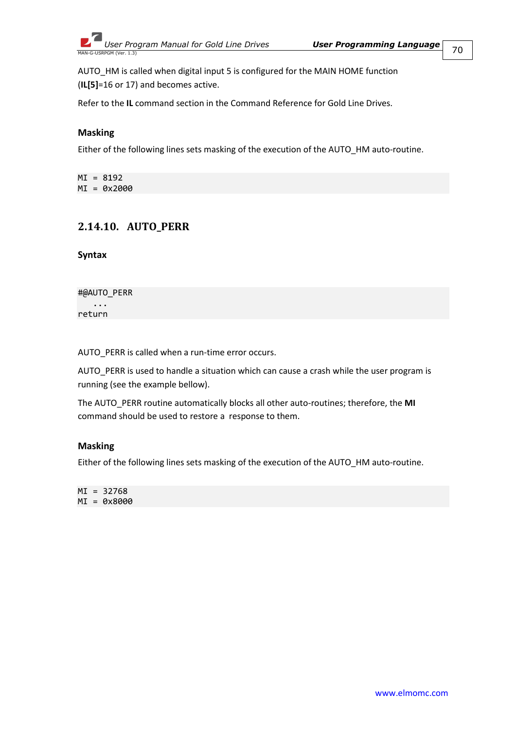AUTO_HM is called when digital input 5 is configured for the MAIN HOME function (**IL[5]**=16 or 17) and becomes active.

Refer to the **IL** command section in the Command Reference for Gold Line Drives.

**Masking**

Either of the following lines sets masking of the execution of the AUTO_HM auto-routine.

```
MI = 8192
MI = 0x2000
```

### 2.14.10. AUTO_PERR

**Syntax**

```
#@AUTO_PERR
   ...
return
```

AUTO_PERR is called when a run-time error occurs.

AUTO_PERR is used to handle a situation which can cause a crash while the user program is running (see the example bellow).

The AUTO_PERR routine automatically blocks all other auto-routines; therefore, the **MI** command should be used to restore a  response to them.

**Masking**

Either of the following lines sets masking of the execution of the AUTO_HM auto-routine.

```
MI = 32768
MI = 0x8000
```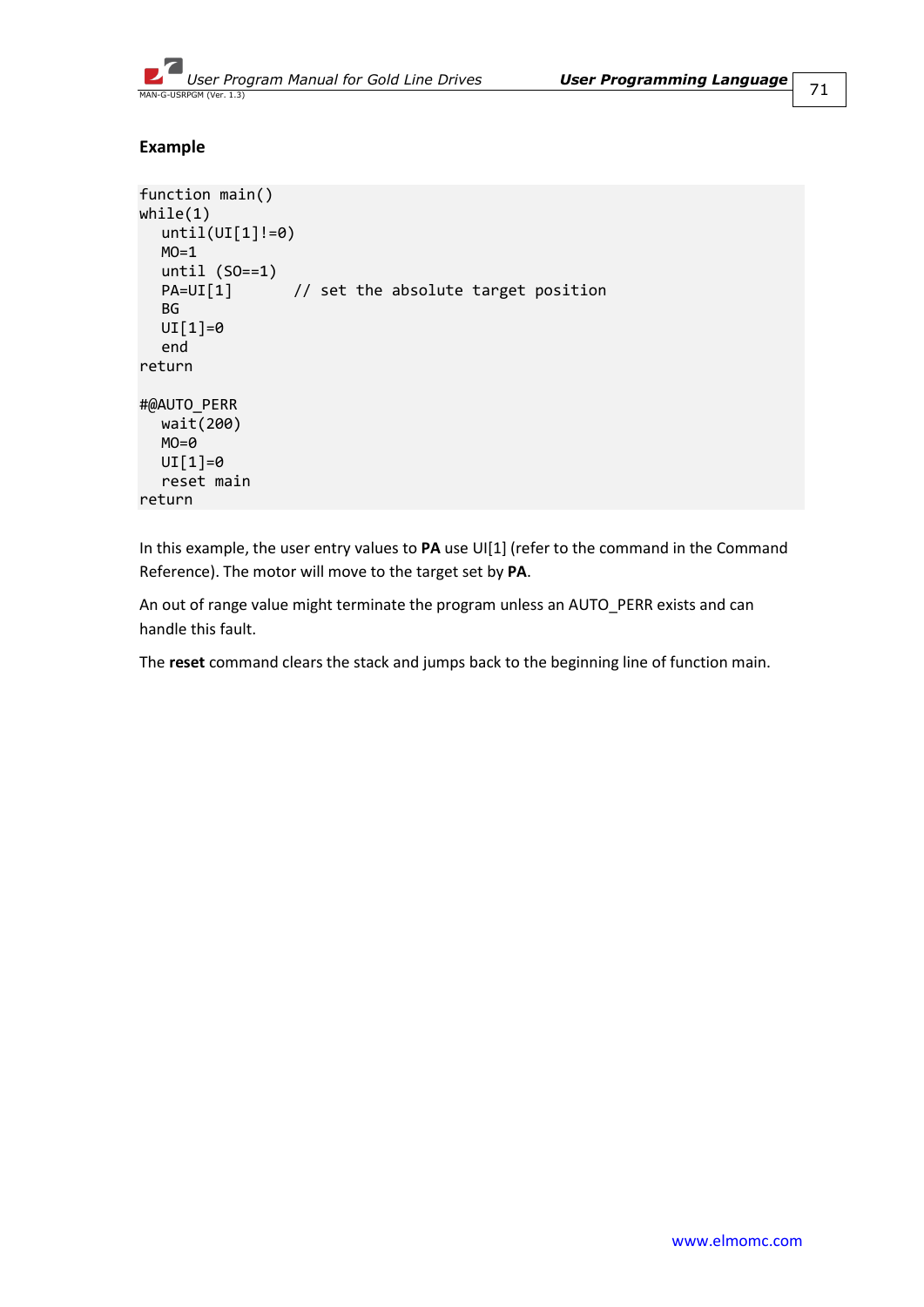**Example**

```
function main()
while(1)
   until(UI[1]!=0)
   MO=1
   until (SO==1)
   PA=UI[1]       // set the absolute target position
   BG
   UI[1]=0
   end
return

#@AUTO_PERR
   wait(200)
   MO=0
   UI[1]=0
   reset main
return
```

In this example, the user entry values to **PA** use UI[1] (refer to the command in the Command Reference). The motor will move to the target set by **PA**.

An out of range value might terminate the program unless an AUTO_PERR exists and can handle this fault.

The **reset** command clears the stack and jumps back to the beginning line of function main.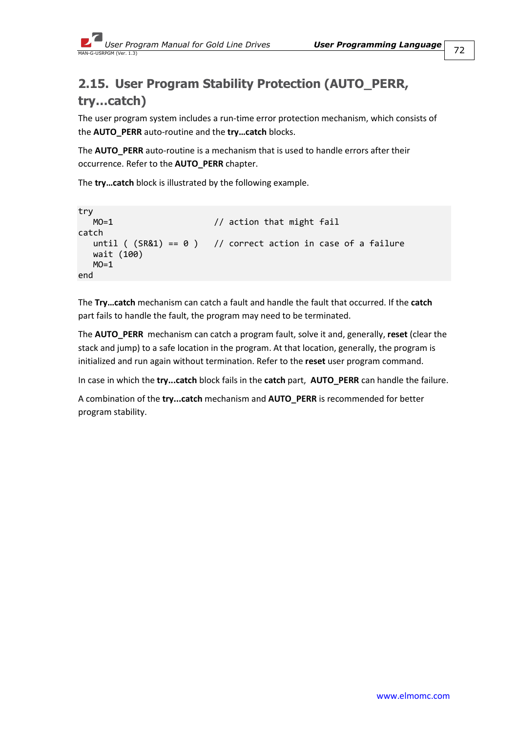## 2.15. User Program Stability Protection (AUTO_PERR, try…catch)

The user program system includes a run-time error protection mechanism, which consists of the **AUTO_PERR** auto-routine and the **try…catch** blocks.

The **AUTO_PERR** auto-routine is a mechanism that is used to handle errors after their occurrence. Refer to the **AUTO_PERR** chapter.

The **try…catch** block is illustrated by the following example.

```
try
   MO=1                      // action that might fail
catch
   until ( (SR&1) == 0 )    // correct action in case of a failure
   wait (100)
   MO=1
end
```

The **Try…catch** mechanism can catch a fault and handle the fault that occurred. If the **catch** part fails to handle the fault, the program may need to be terminated.

The **AUTO_PERR** mechanism can catch a program fault, solve it and, generally, **reset** (clear the stack and jump) to a safe location in the program. At that location, generally, the program is initialized and run again without termination. Refer to the **reset** user program command.

In case in which the **try...catch** block fails in the **catch** part, **AUTO_PERR** can handle the failure.

A combination of the **try...catch** mechanism and **AUTO_PERR** is recommended for better program stability.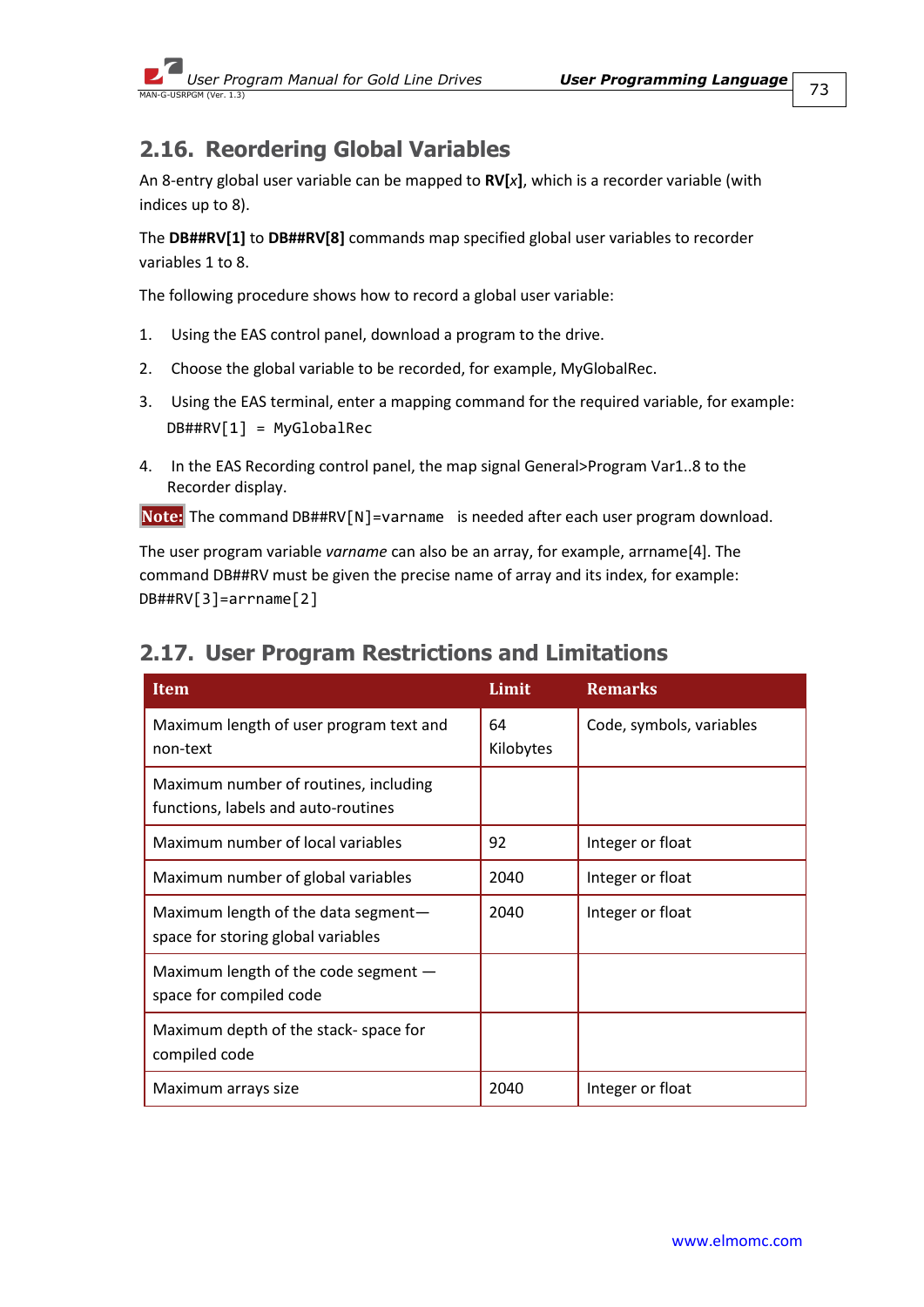## 2.16. Reordering Global Variables

An 8-entry global user variable can be mapped to **RV[*x*]**, which is a recorder variable (with indices up to 8).

The **DB##RV[1]** to **DB##RV[8]** commands map specified global user variables to recorder variables 1 to 8.

The following procedure shows how to record a global user variable:

1. Using the EAS control panel, download a program to the drive.
2. Choose the global variable to be recorded, for example, MyGlobalRec.
3. Using the EAS terminal, enter a mapping command for the required variable, for example:
   `DB##RV[1] = MyGlobalRec`
4. In the EAS Recording control panel, the map signal General>Program Var1..8 to the Recorder display.

**Note:** The command `DB##RV[N]=varname` is needed after each user program download.

The user program variable *varname* can also be an array, for example, arrname[4]. The command DB##RV must be given the precise name of array and its index, for example: `DB##RV[3]=arrname[2]`

## 2.17. User Program Restrictions and Limitations

| Item | Limit | Remarks |
|---|---|---|
| Maximum length of user program text and non-text | 64 Kilobytes | Code, symbols, variables |
| Maximum number of routines, including functions, labels and auto-routines | | |
| Maximum number of local variables | 92 | Integer or float |
| Maximum number of global variables | 2040 | Integer or float |
| Maximum length of the data segment—space for storing global variables | 2040 | Integer or float |
| Maximum length of the code segment — space for compiled code | | |
| Maximum depth of the stack- space for compiled code | | |
| Maximum arrays size | 2040 | Integer or float |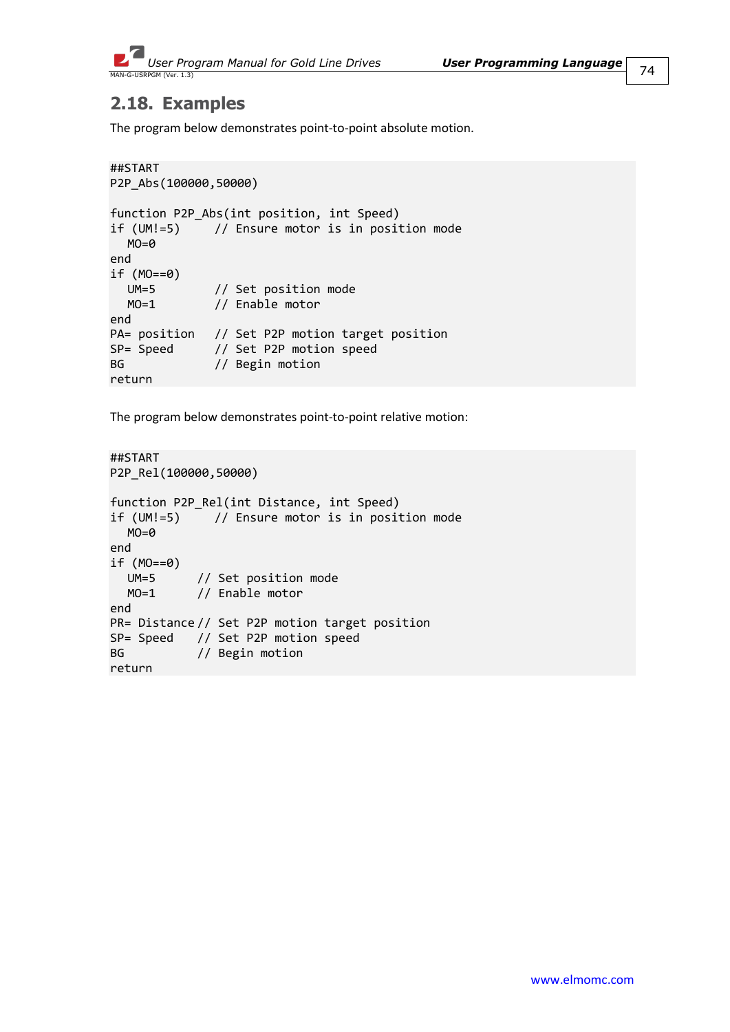## 2.18. Examples

The program below demonstrates point-to-point absolute motion.

```
##START
P2P_Abs(100000,50000)

function P2P_Abs(int position, int Speed)
if (UM!=5)     // Ensure motor is in position mode
   MO=0
end
if (MO==0)
   UM=5        // Set position mode
   MO=1        // Enable motor
end
PA= position   // Set P2P motion target position
SP= Speed      // Set P2P motion speed
BG             // Begin motion
return
```

The program below demonstrates point-to-point relative motion:

```
##START
P2P_Rel(100000,50000)

function P2P_Rel(int Distance, int Speed)
if (UM!=5)     // Ensure motor is in position mode
   MO=0
end
if (MO==0)
   UM=5      // Set position mode
   MO=1      // Enable motor
end
PR= Distance // Set P2P motion target position
SP= Speed    // Set P2P motion speed
BG           // Begin motion
return
```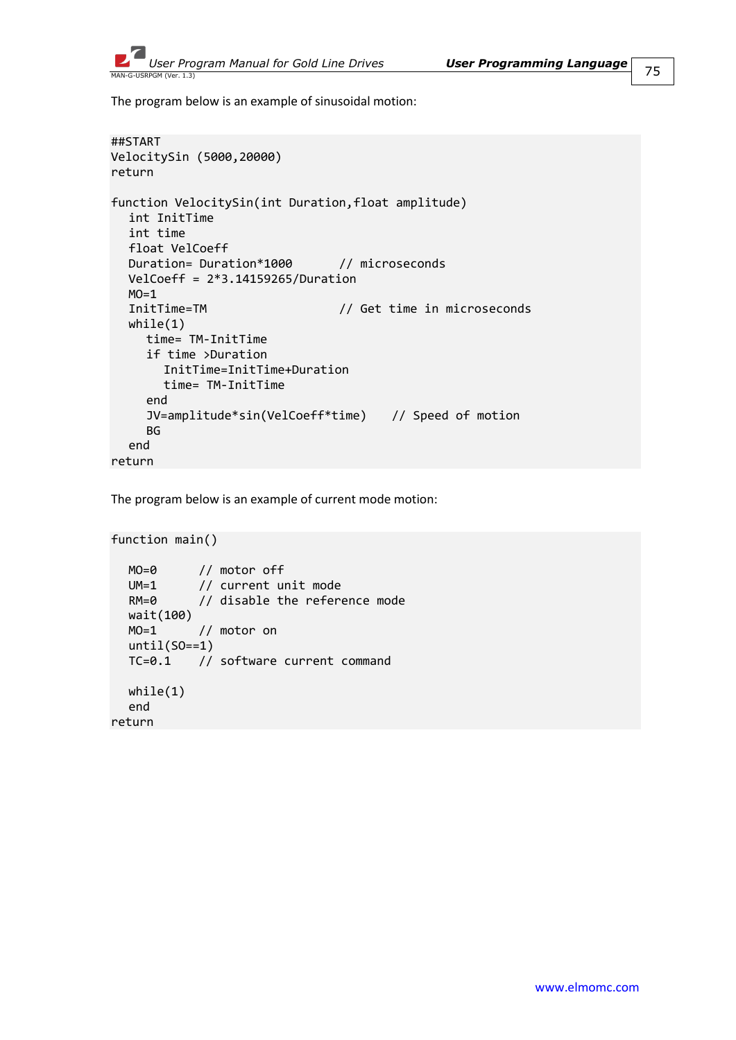The program below is an example of sinusoidal motion:

```
##START
VelocitySin (5000,20000)
return

function VelocitySin(int Duration,float amplitude)
   int InitTime
   int time
   float VelCoeff
   Duration= Duration*1000        // microseconds
   VelCoeff = 2*3.14159265/Duration
   MO=1
   InitTime=TM                    // Get time in microseconds
   while(1)
      time= TM-InitTime
      if time >Duration
         InitTime=InitTime+Duration
         time= TM-InitTime
      end
      JV=amplitude*sin(VelCoeff*time)    // Speed of motion
      BG
   end
return
```

The program below is an example of current mode motion:

```
function main()

   MO=0        // motor off
   UM=1        // current unit mode
   RM=0        // disable the reference mode
   wait(100)
   MO=1        // motor on
   until(SO==1)
   TC=0.1      // software current command

   while(1)
   end
return
```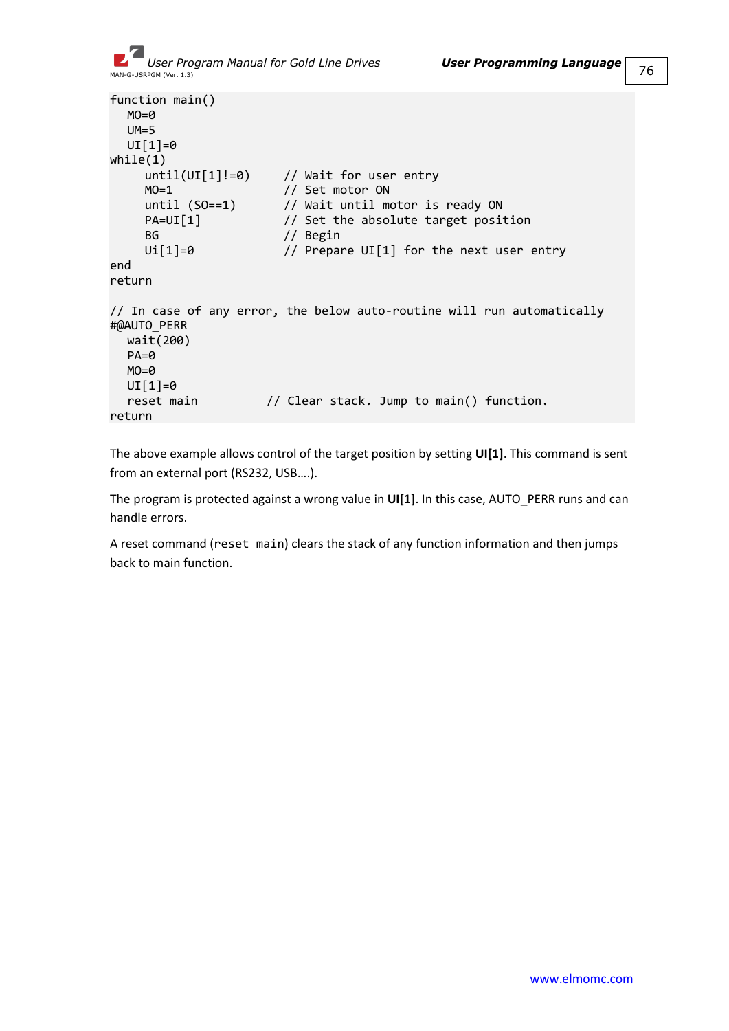```
function main()
   MO=0
   UM=5
   UI[1]=0
while(1)
      until(UI[1]!=0)     // Wait for user entry
      MO=1                // Set motor ON
      until (SO==1)       // Wait until motor is ready ON
      PA=UI[1]            // Set the absolute target position
      BG                  // Begin
      Ui[1]=0             // Prepare UI[1] for the next user entry
end
return

// In case of any error, the below auto-routine will run automatically
#@AUTO_PERR
   wait(200)
   PA=0
   MO=0
   UI[1]=0
   reset main          // Clear stack. Jump to main() function.
return
```

The above example allows control of the target position by setting **UI[1]**. This command is sent from an external port (RS232, USB….).

The program is protected against a wrong value in **UI[1]**. In this case, AUTO_PERR runs and can handle errors.

A reset command (`reset main`) clears the stack of any function information and then jumps back to main function.